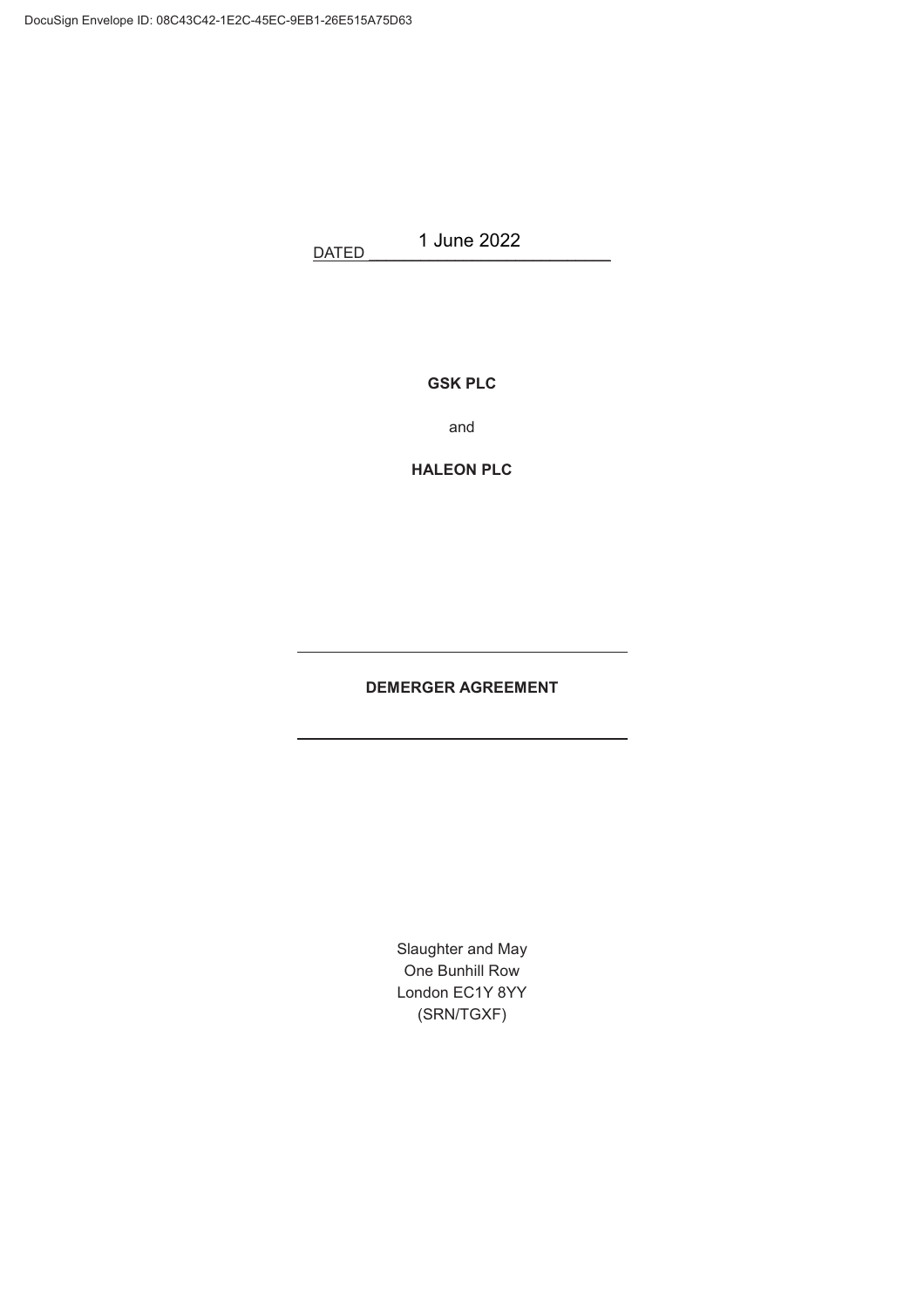DocuSign Envelope ID: 08C43C42-1E2C-45EC-9EB1-26E515A75D63

DATED 1 June 2022

**GSK PLC**

and

**HALEON PLC**

---

**DEMERGER AGREEMENT**

---

Slaughter and May
One Bunhill Row
London EC1Y 8YY
(SRN/TGXF)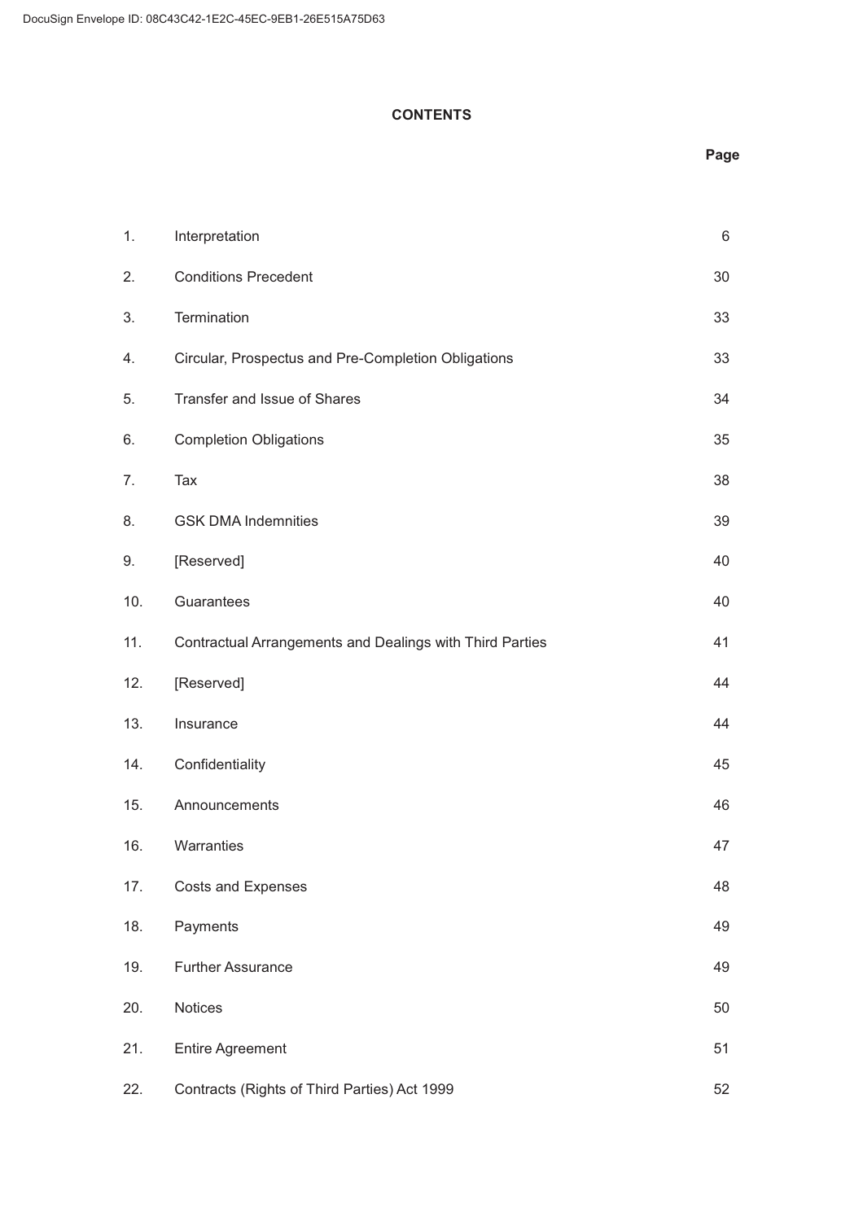# CONTENTS

| | | Page |
|---|---|---|
| 1. | Interpretation | 6 |
| 2. | Conditions Precedent | 30 |
| 3. | Termination | 33 |
| 4. | Circular, Prospectus and Pre-Completion Obligations | 33 |
| 5. | Transfer and Issue of Shares | 34 |
| 6. | Completion Obligations | 35 |
| 7. | Tax | 38 |
| 8. | GSK DMA Indemnities | 39 |
| 9. | [Reserved] | 40 |
| 10. | Guarantees | 40 |
| 11. | Contractual Arrangements and Dealings with Third Parties | 41 |
| 12. | [Reserved] | 44 |
| 13. | Insurance | 44 |
| 14. | Confidentiality | 45 |
| 15. | Announcements | 46 |
| 16. | Warranties | 47 |
| 17. | Costs and Expenses | 48 |
| 18. | Payments | 49 |
| 19. | Further Assurance | 49 |
| 20. | Notices | 50 |
| 21. | Entire Agreement | 51 |
| 22. | Contracts (Rights of Third Parties) Act 1999 | 52 |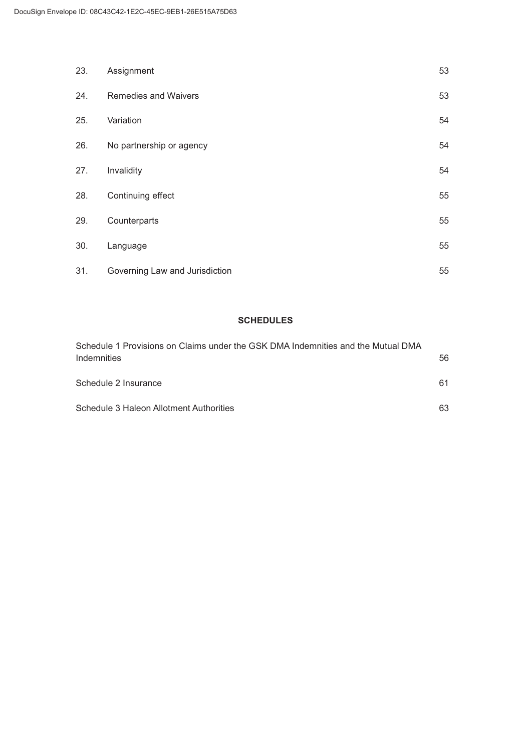| | | |
|---|---|---|
| 23. | Assignment | 53 |
| 24. | Remedies and Waivers | 53 |
| 25. | Variation | 54 |
| 26. | No partnership or agency | 54 |
| 27. | Invalidity | 54 |
| 28. | Continuing effect | 55 |
| 29. | Counterparts | 55 |
| 30. | Language | 55 |
| 31. | Governing Law and Jurisdiction | 55 |

**SCHEDULES**

| | |
|---|---|
| Schedule 1 Provisions on Claims under the GSK DMA Indemnities and the Mutual DMA Indemnities | 56 |
| Schedule 2 Insurance | 61 |
| Schedule 3 Haleon Allotment Authorities | 63 |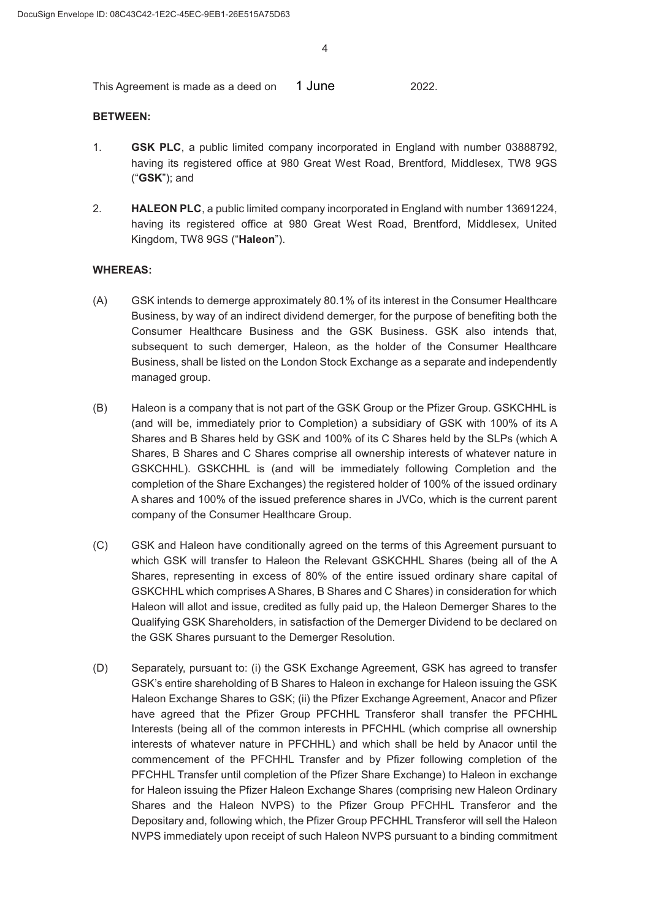This Agreement is made as a deed on 1 June 2022.

**BETWEEN:**

1. **GSK PLC**, a public limited company incorporated in England with number 03888792, having its registered office at 980 Great West Road, Brentford, Middlesex, TW8 9GS ("**GSK**"); and

2. **HALEON PLC**, a public limited company incorporated in England with number 13691224, having its registered office at 980 Great West Road, Brentford, Middlesex, United Kingdom, TW8 9GS ("**Haleon**").

**WHEREAS:**

(A) GSK intends to demerge approximately 80.1% of its interest in the Consumer Healthcare Business, by way of an indirect dividend demerger, for the purpose of benefiting both the Consumer Healthcare Business and the GSK Business. GSK also intends that, subsequent to such demerger, Haleon, as the holder of the Consumer Healthcare Business, shall be listed on the London Stock Exchange as a separate and independently managed group.

(B) Haleon is a company that is not part of the GSK Group or the Pfizer Group. GSKCHHL is (and will be, immediately prior to Completion) a subsidiary of GSK with 100% of its A Shares and B Shares held by GSK and 100% of its C Shares held by the SLPs (which A Shares, B Shares and C Shares comprise all ownership interests of whatever nature in GSKCHHL). GSKCHHL is (and will be immediately following Completion and the completion of the Share Exchanges) the registered holder of 100% of the issued ordinary A shares and 100% of the issued preference shares in JVCo, which is the current parent company of the Consumer Healthcare Group.

(C) GSK and Haleon have conditionally agreed on the terms of this Agreement pursuant to which GSK will transfer to Haleon the Relevant GSKCHHL Shares (being all of the A Shares, representing in excess of 80% of the entire issued ordinary share capital of GSKCHHL which comprises A Shares, B Shares and C Shares) in consideration for which Haleon will allot and issue, credited as fully paid up, the Haleon Demerger Shares to the Qualifying GSK Shareholders, in satisfaction of the Demerger Dividend to be declared on the GSK Shares pursuant to the Demerger Resolution.

(D) Separately, pursuant to: (i) the GSK Exchange Agreement, GSK has agreed to transfer GSK's entire shareholding of B Shares to Haleon in exchange for Haleon issuing the GSK Haleon Exchange Shares to GSK; (ii) the Pfizer Exchange Agreement, Anacor and Pfizer have agreed that the Pfizer Group PFCHHL Transferor shall transfer the PFCHHL Interests (being all of the common interests in PFCHHL (which comprise all ownership interests of whatever nature in PFCHHL) and which shall be held by Anacor until the commencement of the PFCHHL Transfer and by Pfizer following completion of the PFCHHL Transfer until completion of the Pfizer Share Exchange) to Haleon in exchange for Haleon issuing the Pfizer Haleon Exchange Shares (comprising new Haleon Ordinary Shares and the Haleon NVPS) to the Pfizer Group PFCHHL Transferor and the Depositary and, following which, the Pfizer Group PFCHHL Transferor will sell the Haleon NVPS immediately upon receipt of such Haleon NVPS pursuant to a binding commitment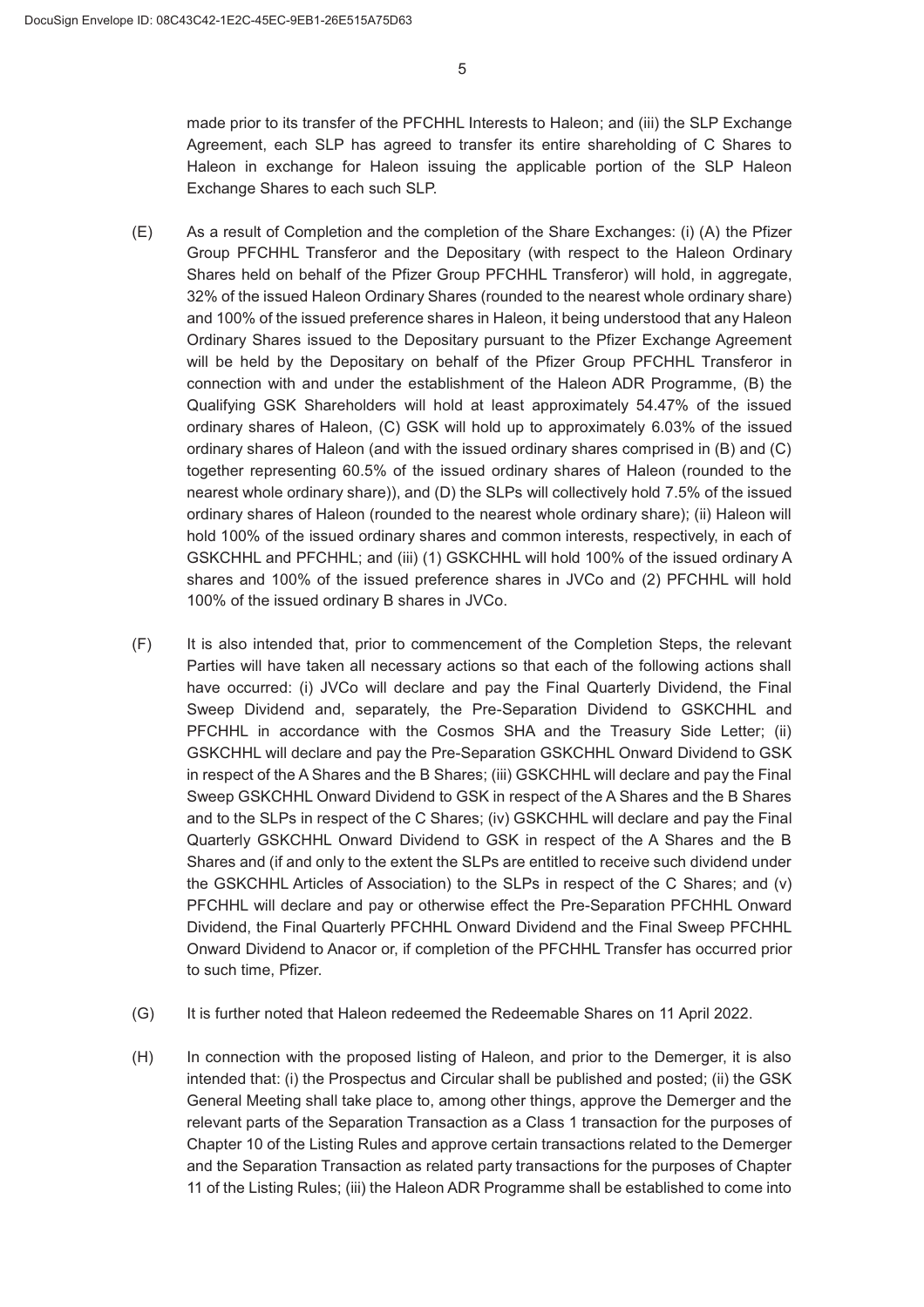made prior to its transfer of the PFCHHL Interests to Haleon; and (iii) the SLP Exchange Agreement, each SLP has agreed to transfer its entire shareholding of C Shares to Haleon in exchange for Haleon issuing the applicable portion of the SLP Haleon Exchange Shares to each such SLP.

(E) As a result of Completion and the completion of the Share Exchanges: (i) (A) the Pfizer Group PFCHHL Transferor and the Depositary (with respect to the Haleon Ordinary Shares held on behalf of the Pfizer Group PFCHHL Transferor) will hold, in aggregate, 32% of the issued Haleon Ordinary Shares (rounded to the nearest whole ordinary share) and 100% of the issued preference shares in Haleon, it being understood that any Haleon Ordinary Shares issued to the Depositary pursuant to the Pfizer Exchange Agreement will be held by the Depositary on behalf of the Pfizer Group PFCHHL Transferor in connection with and under the establishment of the Haleon ADR Programme, (B) the Qualifying GSK Shareholders will hold at least approximately 54.47% of the issued ordinary shares of Haleon, (C) GSK will hold up to approximately 6.03% of the issued ordinary shares of Haleon (and with the issued ordinary shares comprised in (B) and (C) together representing 60.5% of the issued ordinary shares of Haleon (rounded to the nearest whole ordinary share)), and (D) the SLPs will collectively hold 7.5% of the issued ordinary shares of Haleon (rounded to the nearest whole ordinary share); (ii) Haleon will hold 100% of the issued ordinary shares and common interests, respectively, in each of GSKCHHL and PFCHHL; and (iii) (1) GSKCHHL will hold 100% of the issued ordinary A shares and 100% of the issued preference shares in JVCo and (2) PFCHHL will hold 100% of the issued ordinary B shares in JVCo.

(F) It is also intended that, prior to commencement of the Completion Steps, the relevant Parties will have taken all necessary actions so that each of the following actions shall have occurred: (i) JVCo will declare and pay the Final Quarterly Dividend, the Final Sweep Dividend and, separately, the Pre-Separation Dividend to GSKCHHL and PFCHHL in accordance with the Cosmos SHA and the Treasury Side Letter; (ii) GSKCHHL will declare and pay the Pre-Separation GSKCHHL Onward Dividend to GSK in respect of the A Shares and the B Shares; (iii) GSKCHHL will declare and pay the Final Sweep GSKCHHL Onward Dividend to GSK in respect of the A Shares and the B Shares and to the SLPs in respect of the C Shares; (iv) GSKCHHL will declare and pay the Final Quarterly GSKCHHL Onward Dividend to GSK in respect of the A Shares and the B Shares and (if and only to the extent the SLPs are entitled to receive such dividend under the GSKCHHL Articles of Association) to the SLPs in respect of the C Shares; and (v) PFCHHL will declare and pay or otherwise effect the Pre-Separation PFCHHL Onward Dividend, the Final Quarterly PFCHHL Onward Dividend and the Final Sweep PFCHHL Onward Dividend to Anacor or, if completion of the PFCHHL Transfer has occurred prior to such time, Pfizer.

(G) It is further noted that Haleon redeemed the Redeemable Shares on 11 April 2022.

(H) In connection with the proposed listing of Haleon, and prior to the Demerger, it is also intended that: (i) the Prospectus and Circular shall be published and posted; (ii) the GSK General Meeting shall take place to, among other things, approve the Demerger and the relevant parts of the Separation Transaction as a Class 1 transaction for the purposes of Chapter 10 of the Listing Rules and approve certain transactions related to the Demerger and the Separation Transaction as related party transactions for the purposes of Chapter 11 of the Listing Rules; (iii) the Haleon ADR Programme shall be established to come into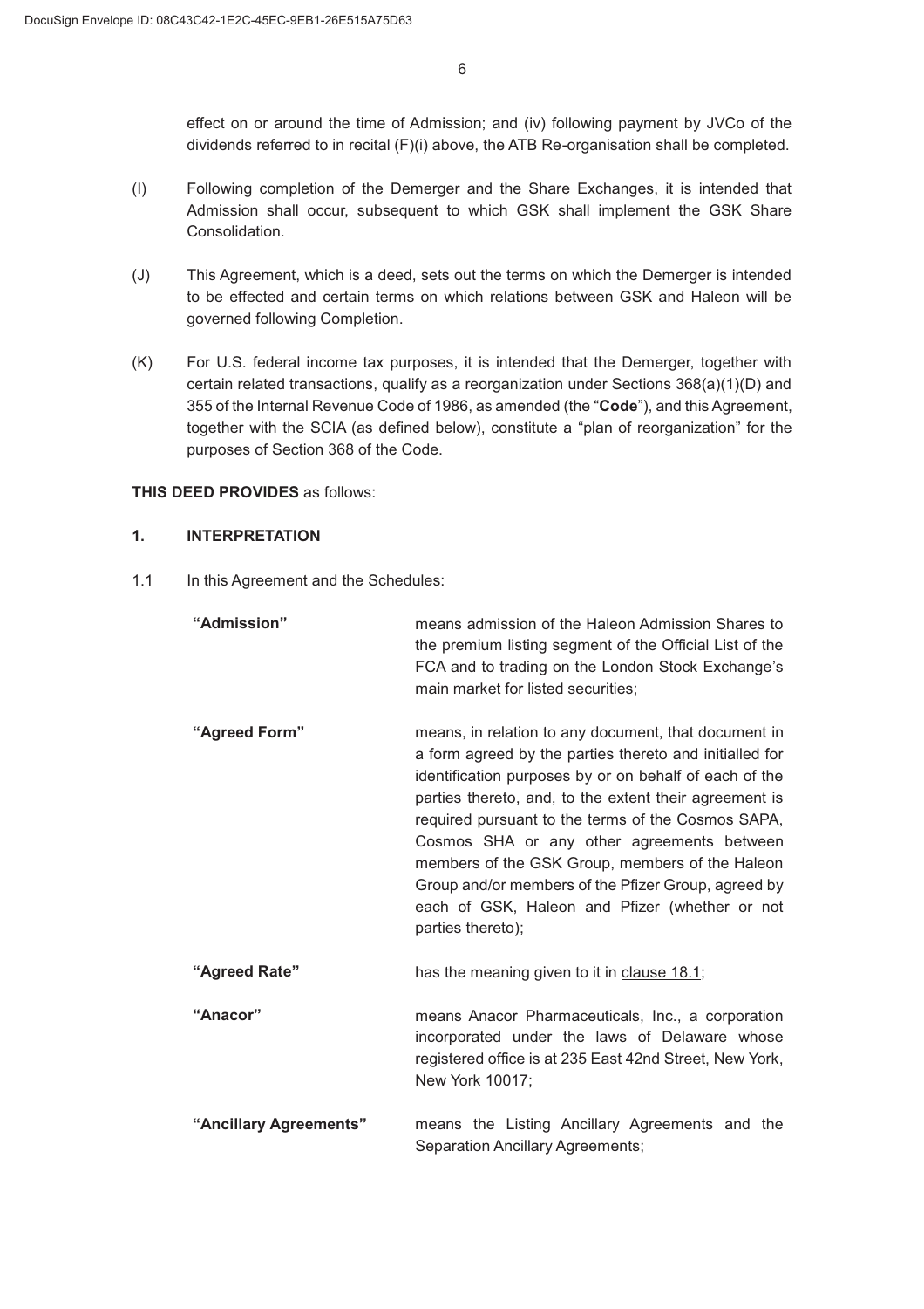effect on or around the time of Admission; and (iv) following payment by JVCo of the dividends referred to in recital (F)(i) above, the ATB Re-organisation shall be completed.

(I) Following completion of the Demerger and the Share Exchanges, it is intended that Admission shall occur, subsequent to which GSK shall implement the GSK Share Consolidation.

(J) This Agreement, which is a deed, sets out the terms on which the Demerger is intended to be effected and certain terms on which relations between GSK and Haleon will be governed following Completion.

(K) For U.S. federal income tax purposes, it is intended that the Demerger, together with certain related transactions, qualify as a reorganization under Sections 368(a)(1)(D) and 355 of the Internal Revenue Code of 1986, as amended (the "**Code**"), and this Agreement, together with the SCIA (as defined below), constitute a "plan of reorganization" for the purposes of Section 368 of the Code.

**THIS DEED PROVIDES** as follows:

**1. INTERPRETATION**

1.1 In this Agreement and the Schedules:

**"Admission"** means admission of the Haleon Admission Shares to the premium listing segment of the Official List of the FCA and to trading on the London Stock Exchange's main market for listed securities;

**"Agreed Form"** means, in relation to any document, that document in a form agreed by the parties thereto and initialled for identification purposes by or on behalf of each of the parties thereto, and, to the extent their agreement is required pursuant to the terms of the Cosmos SAPA, Cosmos SHA or any other agreements between members of the GSK Group, members of the Haleon Group and/or members of the Pfizer Group, agreed by each of GSK, Haleon and Pfizer (whether or not parties thereto);

**"Agreed Rate"** has the meaning given to it in clause 18.1;

**"Anacor"** means Anacor Pharmaceuticals, Inc., a corporation incorporated under the laws of Delaware whose registered office is at 235 East 42nd Street, New York, New York 10017;

**"Ancillary Agreements"** means the Listing Ancillary Agreements and the Separation Ancillary Agreements;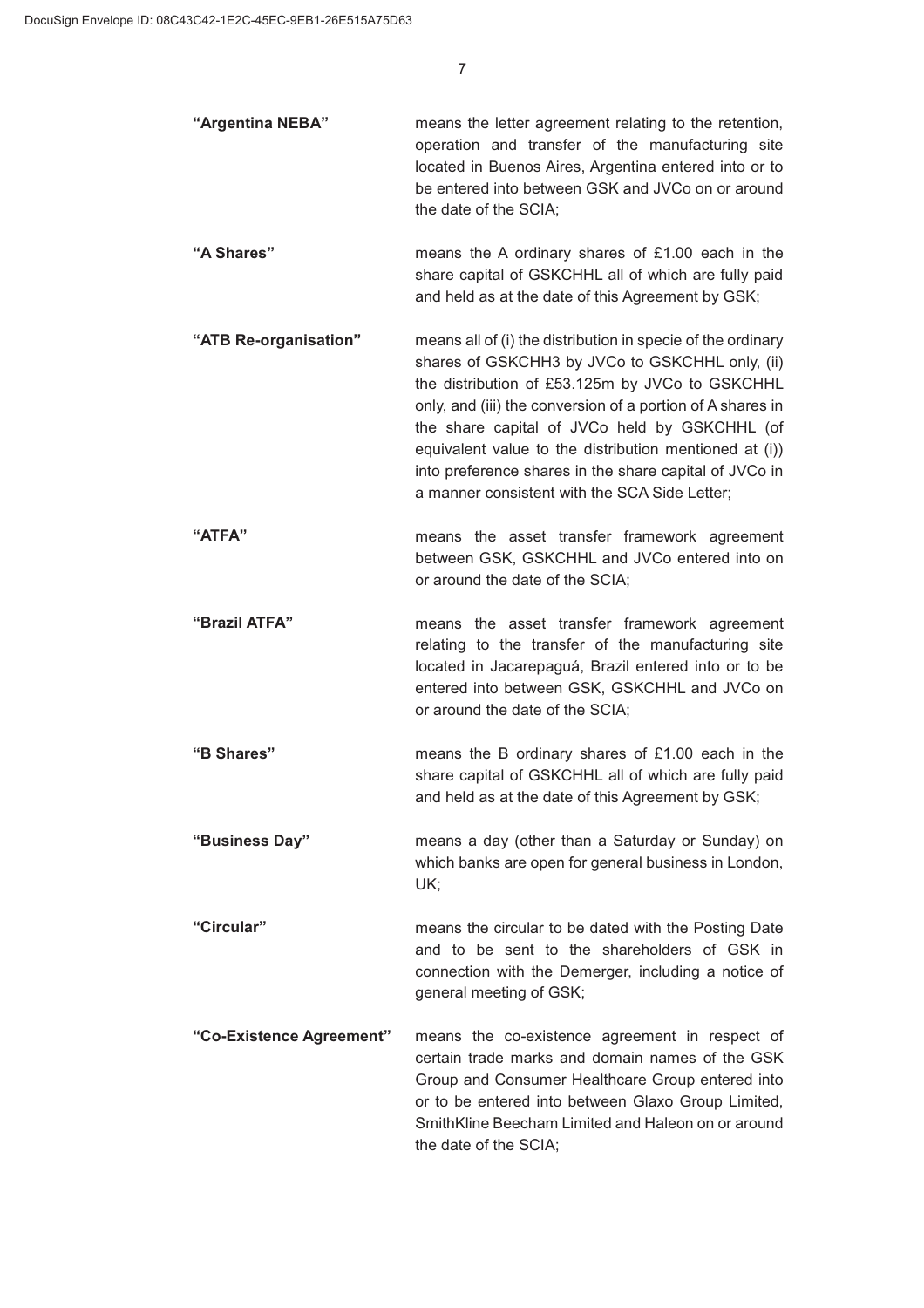**"Argentina NEBA"** means the letter agreement relating to the retention, operation and transfer of the manufacturing site located in Buenos Aires, Argentina entered into or to be entered into between GSK and JVCo on or around the date of the SCIA;

**"A Shares"** means the A ordinary shares of £1.00 each in the share capital of GSKCHHL all of which are fully paid and held as at the date of this Agreement by GSK;

**"ATB Re-organisation"** means all of (i) the distribution in specie of the ordinary shares of GSKCHH3 by JVCo to GSKCHHL only, (ii) the distribution of £53.125m by JVCo to GSKCHHL only, and (iii) the conversion of a portion of A shares in the share capital of JVCo held by GSKCHHL (of equivalent value to the distribution mentioned at (i)) into preference shares in the share capital of JVCo in a manner consistent with the SCA Side Letter;

**"ATFA"** means the asset transfer framework agreement between GSK, GSKCHHL and JVCo entered into on or around the date of the SCIA;

**"Brazil ATFA"** means the asset transfer framework agreement relating to the transfer of the manufacturing site located in Jacarepaguá, Brazil entered into or to be entered into between GSK, GSKCHHL and JVCo on or around the date of the SCIA;

**"B Shares"** means the B ordinary shares of £1.00 each in the share capital of GSKCHHL all of which are fully paid and held as at the date of this Agreement by GSK;

**"Business Day"** means a day (other than a Saturday or Sunday) on which banks are open for general business in London, UK;

**"Circular"** means the circular to be dated with the Posting Date and to be sent to the shareholders of GSK in connection with the Demerger, including a notice of general meeting of GSK;

**"Co-Existence Agreement"** means the co-existence agreement in respect of certain trade marks and domain names of the GSK Group and Consumer Healthcare Group entered into or to be entered into between Glaxo Group Limited, SmithKline Beecham Limited and Haleon on or around the date of the SCIA;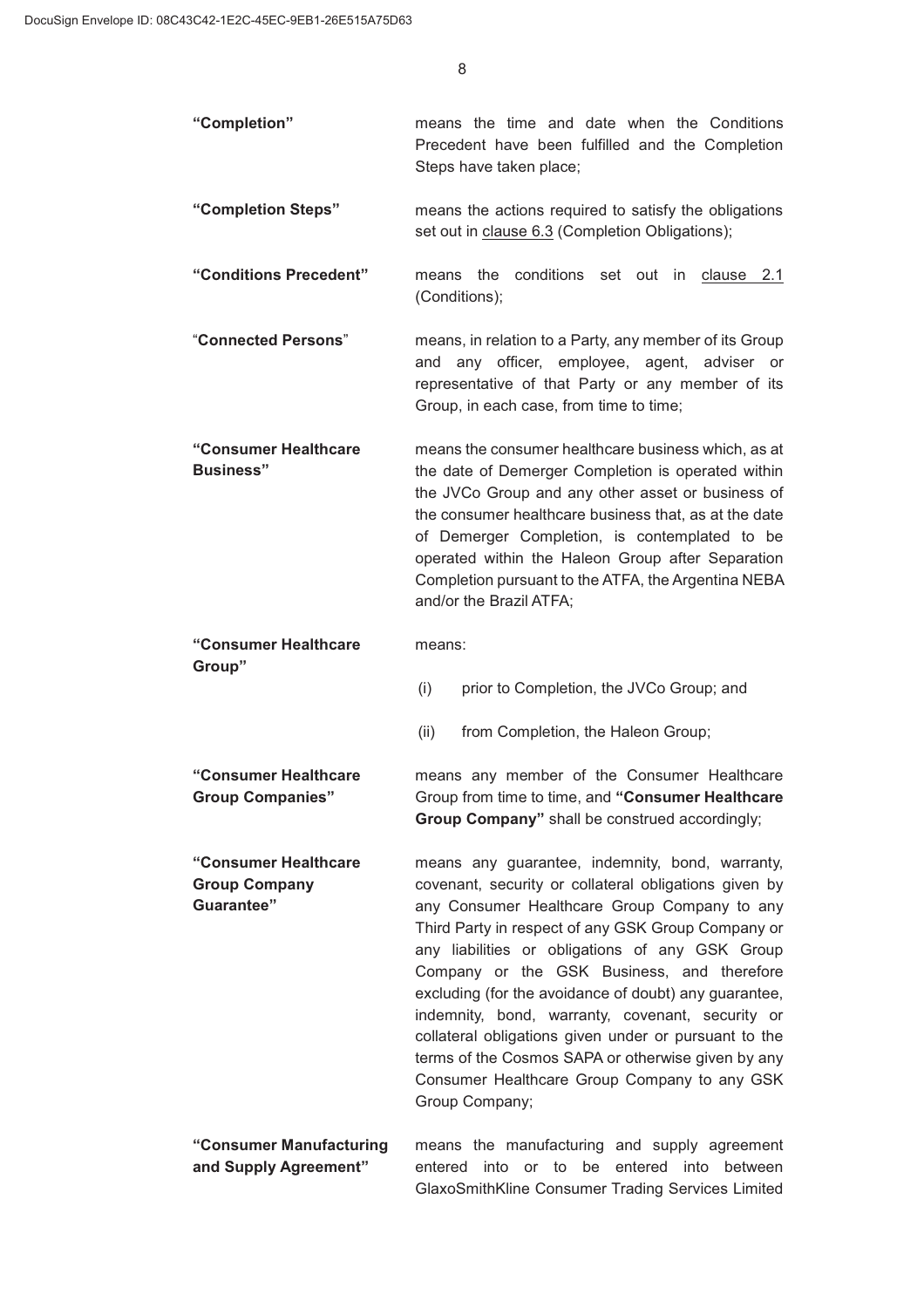**"Completion"** means the time and date when the Conditions Precedent have been fulfilled and the Completion Steps have taken place;

**"Completion Steps"** means the actions required to satisfy the obligations set out in clause 6.3 (Completion Obligations);

**"Conditions Precedent"** means the conditions set out in clause 2.1 (Conditions);

"**Connected Persons**" means, in relation to a Party, any member of its Group and any officer, employee, agent, adviser or representative of that Party or any member of its Group, in each case, from time to time;

**"Consumer Healthcare Business"** means the consumer healthcare business which, as at the date of Demerger Completion is operated within the JVCo Group and any other asset or business of the consumer healthcare business that, as at the date of Demerger Completion, is contemplated to be operated within the Haleon Group after Separation Completion pursuant to the ATFA, the Argentina NEBA and/or the Brazil ATFA;

**"Consumer Healthcare Group"** means:

(i) prior to Completion, the JVCo Group; and

(ii) from Completion, the Haleon Group;

**"Consumer Healthcare Group Companies"** means any member of the Consumer Healthcare Group from time to time, and **"Consumer Healthcare Group Company"** shall be construed accordingly;

**"Consumer Healthcare Group Company Guarantee"** means any guarantee, indemnity, bond, warranty, covenant, security or collateral obligations given by any Consumer Healthcare Group Company to any Third Party in respect of any GSK Group Company or any liabilities or obligations of any GSK Group Company or the GSK Business, and therefore excluding (for the avoidance of doubt) any guarantee, indemnity, bond, warranty, covenant, security or collateral obligations given under or pursuant to the terms of the Cosmos SAPA or otherwise given by any Consumer Healthcare Group Company to any GSK Group Company;

**"Consumer Manufacturing and Supply Agreement"** means the manufacturing and supply agreement entered into or to be entered into between GlaxoSmithKline Consumer Trading Services Limited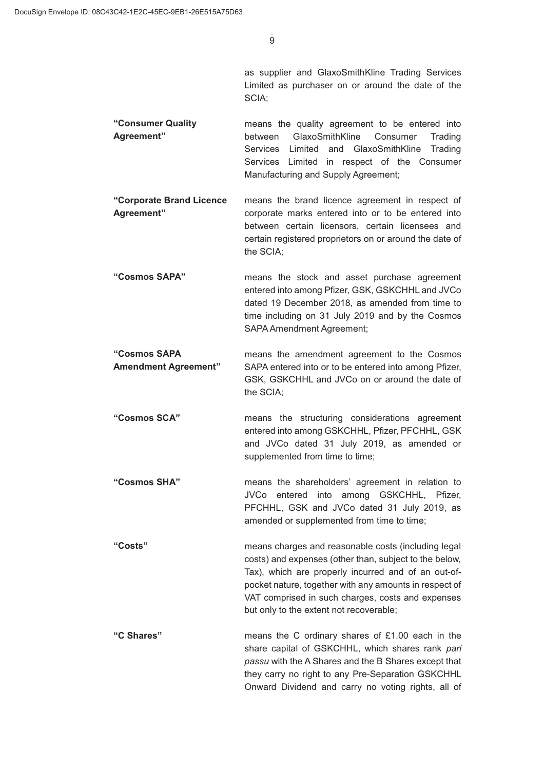as supplier and GlaxoSmithKline Trading Services Limited as purchaser on or around the date of the SCIA;

| | |
|---|---|
| **"Consumer Quality Agreement"** | means the quality agreement to be entered into between GlaxoSmithKline Consumer Trading Services Limited and GlaxoSmithKline Trading Services Limited in respect of the Consumer Manufacturing and Supply Agreement; |
| **"Corporate Brand Licence Agreement"** | means the brand licence agreement in respect of corporate marks entered into or to be entered into between certain licensors, certain licensees and certain registered proprietors on or around the date of the SCIA; |
| **"Cosmos SAPA"** | means the stock and asset purchase agreement entered into among Pfizer, GSK, GSKCHHL and JVCo dated 19 December 2018, as amended from time to time including on 31 July 2019 and by the Cosmos SAPA Amendment Agreement; |
| **"Cosmos SAPA Amendment Agreement"** | means the amendment agreement to the Cosmos SAPA entered into or to be entered into among Pfizer, GSK, GSKCHHL and JVCo on or around the date of the SCIA; |
| **"Cosmos SCA"** | means the structuring considerations agreement entered into among GSKCHHL, Pfizer, PFCHHL, GSK and JVCo dated 31 July 2019, as amended or supplemented from time to time; |
| **"Cosmos SHA"** | means the shareholders' agreement in relation to JVCo entered into among GSKCHHL, Pfizer, PFCHHL, GSK and JVCo dated 31 July 2019, as amended or supplemented from time to time; |
| **"Costs"** | means charges and reasonable costs (including legal costs) and expenses (other than, subject to the below, Tax), which are properly incurred and of an out-of-pocket nature, together with any amounts in respect of VAT comprised in such charges, costs and expenses but only to the extent not recoverable; |
| **"C Shares"** | means the C ordinary shares of £1.00 each in the share capital of GSKCHHL, which shares rank *pari passu* with the A Shares and the B Shares except that they carry no right to any Pre-Separation GSKCHHL Onward Dividend and carry no voting rights, all of |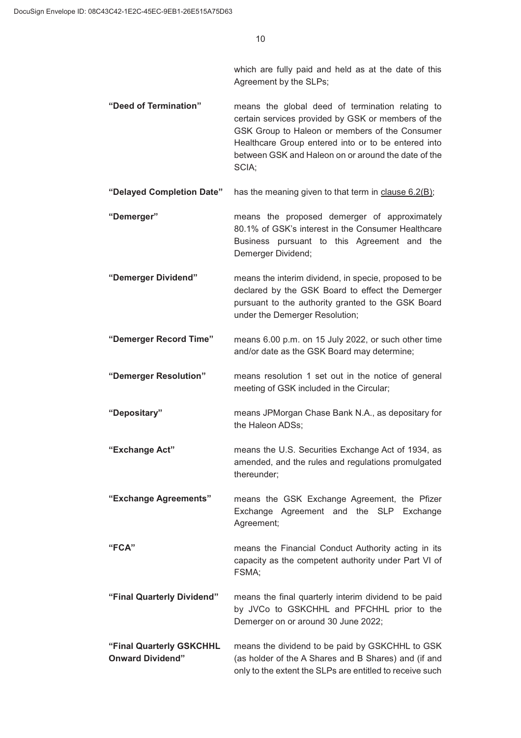which are fully paid and held as at the date of this Agreement by the SLPs;

| | |
|---|---|
| **"Deed of Termination"** | means the global deed of termination relating to certain services provided by GSK or members of the GSK Group to Haleon or members of the Consumer Healthcare Group entered into or to be entered into between GSK and Haleon on or around the date of the SCIA; |
| **"Delayed Completion Date"** | has the meaning given to that term in clause 6.2(B); |
| **"Demerger"** | means the proposed demerger of approximately 80.1% of GSK's interest in the Consumer Healthcare Business pursuant to this Agreement and the Demerger Dividend; |
| **"Demerger Dividend"** | means the interim dividend, in specie, proposed to be declared by the GSK Board to effect the Demerger pursuant to the authority granted to the GSK Board under the Demerger Resolution; |
| **"Demerger Record Time"** | means 6.00 p.m. on 15 July 2022, or such other time and/or date as the GSK Board may determine; |
| **"Demerger Resolution"** | means resolution 1 set out in the notice of general meeting of GSK included in the Circular; |
| **"Depositary"** | means JPMorgan Chase Bank N.A., as depositary for the Haleon ADSs; |
| **"Exchange Act"** | means the U.S. Securities Exchange Act of 1934, as amended, and the rules and regulations promulgated thereunder; |
| **"Exchange Agreements"** | means the GSK Exchange Agreement, the Pfizer Exchange Agreement and the SLP Exchange Agreement; |
| **"FCA"** | means the Financial Conduct Authority acting in its capacity as the competent authority under Part VI of FSMA; |
| **"Final Quarterly Dividend"** | means the final quarterly interim dividend to be paid by JVCo to GSKCHHL and PFCHHL prior to the Demerger on or around 30 June 2022; |
| **"Final Quarterly GSKCHHL Onward Dividend"** | means the dividend to be paid by GSKCHHL to GSK (as holder of the A Shares and B Shares) and (if and only to the extent the SLPs are entitled to receive such |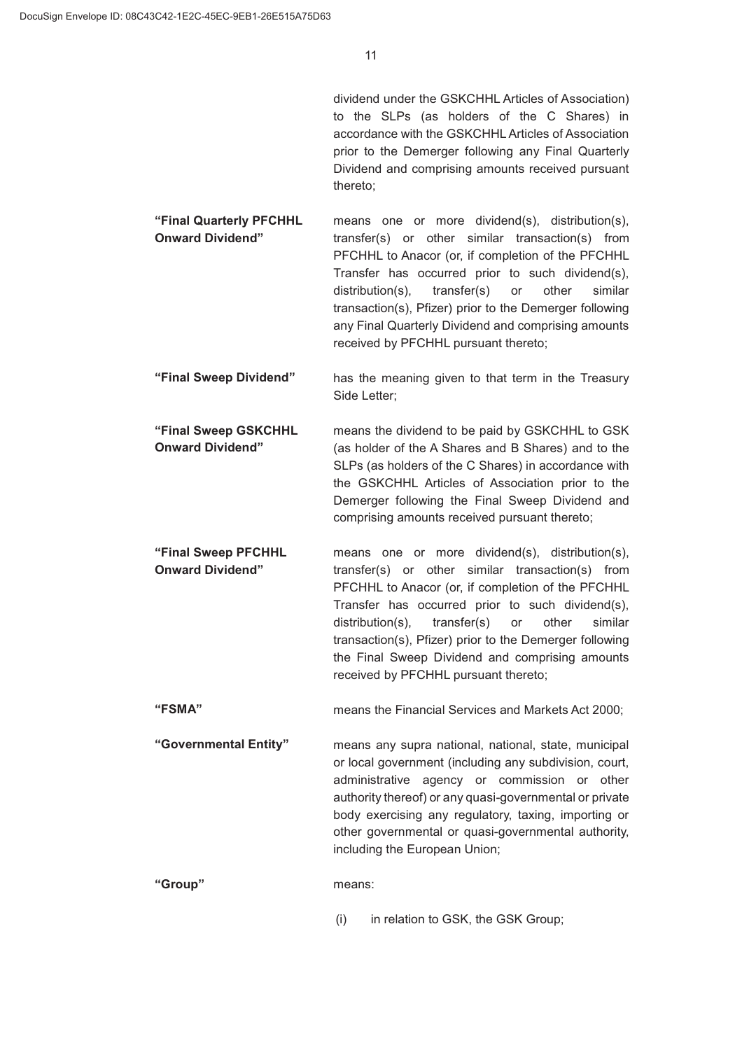dividend under the GSKCHHL Articles of Association) to the SLPs (as holders of the C Shares) in accordance with the GSKCHHL Articles of Association prior to the Demerger following any Final Quarterly Dividend and comprising amounts received pursuant thereto;

| | |
|---|---|
| **"Final Quarterly PFCHHL Onward Dividend"** | means one or more dividend(s), distribution(s), transfer(s) or other similar transaction(s) from PFCHHL to Anacor (or, if completion of the PFCHHL Transfer has occurred prior to such dividend(s), distribution(s), transfer(s) or other similar transaction(s), Pfizer) prior to the Demerger following any Final Quarterly Dividend and comprising amounts received by PFCHHL pursuant thereto; |
| **"Final Sweep Dividend"** | has the meaning given to that term in the Treasury Side Letter; |
| **"Final Sweep GSKCHHL Onward Dividend"** | means the dividend to be paid by GSKCHHL to GSK (as holder of the A Shares and B Shares) and to the SLPs (as holders of the C Shares) in accordance with the GSKCHHL Articles of Association prior to the Demerger following the Final Sweep Dividend and comprising amounts received pursuant thereto; |
| **"Final Sweep PFCHHL Onward Dividend"** | means one or more dividend(s), distribution(s), transfer(s) or other similar transaction(s) from PFCHHL to Anacor (or, if completion of the PFCHHL Transfer has occurred prior to such dividend(s), distribution(s), transfer(s) or other similar transaction(s), Pfizer) prior to the Demerger following the Final Sweep Dividend and comprising amounts received by PFCHHL pursuant thereto; |
| **"FSMA"** | means the Financial Services and Markets Act 2000; |
| **"Governmental Entity"** | means any supra national, national, state, municipal or local government (including any subdivision, court, administrative agency or commission or other authority thereof) or any quasi-governmental or private body exercising any regulatory, taxing, importing or other governmental or quasi-governmental authority, including the European Union; |
| **"Group"** | means: |

(i) in relation to GSK, the GSK Group;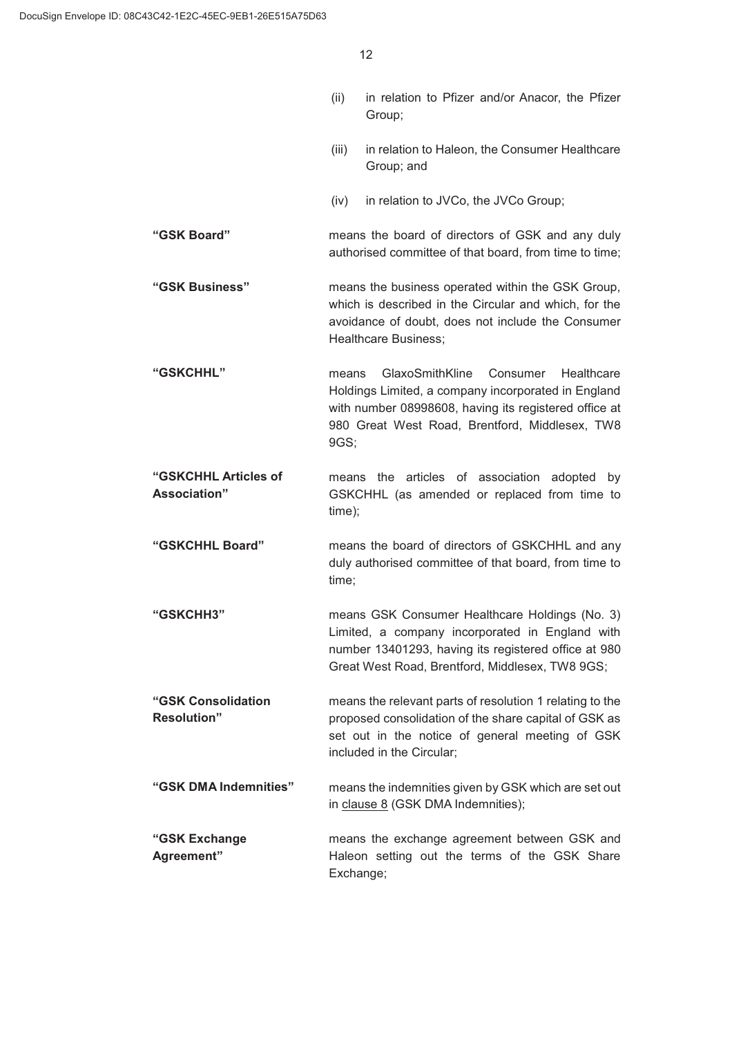(ii) in relation to Pfizer and/or Anacor, the Pfizer Group;

(iii) in relation to Haleon, the Consumer Healthcare Group; and

(iv) in relation to JVCo, the JVCo Group;

**"GSK Board"** means the board of directors of GSK and any duly authorised committee of that board, from time to time;

**"GSK Business"** means the business operated within the GSK Group, which is described in the Circular and which, for the avoidance of doubt, does not include the Consumer Healthcare Business;

**"GSKCHHL"** means GlaxoSmithKline Consumer Healthcare Holdings Limited, a company incorporated in England with number 08998608, having its registered office at 980 Great West Road, Brentford, Middlesex, TW8 9GS;

**"GSKCHHL Articles of Association"** means the articles of association adopted by GSKCHHL (as amended or replaced from time to time);

**"GSKCHHL Board"** means the board of directors of GSKCHHL and any duly authorised committee of that board, from time to time;

**"GSKCHH3"** means GSK Consumer Healthcare Holdings (No. 3) Limited, a company incorporated in England with number 13401293, having its registered office at 980 Great West Road, Brentford, Middlesex, TW8 9GS;

**"GSK Consolidation Resolution"** means the relevant parts of resolution 1 relating to the proposed consolidation of the share capital of GSK as set out in the notice of general meeting of GSK included in the Circular;

**"GSK DMA Indemnities"** means the indemnities given by GSK which are set out in clause 8 (GSK DMA Indemnities);

**"GSK Exchange Agreement"** means the exchange agreement between GSK and Haleon setting out the terms of the GSK Share Exchange;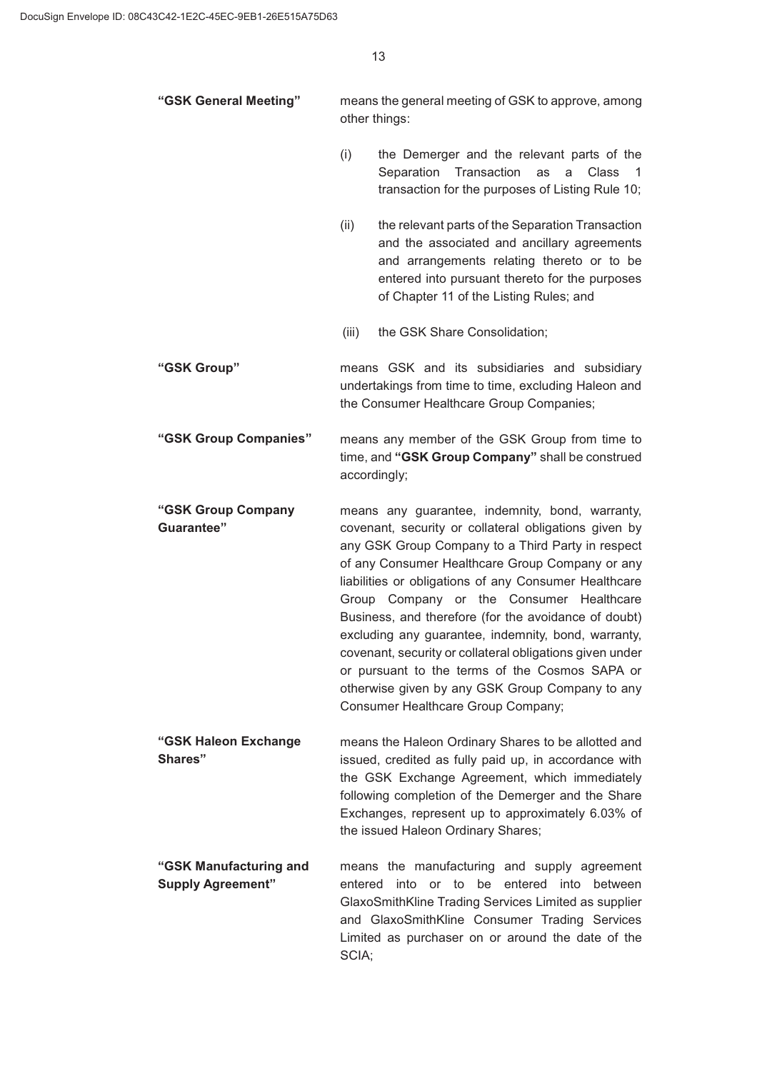**"GSK General Meeting"** means the general meeting of GSK to approve, among other things:

(i) the Demerger and the relevant parts of the Separation Transaction as a Class 1 transaction for the purposes of Listing Rule 10;

(ii) the relevant parts of the Separation Transaction and the associated and ancillary agreements and arrangements relating thereto or to be entered into pursuant thereto for the purposes of Chapter 11 of the Listing Rules; and

(iii) the GSK Share Consolidation;

**"GSK Group"** means GSK and its subsidiaries and subsidiary undertakings from time to time, excluding Haleon and the Consumer Healthcare Group Companies;

**"GSK Group Companies"** means any member of the GSK Group from time to time, and **"GSK Group Company"** shall be construed accordingly;

**"GSK Group Company Guarantee"** means any guarantee, indemnity, bond, warranty, covenant, security or collateral obligations given by any GSK Group Company to a Third Party in respect of any Consumer Healthcare Group Company or any liabilities or obligations of any Consumer Healthcare Group Company or the Consumer Healthcare Business, and therefore (for the avoidance of doubt) excluding any guarantee, indemnity, bond, warranty, covenant, security or collateral obligations given under or pursuant to the terms of the Cosmos SAPA or otherwise given by any GSK Group Company to any Consumer Healthcare Group Company;

**"GSK Haleon Exchange Shares"** means the Haleon Ordinary Shares to be allotted and issued, credited as fully paid up, in accordance with the GSK Exchange Agreement, which immediately following completion of the Demerger and the Share Exchanges, represent up to approximately 6.03% of the issued Haleon Ordinary Shares;

**"GSK Manufacturing and Supply Agreement"** means the manufacturing and supply agreement entered into or to be entered into between GlaxoSmithKline Trading Services Limited as supplier and GlaxoSmithKline Consumer Trading Services Limited as purchaser on or around the date of the SCIA;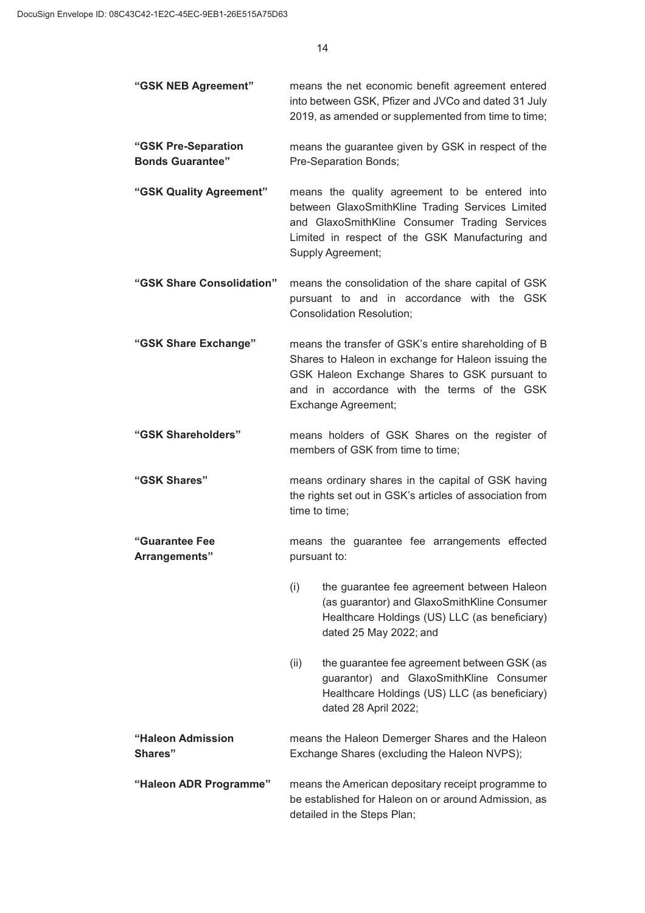**"GSK NEB Agreement"** means the net economic benefit agreement entered into between GSK, Pfizer and JVCo and dated 31 July 2019, as amended or supplemented from time to time;

**"GSK Pre-Separation Bonds Guarantee"** means the guarantee given by GSK in respect of the Pre-Separation Bonds;

**"GSK Quality Agreement"** means the quality agreement to be entered into between GlaxoSmithKline Trading Services Limited and GlaxoSmithKline Consumer Trading Services Limited in respect of the GSK Manufacturing and Supply Agreement;

**"GSK Share Consolidation"** means the consolidation of the share capital of GSK pursuant to and in accordance with the GSK Consolidation Resolution;

**"GSK Share Exchange"** means the transfer of GSK's entire shareholding of B Shares to Haleon in exchange for Haleon issuing the GSK Haleon Exchange Shares to GSK pursuant to and in accordance with the terms of the GSK Exchange Agreement;

**"GSK Shareholders"** means holders of GSK Shares on the register of members of GSK from time to time;

**"GSK Shares"** means ordinary shares in the capital of GSK having the rights set out in GSK's articles of association from time to time;

**"Guarantee Fee Arrangements"** means the guarantee fee arrangements effected pursuant to:

(i) the guarantee fee agreement between Haleon (as guarantor) and GlaxoSmithKline Consumer Healthcare Holdings (US) LLC (as beneficiary) dated 25 May 2022; and

(ii) the guarantee fee agreement between GSK (as guarantor) and GlaxoSmithKline Consumer Healthcare Holdings (US) LLC (as beneficiary) dated 28 April 2022;

**"Haleon Admission Shares"** means the Haleon Demerger Shares and the Haleon Exchange Shares (excluding the Haleon NVPS);

**"Haleon ADR Programme"** means the American depositary receipt programme to be established for Haleon on or around Admission, as detailed in the Steps Plan;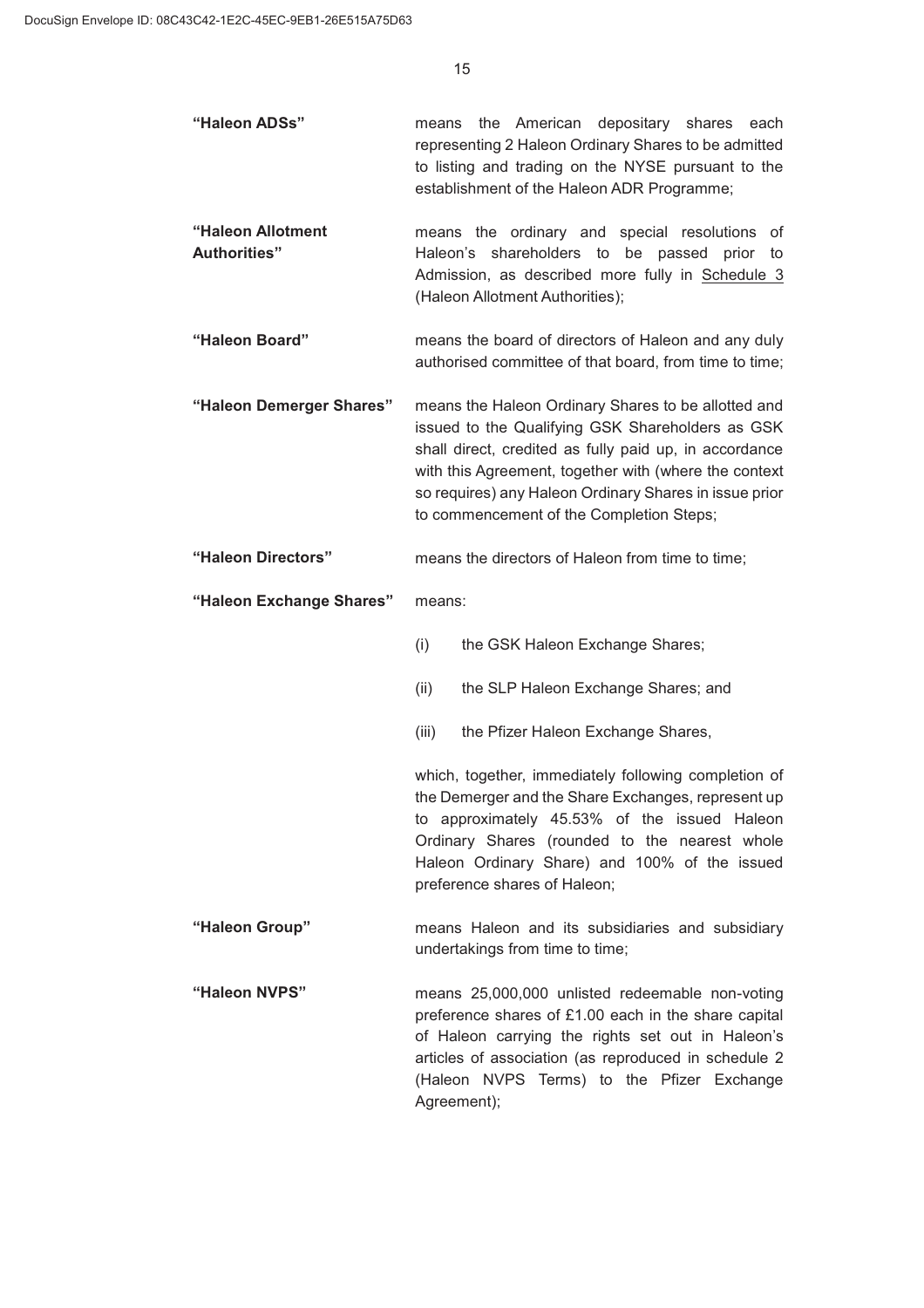**"Haleon ADSs"** means the American depositary shares each representing 2 Haleon Ordinary Shares to be admitted to listing and trading on the NYSE pursuant to the establishment of the Haleon ADR Programme;

**"Haleon Allotment Authorities"** means the ordinary and special resolutions of Haleon's shareholders to be passed prior to Admission, as described more fully in Schedule 3 (Haleon Allotment Authorities);

**"Haleon Board"** means the board of directors of Haleon and any duly authorised committee of that board, from time to time;

**"Haleon Demerger Shares"** means the Haleon Ordinary Shares to be allotted and issued to the Qualifying GSK Shareholders as GSK shall direct, credited as fully paid up, in accordance with this Agreement, together with (where the context so requires) any Haleon Ordinary Shares in issue prior to commencement of the Completion Steps;

**"Haleon Directors"** means the directors of Haleon from time to time;

**"Haleon Exchange Shares"** means:

(i) the GSK Haleon Exchange Shares;

(ii) the SLP Haleon Exchange Shares; and

(iii) the Pfizer Haleon Exchange Shares,

which, together, immediately following completion of the Demerger and the Share Exchanges, represent up to approximately 45.53% of the issued Haleon Ordinary Shares (rounded to the nearest whole Haleon Ordinary Share) and 100% of the issued preference shares of Haleon;

**"Haleon Group"** means Haleon and its subsidiaries and subsidiary undertakings from time to time;

**"Haleon NVPS"** means 25,000,000 unlisted redeemable non-voting preference shares of £1.00 each in the share capital of Haleon carrying the rights set out in Haleon's articles of association (as reproduced in schedule 2 (Haleon NVPS Terms) to the Pfizer Exchange Agreement);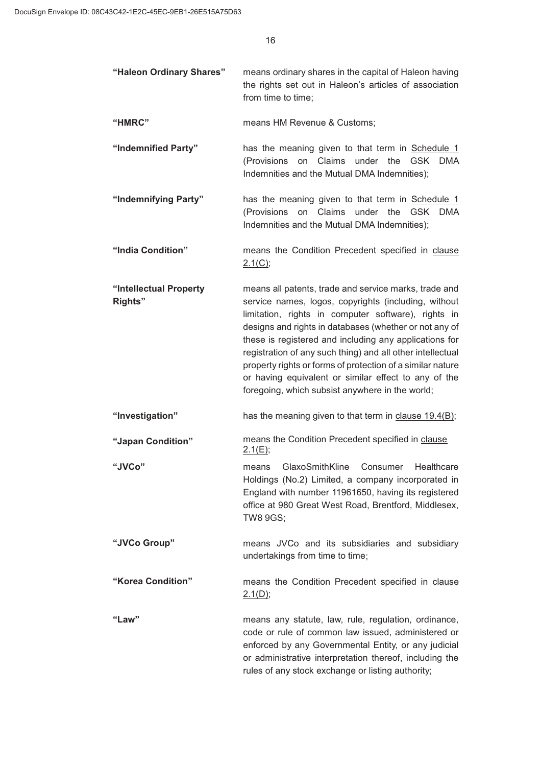**"Haleon Ordinary Shares"** means ordinary shares in the capital of Haleon having the rights set out in Haleon's articles of association from time to time;

**"HMRC"** means HM Revenue & Customs;

**"Indemnified Party"** has the meaning given to that term in Schedule 1 (Provisions on Claims under the GSK DMA Indemnities and the Mutual DMA Indemnities);

**"Indemnifying Party"** has the meaning given to that term in Schedule 1 (Provisions on Claims under the GSK DMA Indemnities and the Mutual DMA Indemnities);

**"India Condition"** means the Condition Precedent specified in clause 2.1(C);

**"Intellectual Property Rights"** means all patents, trade and service marks, trade and service names, logos, copyrights (including, without limitation, rights in computer software), rights in designs and rights in databases (whether or not any of these is registered and including any applications for registration of any such thing) and all other intellectual property rights or forms of protection of a similar nature or having equivalent or similar effect to any of the foregoing, which subsist anywhere in the world;

**"Investigation"** has the meaning given to that term in clause 19.4(B);

**"Japan Condition"** means the Condition Precedent specified in clause 2.1(E);

**"JVCo"** means GlaxoSmithKline Consumer Healthcare Holdings (No.2) Limited, a company incorporated in England with number 11961650, having its registered office at 980 Great West Road, Brentford, Middlesex, TW8 9GS;

**"JVCo Group"** means JVCo and its subsidiaries and subsidiary undertakings from time to time;

**"Korea Condition"** means the Condition Precedent specified in clause 2.1(D);

**"Law"** means any statute, law, rule, regulation, ordinance, code or rule of common law issued, administered or enforced by any Governmental Entity, or any judicial or administrative interpretation thereof, including the rules of any stock exchange or listing authority;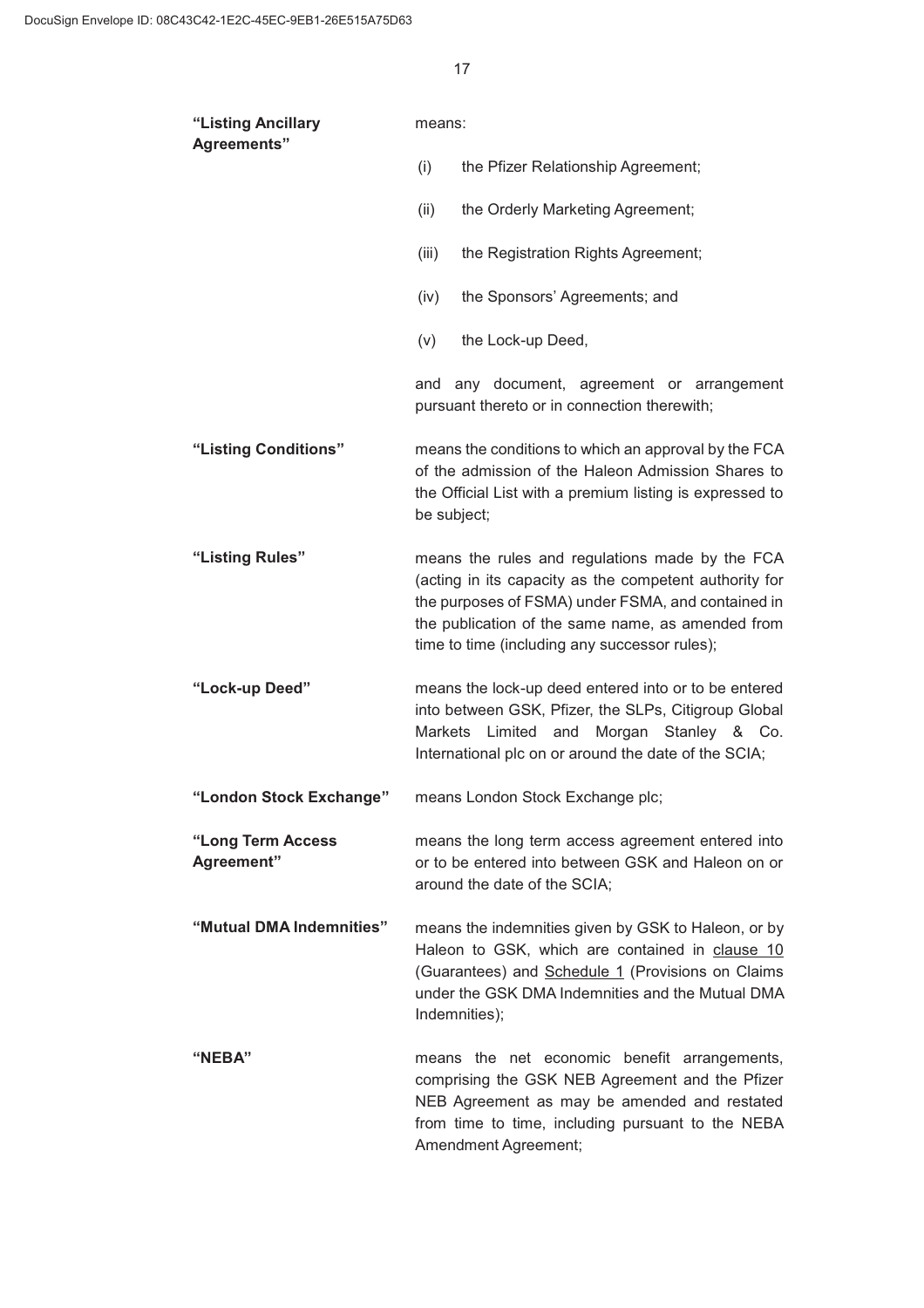**"Listing Ancillary Agreements"** means:

(i) the Pfizer Relationship Agreement;

(ii) the Orderly Marketing Agreement;

(iii) the Registration Rights Agreement;

(iv) the Sponsors' Agreements; and

(v) the Lock-up Deed,

and any document, agreement or arrangement pursuant thereto or in connection therewith;

**"Listing Conditions"** means the conditions to which an approval by the FCA of the admission of the Haleon Admission Shares to the Official List with a premium listing is expressed to be subject;

**"Listing Rules"** means the rules and regulations made by the FCA (acting in its capacity as the competent authority for the purposes of FSMA) under FSMA, and contained in the publication of the same name, as amended from time to time (including any successor rules);

**"Lock-up Deed"** means the lock-up deed entered into or to be entered into between GSK, Pfizer, the SLPs, Citigroup Global Markets Limited and Morgan Stanley & Co. International plc on or around the date of the SCIA;

**"London Stock Exchange"** means London Stock Exchange plc;

**"Long Term Access Agreement"** means the long term access agreement entered into or to be entered into between GSK and Haleon on or around the date of the SCIA;

**"Mutual DMA Indemnities"** means the indemnities given by GSK to Haleon, or by Haleon to GSK, which are contained in clause 10 (Guarantees) and Schedule 1 (Provisions on Claims under the GSK DMA Indemnities and the Mutual DMA Indemnities);

**"NEBA"** means the net economic benefit arrangements, comprising the GSK NEB Agreement and the Pfizer NEB Agreement as may be amended and restated from time to time, including pursuant to the NEBA Amendment Agreement;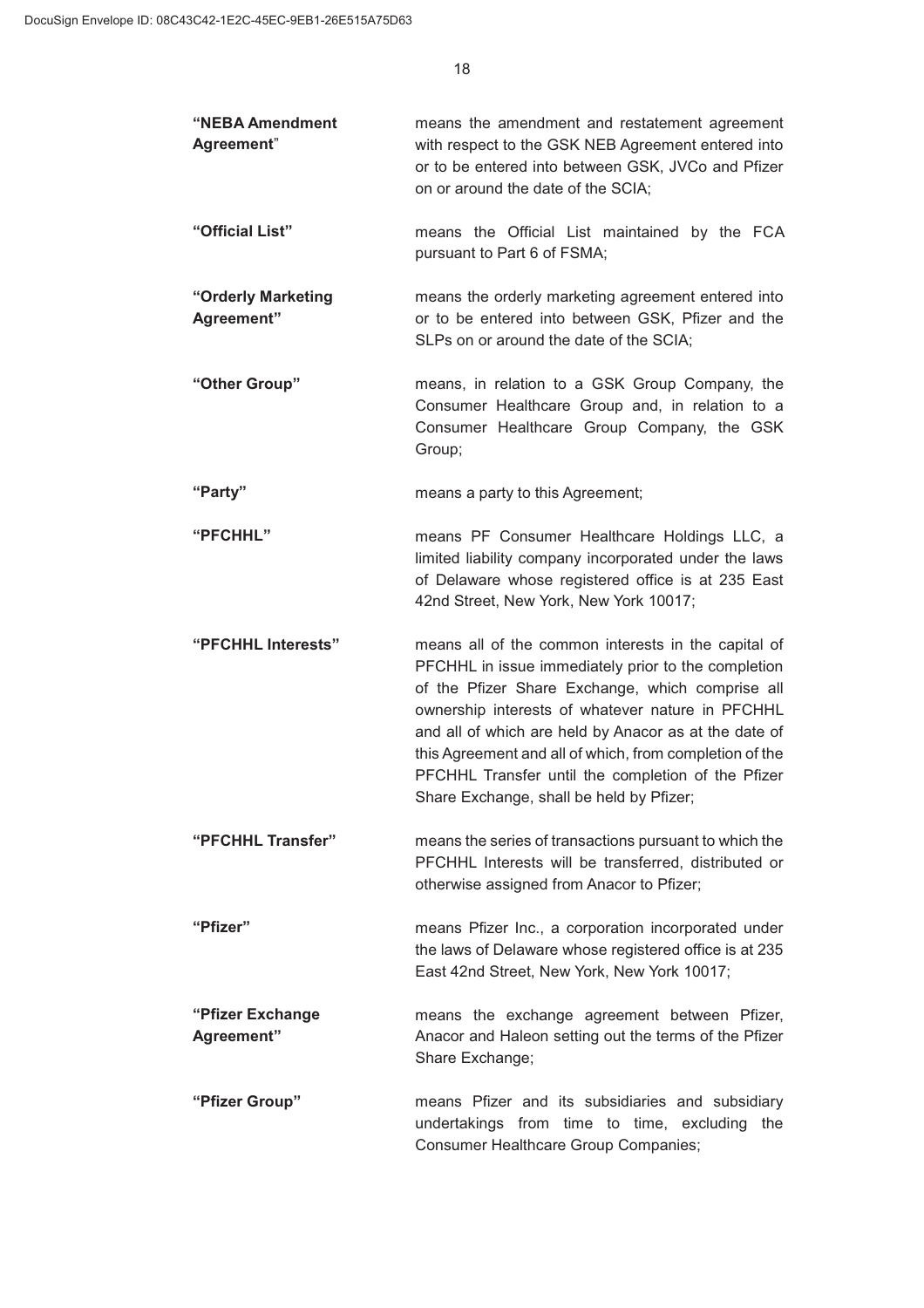**"NEBA Amendment Agreement"** means the amendment and restatement agreement with respect to the GSK NEB Agreement entered into or to be entered into between GSK, JVCo and Pfizer on or around the date of the SCIA;

**"Official List"** means the Official List maintained by the FCA pursuant to Part 6 of FSMA;

**"Orderly Marketing Agreement"** means the orderly marketing agreement entered into or to be entered into between GSK, Pfizer and the SLPs on or around the date of the SCIA;

**"Other Group"** means, in relation to a GSK Group Company, the Consumer Healthcare Group and, in relation to a Consumer Healthcare Group Company, the GSK Group;

**"Party"** means a party to this Agreement;

**"PFCHHL"** means PF Consumer Healthcare Holdings LLC, a limited liability company incorporated under the laws of Delaware whose registered office is at 235 East 42nd Street, New York, New York 10017;

**"PFCHHL Interests"** means all of the common interests in the capital of PFCHHL in issue immediately prior to the completion of the Pfizer Share Exchange, which comprise all ownership interests of whatever nature in PFCHHL and all of which are held by Anacor as at the date of this Agreement and all of which, from completion of the PFCHHL Transfer until the completion of the Pfizer Share Exchange, shall be held by Pfizer;

**"PFCHHL Transfer"** means the series of transactions pursuant to which the PFCHHL Interests will be transferred, distributed or otherwise assigned from Anacor to Pfizer;

**"Pfizer"** means Pfizer Inc., a corporation incorporated under the laws of Delaware whose registered office is at 235 East 42nd Street, New York, New York 10017;

**"Pfizer Exchange Agreement"** means the exchange agreement between Pfizer, Anacor and Haleon setting out the terms of the Pfizer Share Exchange;

**"Pfizer Group"** means Pfizer and its subsidiaries and subsidiary undertakings from time to time, excluding the Consumer Healthcare Group Companies;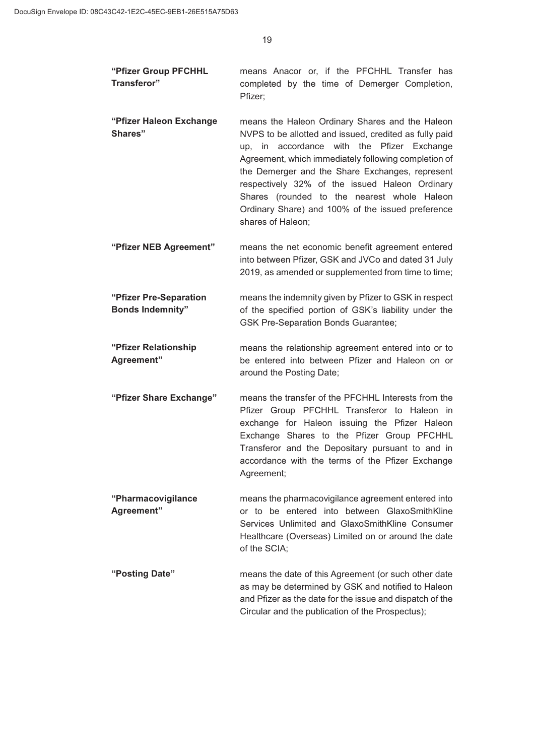**"Pfizer Group PFCHHL Transferor"** means Anacor or, if the PFCHHL Transfer has completed by the time of Demerger Completion, Pfizer;

**"Pfizer Haleon Exchange Shares"** means the Haleon Ordinary Shares and the Haleon NVPS to be allotted and issued, credited as fully paid up, in accordance with the Pfizer Exchange Agreement, which immediately following completion of the Demerger and the Share Exchanges, represent respectively 32% of the issued Haleon Ordinary Shares (rounded to the nearest whole Haleon Ordinary Share) and 100% of the issued preference shares of Haleon;

**"Pfizer NEB Agreement"** means the net economic benefit agreement entered into between Pfizer, GSK and JVCo and dated 31 July 2019, as amended or supplemented from time to time;

**"Pfizer Pre-Separation Bonds Indemnity"** means the indemnity given by Pfizer to GSK in respect of the specified portion of GSK's liability under the GSK Pre-Separation Bonds Guarantee;

**"Pfizer Relationship Agreement"** means the relationship agreement entered into or to be entered into between Pfizer and Haleon on or around the Posting Date;

**"Pfizer Share Exchange"** means the transfer of the PFCHHL Interests from the Pfizer Group PFCHHL Transferor to Haleon in exchange for Haleon issuing the Pfizer Haleon Exchange Shares to the Pfizer Group PFCHHL Transferor and the Depositary pursuant to and in accordance with the terms of the Pfizer Exchange Agreement;

**"Pharmacovigilance Agreement"** means the pharmacovigilance agreement entered into or to be entered into between GlaxoSmithKline Services Unlimited and GlaxoSmithKline Consumer Healthcare (Overseas) Limited on or around the date of the SCIA;

**"Posting Date"** means the date of this Agreement (or such other date as may be determined by GSK and notified to Haleon and Pfizer as the date for the issue and dispatch of the Circular and the publication of the Prospectus);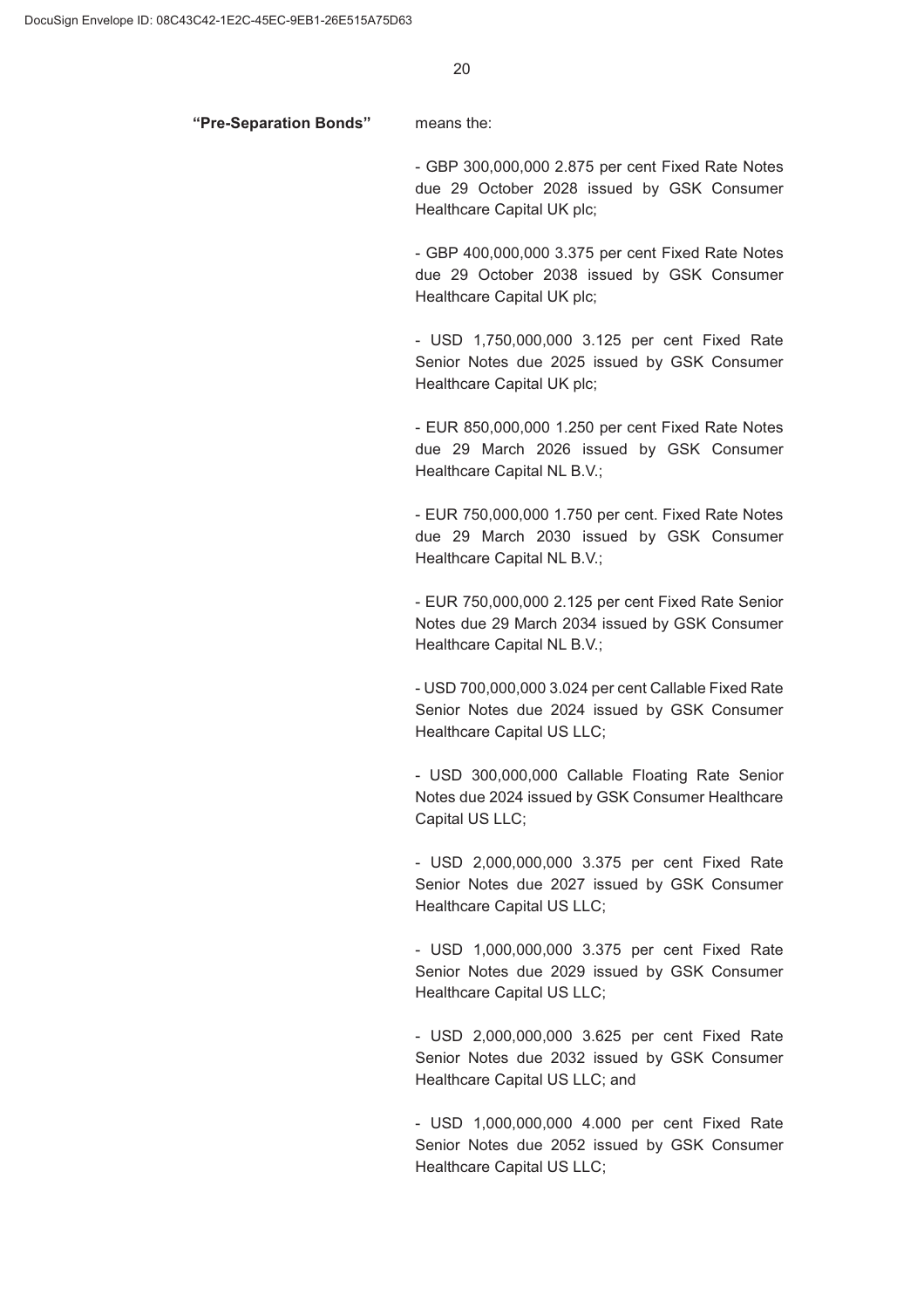**"Pre-Separation Bonds"** means the:

- GBP 300,000,000 2.875 per cent Fixed Rate Notes due 29 October 2028 issued by GSK Consumer Healthcare Capital UK plc;

- GBP 400,000,000 3.375 per cent Fixed Rate Notes due 29 October 2038 issued by GSK Consumer Healthcare Capital UK plc;

- USD 1,750,000,000 3.125 per cent Fixed Rate Senior Notes due 2025 issued by GSK Consumer Healthcare Capital UK plc;

- EUR 850,000,000 1.250 per cent Fixed Rate Notes due 29 March 2026 issued by GSK Consumer Healthcare Capital NL B.V.;

- EUR 750,000,000 1.750 per cent. Fixed Rate Notes due 29 March 2030 issued by GSK Consumer Healthcare Capital NL B.V.;

- EUR 750,000,000 2.125 per cent Fixed Rate Senior Notes due 29 March 2034 issued by GSK Consumer Healthcare Capital NL B.V.;

- USD 700,000,000 3.024 per cent Callable Fixed Rate Senior Notes due 2024 issued by GSK Consumer Healthcare Capital US LLC;

- USD 300,000,000 Callable Floating Rate Senior Notes due 2024 issued by GSK Consumer Healthcare Capital US LLC;

- USD 2,000,000,000 3.375 per cent Fixed Rate Senior Notes due 2027 issued by GSK Consumer Healthcare Capital US LLC;

- USD 1,000,000,000 3.375 per cent Fixed Rate Senior Notes due 2029 issued by GSK Consumer Healthcare Capital US LLC;

- USD 2,000,000,000 3.625 per cent Fixed Rate Senior Notes due 2032 issued by GSK Consumer Healthcare Capital US LLC; and

- USD 1,000,000,000 4.000 per cent Fixed Rate Senior Notes due 2052 issued by GSK Consumer Healthcare Capital US LLC;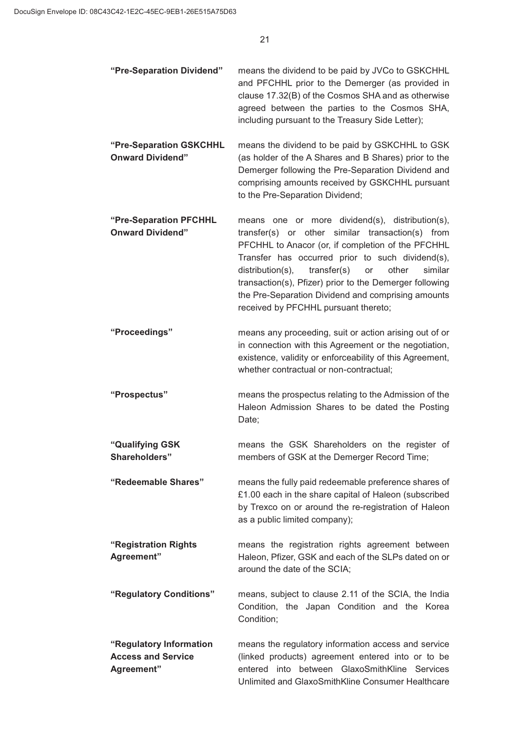**"Pre-Separation Dividend"** means the dividend to be paid by JVCo to GSKCHHL and PFCHHL prior to the Demerger (as provided in clause 17.32(B) of the Cosmos SHA and as otherwise agreed between the parties to the Cosmos SHA, including pursuant to the Treasury Side Letter);

**"Pre-Separation GSKCHHL Onward Dividend"** means the dividend to be paid by GSKCHHL to GSK (as holder of the A Shares and B Shares) prior to the Demerger following the Pre-Separation Dividend and comprising amounts received by GSKCHHL pursuant to the Pre-Separation Dividend;

**"Pre-Separation PFCHHL Onward Dividend"** means one or more dividend(s), distribution(s), transfer(s) or other similar transaction(s) from PFCHHL to Anacor (or, if completion of the PFCHHL Transfer has occurred prior to such dividend(s), distribution(s), transfer(s) or other similar transaction(s), Pfizer) prior to the Demerger following the Pre-Separation Dividend and comprising amounts received by PFCHHL pursuant thereto;

**"Proceedings"** means any proceeding, suit or action arising out of or in connection with this Agreement or the negotiation, existence, validity or enforceability of this Agreement, whether contractual or non-contractual;

**"Prospectus"** means the prospectus relating to the Admission of the Haleon Admission Shares to be dated the Posting Date;

**"Qualifying GSK Shareholders"** means the GSK Shareholders on the register of members of GSK at the Demerger Record Time;

**"Redeemable Shares"** means the fully paid redeemable preference shares of £1.00 each in the share capital of Haleon (subscribed by Trexco on or around the re-registration of Haleon as a public limited company);

**"Registration Rights Agreement"** means the registration rights agreement between Haleon, Pfizer, GSK and each of the SLPs dated on or around the date of the SCIA;

**"Regulatory Conditions"** means, subject to clause 2.11 of the SCIA, the India Condition, the Japan Condition and the Korea Condition;

**"Regulatory Information Access and Service Agreement"** means the regulatory information access and service (linked products) agreement entered into or to be entered into between GlaxoSmithKline Services Unlimited and GlaxoSmithKline Consumer Healthcare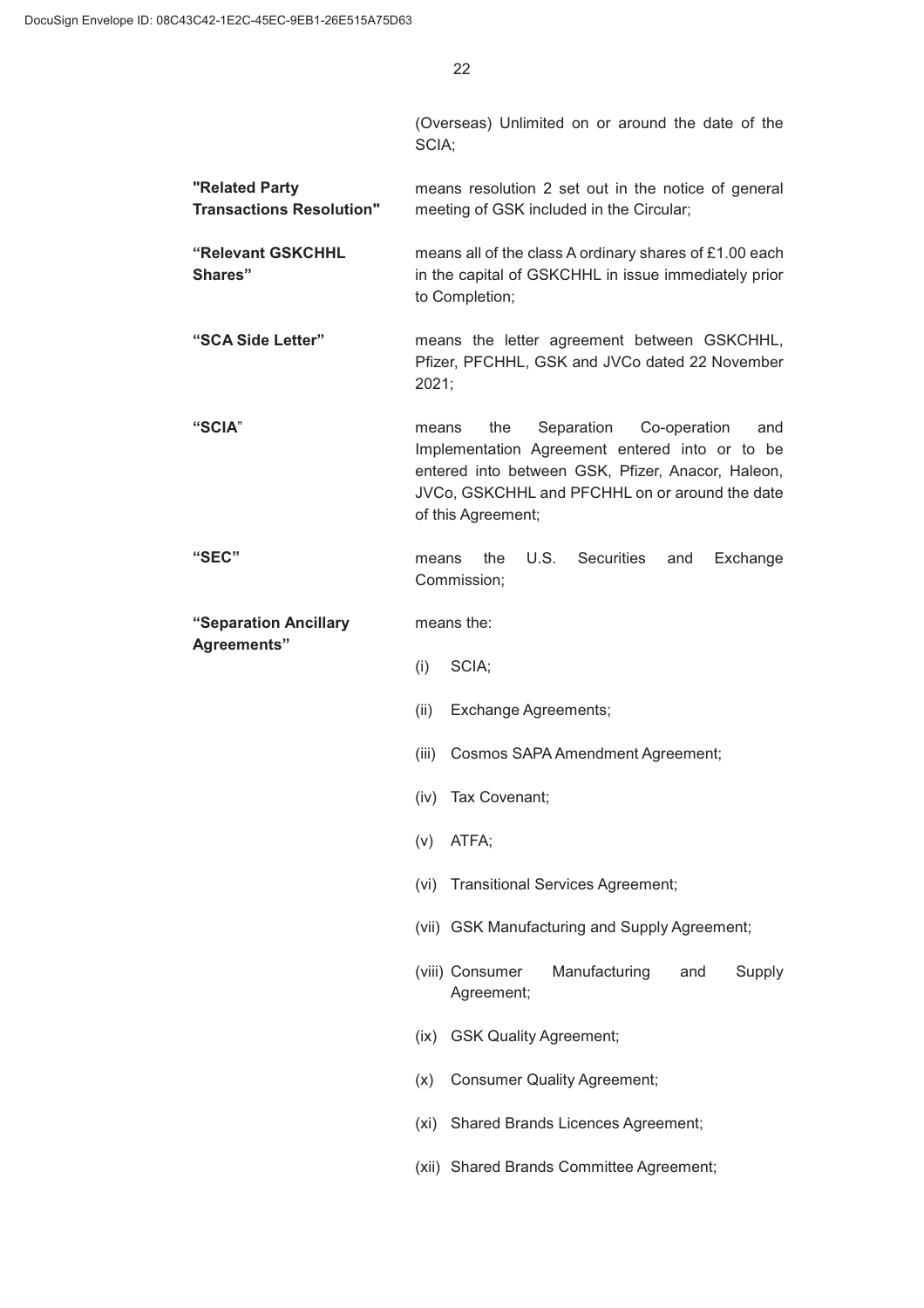(Overseas) Unlimited on or around the date of the SCIA;

| | |
|---|---|
| **"Related Party Transactions Resolution"** | means resolution 2 set out in the notice of general meeting of GSK included in the Circular; |
| **"Relevant GSKCHHL Shares"** | means all of the class A ordinary shares of £1.00 each in the capital of GSKCHHL in issue immediately prior to Completion; |
| **"SCA Side Letter"** | means the letter agreement between GSKCHHL, Pfizer, PFCHHL, GSK and JVCo dated 22 November 2021; |
| **"SCIA"** | means the Separation Co-operation and Implementation Agreement entered into or to be entered into between GSK, Pfizer, Anacor, Haleon, JVCo, GSKCHHL and PFCHHL on or around the date of this Agreement; |
| **"SEC"** | means the U.S. Securities and Exchange Commission; |
| **"Separation Ancillary Agreements"** | means the:<br>(i) SCIA;<br>(ii) Exchange Agreements;<br>(iii) Cosmos SAPA Amendment Agreement;<br>(iv) Tax Covenant;<br>(v) ATFA;<br>(vi) Transitional Services Agreement;<br>(vii) GSK Manufacturing and Supply Agreement;<br>(viii) Consumer Manufacturing and Supply Agreement;<br>(ix) GSK Quality Agreement;<br>(x) Consumer Quality Agreement;<br>(xi) Shared Brands Licences Agreement;<br>(xii) Shared Brands Committee Agreement; |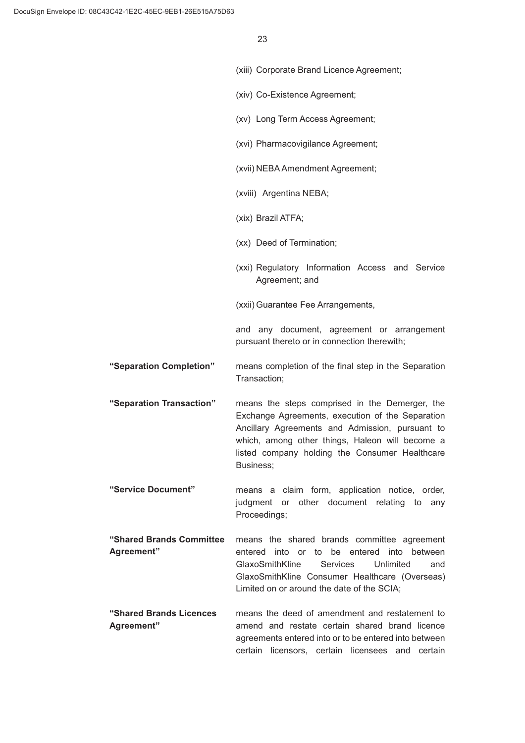(xiii) Corporate Brand Licence Agreement;

(xiv) Co-Existence Agreement;

(xv) Long Term Access Agreement;

(xvi) Pharmacovigilance Agreement;

(xvii) NEBA Amendment Agreement;

(xviii) Argentina NEBA;

(xix) Brazil ATFA;

(xx) Deed of Termination;

(xxi) Regulatory Information Access and Service Agreement; and

(xxii) Guarantee Fee Arrangements,

and any document, agreement or arrangement pursuant thereto or in connection therewith;

**"Separation Completion"** means completion of the final step in the Separation Transaction;

**"Separation Transaction"** means the steps comprised in the Demerger, the Exchange Agreements, execution of the Separation Ancillary Agreements and Admission, pursuant to which, among other things, Haleon will become a listed company holding the Consumer Healthcare Business;

**"Service Document"** means a claim form, application notice, order, judgment or other document relating to any Proceedings;

**"Shared Brands Committee Agreement"** means the shared brands committee agreement entered into or to be entered into between GlaxoSmithKline Services Unlimited and GlaxoSmithKline Consumer Healthcare (Overseas) Limited on or around the date of the SCIA;

**"Shared Brands Licences Agreement"** means the deed of amendment and restatement to amend and restate certain shared brand licence agreements entered into or to be entered into between certain licensors, certain licensees and certain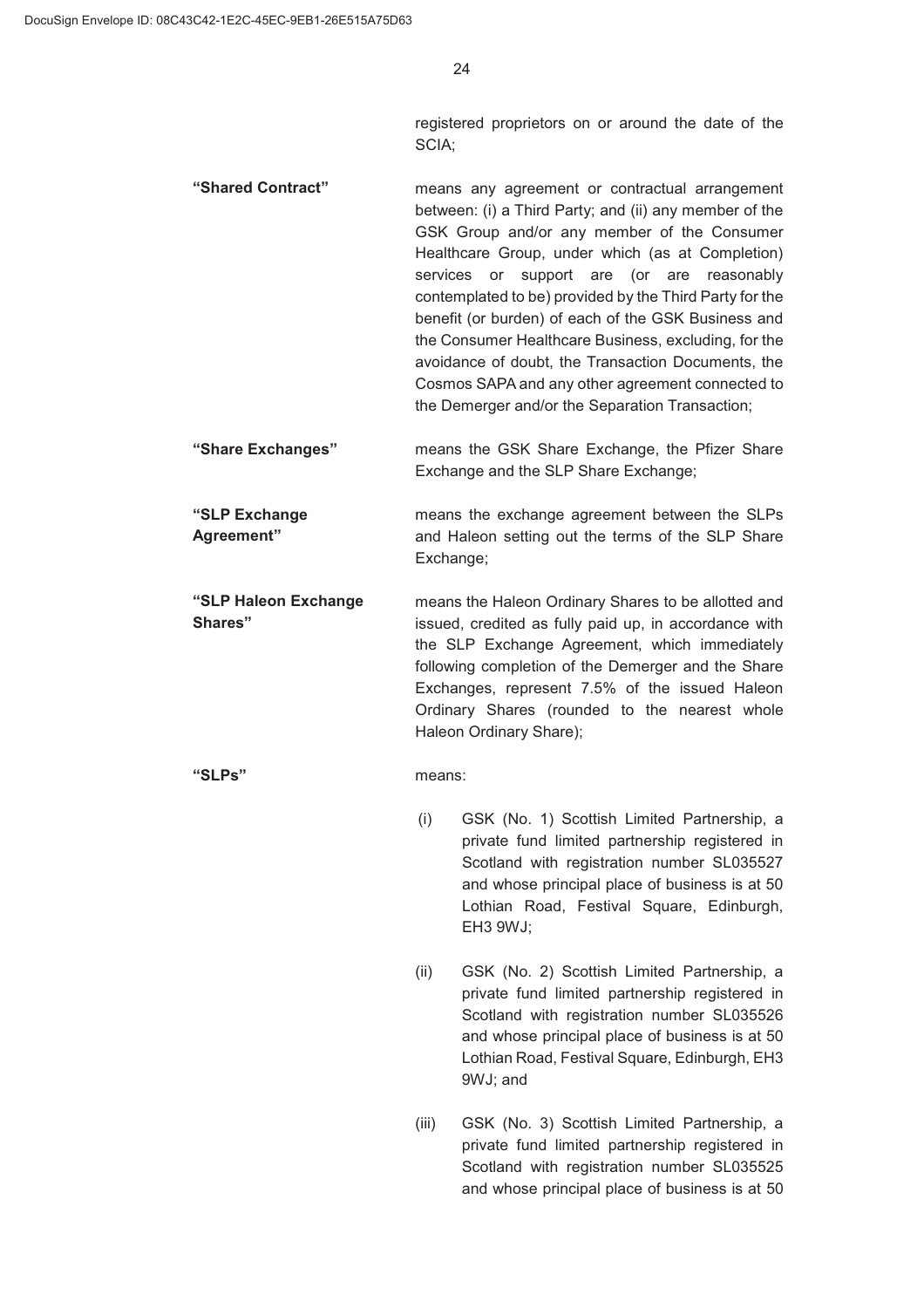registered proprietors on or around the date of the SCIA;

**"Shared Contract"** means any agreement or contractual arrangement between: (i) a Third Party; and (ii) any member of the GSK Group and/or any member of the Consumer Healthcare Group, under which (as at Completion) services or support are (or are reasonably contemplated to be) provided by the Third Party for the benefit (or burden) of each of the GSK Business and the Consumer Healthcare Business, excluding, for the avoidance of doubt, the Transaction Documents, the Cosmos SAPA and any other agreement connected to the Demerger and/or the Separation Transaction;

**"Share Exchanges"** means the GSK Share Exchange, the Pfizer Share Exchange and the SLP Share Exchange;

**"SLP Exchange Agreement"** means the exchange agreement between the SLPs and Haleon setting out the terms of the SLP Share Exchange;

**"SLP Haleon Exchange Shares"** means the Haleon Ordinary Shares to be allotted and issued, credited as fully paid up, in accordance with the SLP Exchange Agreement, which immediately following completion of the Demerger and the Share Exchanges, represent 7.5% of the issued Haleon Ordinary Shares (rounded to the nearest whole Haleon Ordinary Share);

**"SLPs"** means:

(i) GSK (No. 1) Scottish Limited Partnership, a private fund limited partnership registered in Scotland with registration number SL035527 and whose principal place of business is at 50 Lothian Road, Festival Square, Edinburgh, EH3 9WJ;

(ii) GSK (No. 2) Scottish Limited Partnership, a private fund limited partnership registered in Scotland with registration number SL035526 and whose principal place of business is at 50 Lothian Road, Festival Square, Edinburgh, EH3 9WJ; and

(iii) GSK (No. 3) Scottish Limited Partnership, a private fund limited partnership registered in Scotland with registration number SL035525 and whose principal place of business is at 50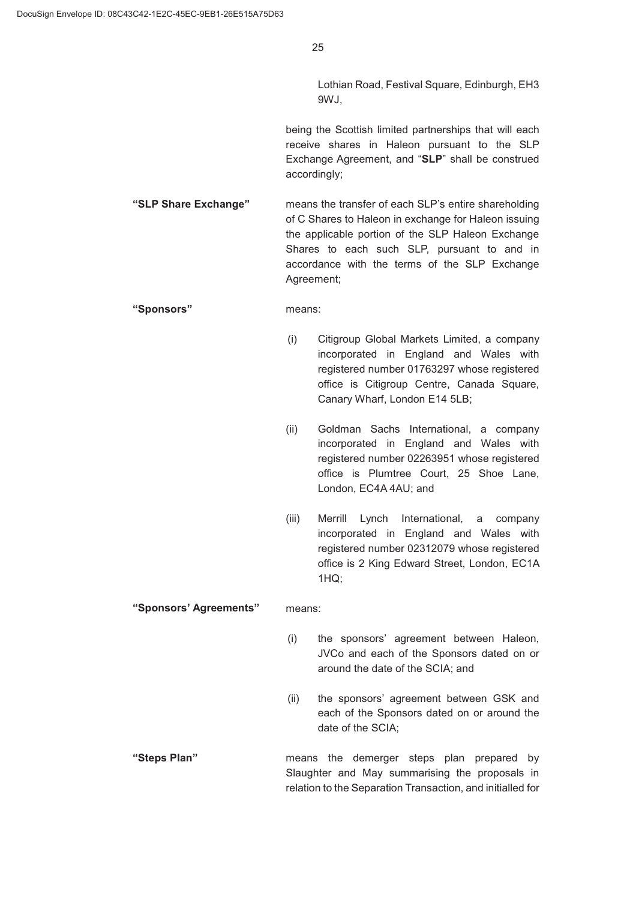Lothian Road, Festival Square, Edinburgh, EH3 9WJ,

being the Scottish limited partnerships that will each receive shares in Haleon pursuant to the SLP Exchange Agreement, and "**SLP**" shall be construed accordingly;

**"SLP Share Exchange"** means the transfer of each SLP's entire shareholding of C Shares to Haleon in exchange for Haleon issuing the applicable portion of the SLP Haleon Exchange Shares to each such SLP, pursuant to and in accordance with the terms of the SLP Exchange Agreement;

**"Sponsors"** means:

(i) Citigroup Global Markets Limited, a company incorporated in England and Wales with registered number 01763297 whose registered office is Citigroup Centre, Canada Square, Canary Wharf, London E14 5LB;

(ii) Goldman Sachs International, a company incorporated in England and Wales with registered number 02263951 whose registered office is Plumtree Court, 25 Shoe Lane, London, EC4A 4AU; and

(iii) Merrill Lynch International, a company incorporated in England and Wales with registered number 02312079 whose registered office is 2 King Edward Street, London, EC1A 1HQ;

**"Sponsors' Agreements"** means:

(i) the sponsors' agreement between Haleon, JVCo and each of the Sponsors dated on or around the date of the SCIA; and

(ii) the sponsors' agreement between GSK and each of the Sponsors dated on or around the date of the SCIA;

**"Steps Plan"** means the demerger steps plan prepared by Slaughter and May summarising the proposals in relation to the Separation Transaction, and initialled for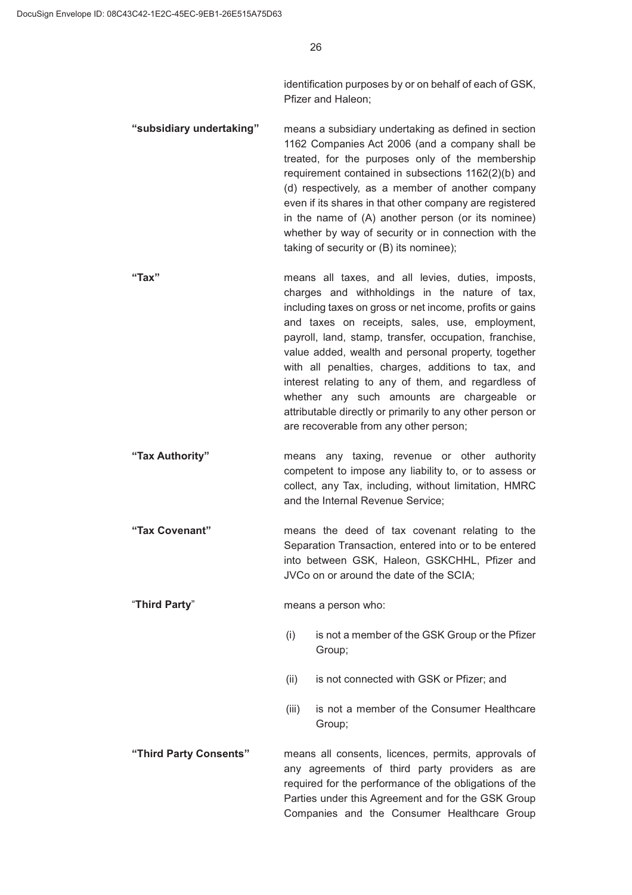identification purposes by or on behalf of each of GSK, Pfizer and Haleon;

**"subsidiary undertaking"** means a subsidiary undertaking as defined in section 1162 Companies Act 2006 (and a company shall be treated, for the purposes only of the membership requirement contained in subsections 1162(2)(b) and (d) respectively, as a member of another company even if its shares in that other company are registered in the name of (A) another person (or its nominee) whether by way of security or in connection with the taking of security or (B) its nominee);

**"Tax"** means all taxes, and all levies, duties, imposts, charges and withholdings in the nature of tax, including taxes on gross or net income, profits or gains and taxes on receipts, sales, use, employment, payroll, land, stamp, transfer, occupation, franchise, value added, wealth and personal property, together with all penalties, charges, additions to tax, and interest relating to any of them, and regardless of whether any such amounts are chargeable or attributable directly or primarily to any other person or are recoverable from any other person;

**"Tax Authority"** means any taxing, revenue or other authority competent to impose any liability to, or to assess or collect, any Tax, including, without limitation, HMRC and the Internal Revenue Service;

**"Tax Covenant"** means the deed of tax covenant relating to the Separation Transaction, entered into or to be entered into between GSK, Haleon, GSKCHHL, Pfizer and JVCo on or around the date of the SCIA;

"**Third Party**" means a person who:

(i) is not a member of the GSK Group or the Pfizer Group;

(ii) is not connected with GSK or Pfizer; and

(iii) is not a member of the Consumer Healthcare Group;

**"Third Party Consents"** means all consents, licences, permits, approvals of any agreements of third party providers as are required for the performance of the obligations of the Parties under this Agreement and for the GSK Group Companies and the Consumer Healthcare Group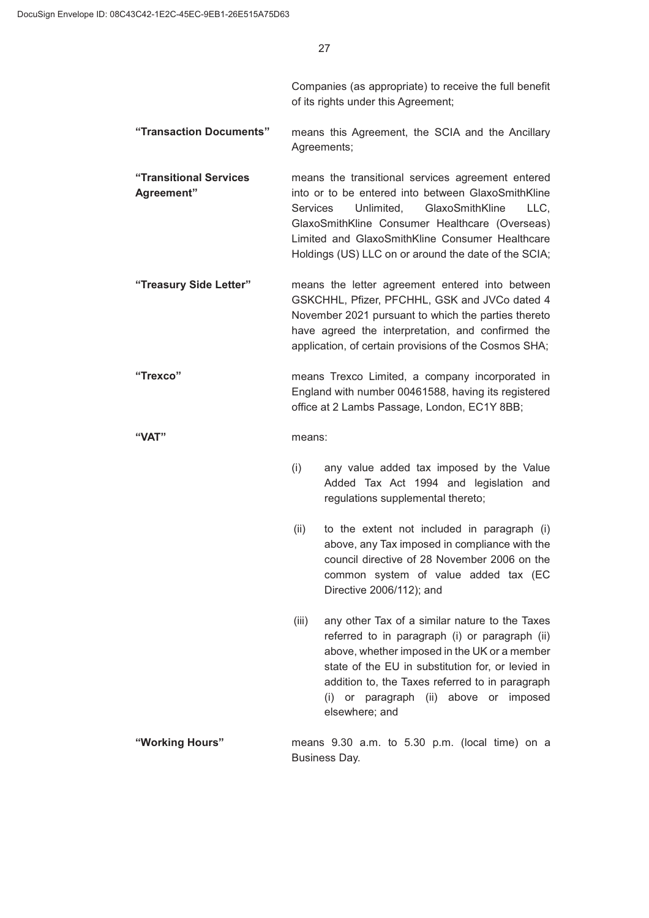Companies (as appropriate) to receive the full benefit of its rights under this Agreement;

**"Transaction Documents"** means this Agreement, the SCIA and the Ancillary Agreements;

**"Transitional Services Agreement"** means the transitional services agreement entered into or to be entered into between GlaxoSmithKline Services Unlimited, GlaxoSmithKline LLC, GlaxoSmithKline Consumer Healthcare (Overseas) Limited and GlaxoSmithKline Consumer Healthcare Holdings (US) LLC on or around the date of the SCIA;

**"Treasury Side Letter"** means the letter agreement entered into between GSKCHHL, Pfizer, PFCHHL, GSK and JVCo dated 4 November 2021 pursuant to which the parties thereto have agreed the interpretation, and confirmed the application, of certain provisions of the Cosmos SHA;

**"Trexco"** means Trexco Limited, a company incorporated in England with number 00461588, having its registered office at 2 Lambs Passage, London, EC1Y 8BB;

**"VAT"** means:

(i) any value added tax imposed by the Value Added Tax Act 1994 and legislation and regulations supplemental thereto;

(ii) to the extent not included in paragraph (i) above, any Tax imposed in compliance with the council directive of 28 November 2006 on the common system of value added tax (EC Directive 2006/112); and

(iii) any other Tax of a similar nature to the Taxes referred to in paragraph (i) or paragraph (ii) above, whether imposed in the UK or a member state of the EU in substitution for, or levied in addition to, the Taxes referred to in paragraph (i) or paragraph (ii) above or imposed elsewhere; and

**"Working Hours"** means 9.30 a.m. to 5.30 p.m. (local time) on a Business Day.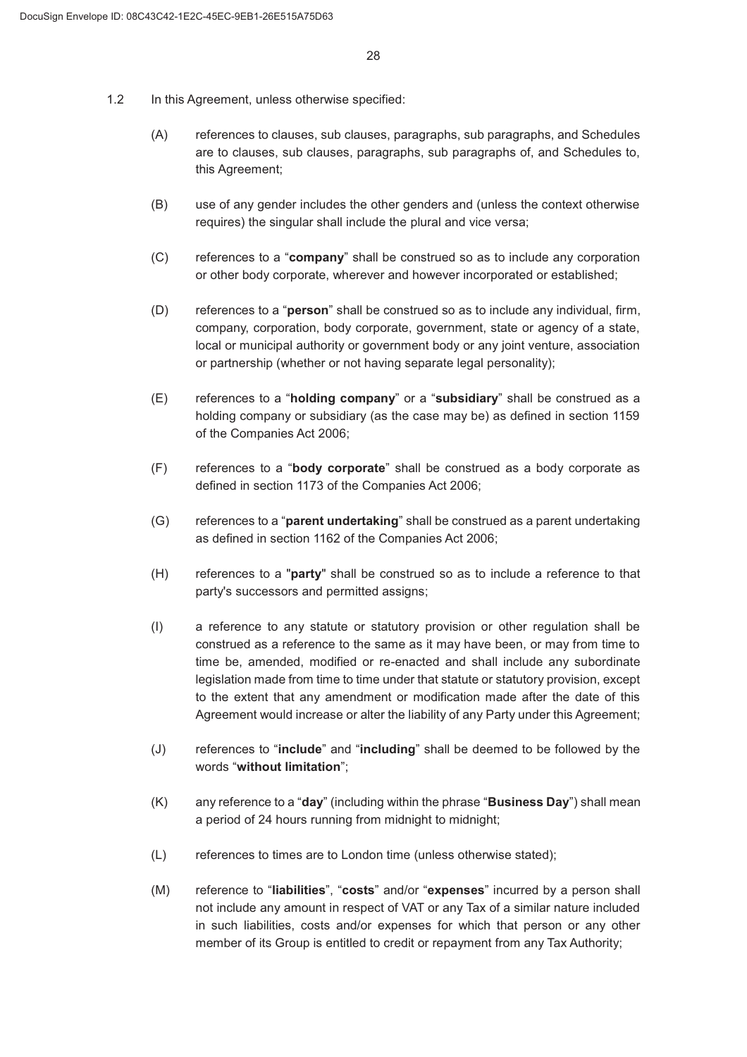1.2 In this Agreement, unless otherwise specified:

(A) references to clauses, sub clauses, paragraphs, sub paragraphs, and Schedules are to clauses, sub clauses, paragraphs, sub paragraphs of, and Schedules to, this Agreement;

(B) use of any gender includes the other genders and (unless the context otherwise requires) the singular shall include the plural and vice versa;

(C) references to a "**company**" shall be construed so as to include any corporation or other body corporate, wherever and however incorporated or established;

(D) references to a "**person**" shall be construed so as to include any individual, firm, company, corporation, body corporate, government, state or agency of a state, local or municipal authority or government body or any joint venture, association or partnership (whether or not having separate legal personality);

(E) references to a "**holding company**" or a "**subsidiary**" shall be construed as a holding company or subsidiary (as the case may be) as defined in section 1159 of the Companies Act 2006;

(F) references to a "**body corporate**" shall be construed as a body corporate as defined in section 1173 of the Companies Act 2006;

(G) references to a "**parent undertaking**" shall be construed as a parent undertaking as defined in section 1162 of the Companies Act 2006;

(H) references to a "**party**" shall be construed so as to include a reference to that party's successors and permitted assigns;

(I) a reference to any statute or statutory provision or other regulation shall be construed as a reference to the same as it may have been, or may from time to time be, amended, modified or re-enacted and shall include any subordinate legislation made from time to time under that statute or statutory provision, except to the extent that any amendment or modification made after the date of this Agreement would increase or alter the liability of any Party under this Agreement;

(J) references to "**include**" and "**including**" shall be deemed to be followed by the words "**without limitation**";

(K) any reference to a "**day**" (including within the phrase "**Business Day**") shall mean a period of 24 hours running from midnight to midnight;

(L) references to times are to London time (unless otherwise stated);

(M) reference to "**liabilities**", "**costs**" and/or "**expenses**" incurred by a person shall not include any amount in respect of VAT or any Tax of a similar nature included in such liabilities, costs and/or expenses for which that person or any other member of its Group is entitled to credit or repayment from any Tax Authority;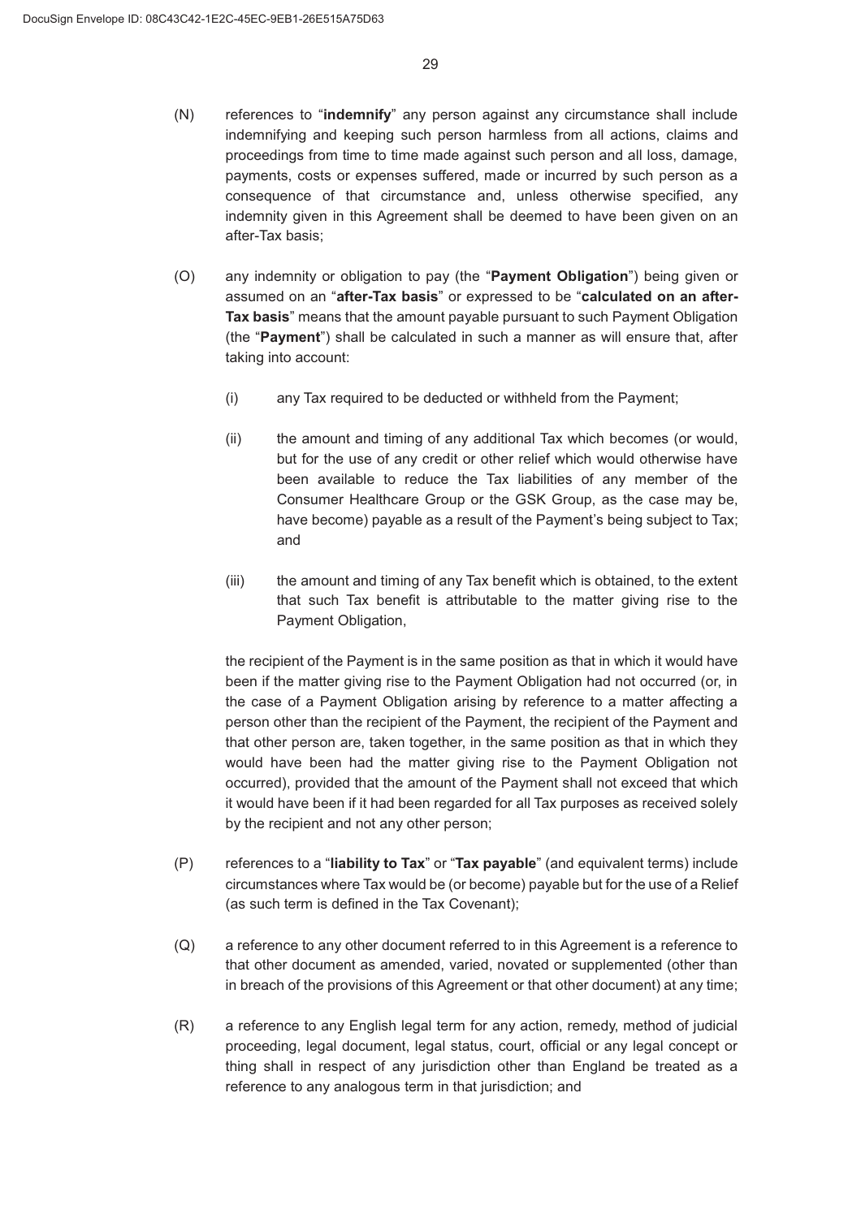(N) references to "**indemnify**" any person against any circumstance shall include indemnifying and keeping such person harmless from all actions, claims and proceedings from time to time made against such person and all loss, damage, payments, costs or expenses suffered, made or incurred by such person as a consequence of that circumstance and, unless otherwise specified, any indemnity given in this Agreement shall be deemed to have been given on an after-Tax basis;

(O) any indemnity or obligation to pay (the "**Payment Obligation**") being given or assumed on an "**after-Tax basis**" or expressed to be "**calculated on an after-Tax basis**" means that the amount payable pursuant to such Payment Obligation (the "**Payment**") shall be calculated in such a manner as will ensure that, after taking into account:

  (i) any Tax required to be deducted or withheld from the Payment;

  (ii) the amount and timing of any additional Tax which becomes (or would, but for the use of any credit or other relief which would otherwise have been available to reduce the Tax liabilities of any member of the Consumer Healthcare Group or the GSK Group, as the case may be, have become) payable as a result of the Payment's being subject to Tax; and

  (iii) the amount and timing of any Tax benefit which is obtained, to the extent that such Tax benefit is attributable to the matter giving rise to the Payment Obligation,

  the recipient of the Payment is in the same position as that in which it would have been if the matter giving rise to the Payment Obligation had not occurred (or, in the case of a Payment Obligation arising by reference to a matter affecting a person other than the recipient of the Payment, the recipient of the Payment and that other person are, taken together, in the same position as that in which they would have been had the matter giving rise to the Payment Obligation not occurred), provided that the amount of the Payment shall not exceed that which it would have been if it had been regarded for all Tax purposes as received solely by the recipient and not any other person;

(P) references to a "**liability to Tax**" or "**Tax payable**" (and equivalent terms) include circumstances where Tax would be (or become) payable but for the use of a Relief (as such term is defined in the Tax Covenant);

(Q) a reference to any other document referred to in this Agreement is a reference to that other document as amended, varied, novated or supplemented (other than in breach of the provisions of this Agreement or that other document) at any time;

(R) a reference to any English legal term for any action, remedy, method of judicial proceeding, legal document, legal status, court, official or any legal concept or thing shall in respect of any jurisdiction other than England be treated as a reference to any analogous term in that jurisdiction; and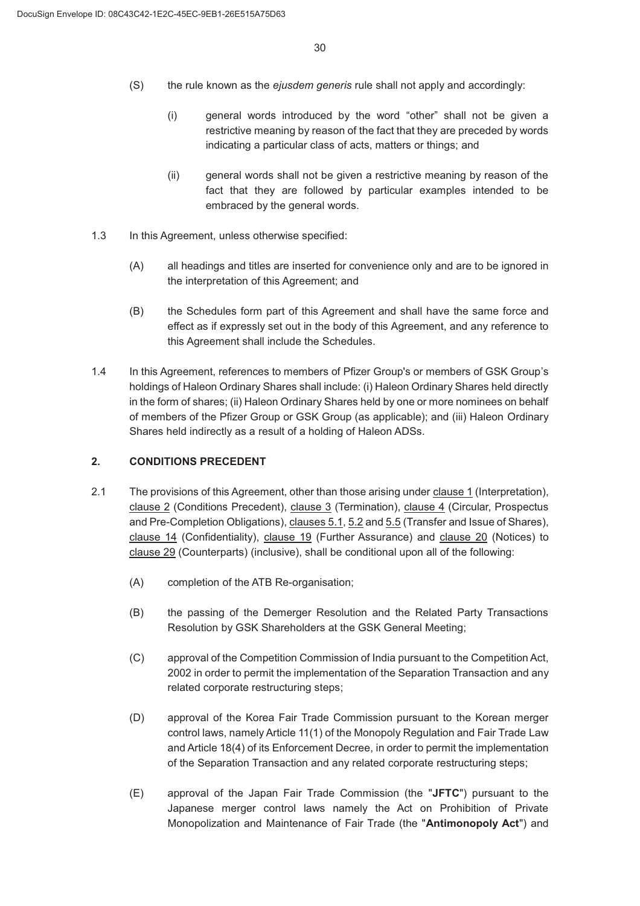(S) the rule known as the *ejusdem generis* rule shall not apply and accordingly:

(i) general words introduced by the word "other" shall not be given a restrictive meaning by reason of the fact that they are preceded by words indicating a particular class of acts, matters or things; and

(ii) general words shall not be given a restrictive meaning by reason of the fact that they are followed by particular examples intended to be embraced by the general words.

1.3 In this Agreement, unless otherwise specified:

(A) all headings and titles are inserted for convenience only and are to be ignored in the interpretation of this Agreement; and

(B) the Schedules form part of this Agreement and shall have the same force and effect as if expressly set out in the body of this Agreement, and any reference to this Agreement shall include the Schedules.

1.4 In this Agreement, references to members of Pfizer Group's or members of GSK Group's holdings of Haleon Ordinary Shares shall include: (i) Haleon Ordinary Shares held directly in the form of shares; (ii) Haleon Ordinary Shares held by one or more nominees on behalf of members of the Pfizer Group or GSK Group (as applicable); and (iii) Haleon Ordinary Shares held indirectly as a result of a holding of Haleon ADSs.

## 2. CONDITIONS PRECEDENT

2.1 The provisions of this Agreement, other than those arising under clause 1 (Interpretation), clause 2 (Conditions Precedent), clause 3 (Termination), clause 4 (Circular, Prospectus and Pre-Completion Obligations), clauses 5.1, 5.2 and 5.5 (Transfer and Issue of Shares), clause 14 (Confidentiality), clause 19 (Further Assurance) and clause 20 (Notices) to clause 29 (Counterparts) (inclusive), shall be conditional upon all of the following:

(A) completion of the ATB Re-organisation;

(B) the passing of the Demerger Resolution and the Related Party Transactions Resolution by GSK Shareholders at the GSK General Meeting;

(C) approval of the Competition Commission of India pursuant to the Competition Act, 2002 in order to permit the implementation of the Separation Transaction and any related corporate restructuring steps;

(D) approval of the Korea Fair Trade Commission pursuant to the Korean merger control laws, namely Article 11(1) of the Monopoly Regulation and Fair Trade Law and Article 18(4) of its Enforcement Decree, in order to permit the implementation of the Separation Transaction and any related corporate restructuring steps;

(E) approval of the Japan Fair Trade Commission (the "**JFTC**") pursuant to the Japanese merger control laws namely the Act on Prohibition of Private Monopolization and Maintenance of Fair Trade (the "**Antimonopoly Act**") and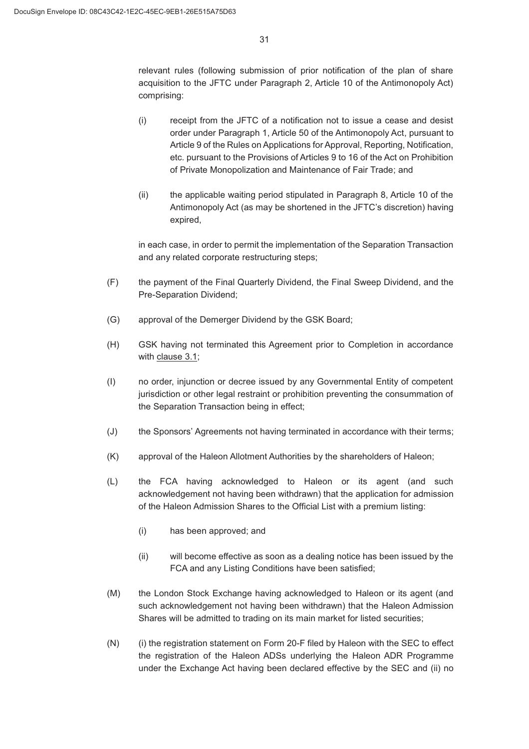relevant rules (following submission of prior notification of the plan of share acquisition to the JFTC under Paragraph 2, Article 10 of the Antimonopoly Act) comprising:

(i) receipt from the JFTC of a notification not to issue a cease and desist order under Paragraph 1, Article 50 of the Antimonopoly Act, pursuant to Article 9 of the Rules on Applications for Approval, Reporting, Notification, etc. pursuant to the Provisions of Articles 9 to 16 of the Act on Prohibition of Private Monopolization and Maintenance of Fair Trade; and

(ii) the applicable waiting period stipulated in Paragraph 8, Article 10 of the Antimonopoly Act (as may be shortened in the JFTC's discretion) having expired,

in each case, in order to permit the implementation of the Separation Transaction and any related corporate restructuring steps;

(F) the payment of the Final Quarterly Dividend, the Final Sweep Dividend, and the Pre-Separation Dividend;

(G) approval of the Demerger Dividend by the GSK Board;

(H) GSK having not terminated this Agreement prior to Completion in accordance with clause 3.1;

(I) no order, injunction or decree issued by any Governmental Entity of competent jurisdiction or other legal restraint or prohibition preventing the consummation of the Separation Transaction being in effect;

(J) the Sponsors' Agreements not having terminated in accordance with their terms;

(K) approval of the Haleon Allotment Authorities by the shareholders of Haleon;

(L) the FCA having acknowledged to Haleon or its agent (and such acknowledgement not having been withdrawn) that the application for admission of the Haleon Admission Shares to the Official List with a premium listing:

(i) has been approved; and

(ii) will become effective as soon as a dealing notice has been issued by the FCA and any Listing Conditions have been satisfied;

(M) the London Stock Exchange having acknowledged to Haleon or its agent (and such acknowledgement not having been withdrawn) that the Haleon Admission Shares will be admitted to trading on its main market for listed securities;

(N) (i) the registration statement on Form 20-F filed by Haleon with the SEC to effect the registration of the Haleon ADSs underlying the Haleon ADR Programme under the Exchange Act having been declared effective by the SEC and (ii) no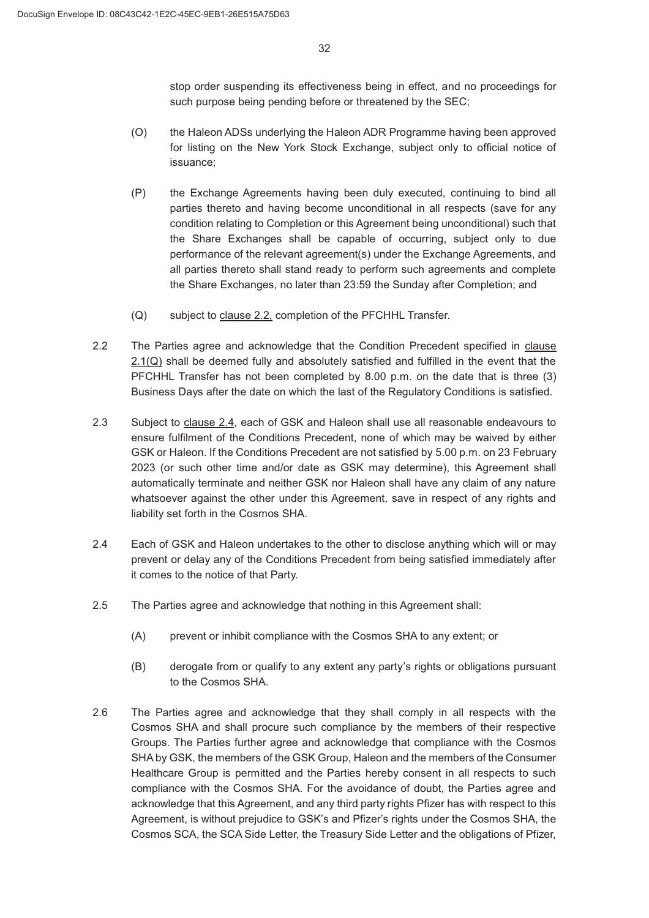stop order suspending its effectiveness being in effect, and no proceedings for such purpose being pending before or threatened by the SEC;

(O) the Haleon ADSs underlying the Haleon ADR Programme having been approved for listing on the New York Stock Exchange, subject only to official notice of issuance;

(P) the Exchange Agreements having been duly executed, continuing to bind all parties thereto and having become unconditional in all respects (save for any condition relating to Completion or this Agreement being unconditional) such that the Share Exchanges shall be capable of occurring, subject only to due performance of the relevant agreement(s) under the Exchange Agreements, and all parties thereto shall stand ready to perform such agreements and complete the Share Exchanges, no later than 23:59 the Sunday after Completion; and

(Q) subject to clause 2.2, completion of the PFCHHL Transfer.

2.2 The Parties agree and acknowledge that the Condition Precedent specified in clause 2.1(Q) shall be deemed fully and absolutely satisfied and fulfilled in the event that the PFCHHL Transfer has not been completed by 8.00 p.m. on the date that is three (3) Business Days after the date on which the last of the Regulatory Conditions is satisfied.

2.3 Subject to clause 2.4, each of GSK and Haleon shall use all reasonable endeavours to ensure fulfilment of the Conditions Precedent, none of which may be waived by either GSK or Haleon. If the Conditions Precedent are not satisfied by 5.00 p.m. on 23 February 2023 (or such other time and/or date as GSK may determine), this Agreement shall automatically terminate and neither GSK nor Haleon shall have any claim of any nature whatsoever against the other under this Agreement, save in respect of any rights and liability set forth in the Cosmos SHA.

2.4 Each of GSK and Haleon undertakes to the other to disclose anything which will or may prevent or delay any of the Conditions Precedent from being satisfied immediately after it comes to the notice of that Party.

2.5 The Parties agree and acknowledge that nothing in this Agreement shall:

(A) prevent or inhibit compliance with the Cosmos SHA to any extent; or

(B) derogate from or qualify to any extent any party's rights or obligations pursuant to the Cosmos SHA.

2.6 The Parties agree and acknowledge that they shall comply in all respects with the Cosmos SHA and shall procure such compliance by the members of their respective Groups. The Parties further agree and acknowledge that compliance with the Cosmos SHA by GSK, the members of the GSK Group, Haleon and the members of the Consumer Healthcare Group is permitted and the Parties hereby consent in all respects to such compliance with the Cosmos SHA. For the avoidance of doubt, the Parties agree and acknowledge that this Agreement, and any third party rights Pfizer has with respect to this Agreement, is without prejudice to GSK's and Pfizer's rights under the Cosmos SHA, the Cosmos SCA, the SCA Side Letter, the Treasury Side Letter and the obligations of Pfizer,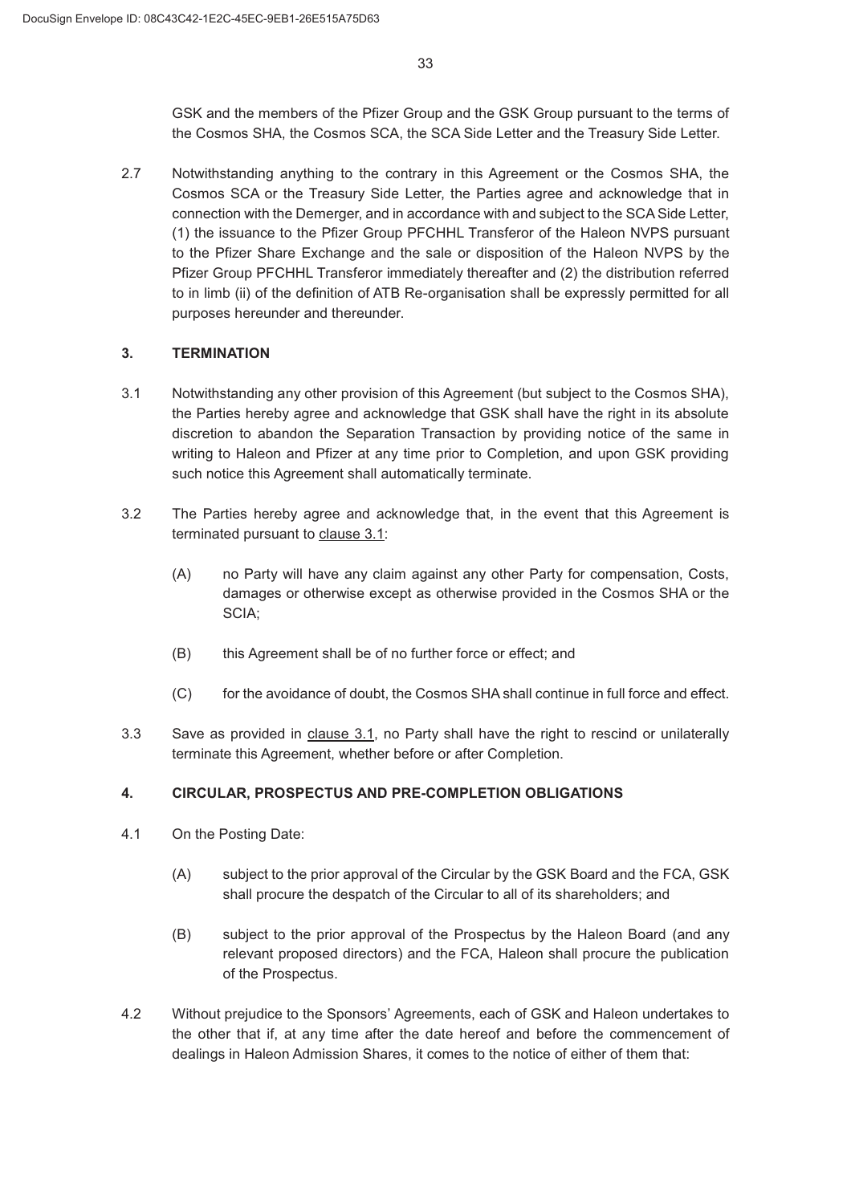GSK and the members of the Pfizer Group and the GSK Group pursuant to the terms of the Cosmos SHA, the Cosmos SCA, the SCA Side Letter and the Treasury Side Letter.

2.7 Notwithstanding anything to the contrary in this Agreement or the Cosmos SHA, the Cosmos SCA or the Treasury Side Letter, the Parties agree and acknowledge that in connection with the Demerger, and in accordance with and subject to the SCA Side Letter, (1) the issuance to the Pfizer Group PFCHHL Transferor of the Haleon NVPS pursuant to the Pfizer Share Exchange and the sale or disposition of the Haleon NVPS by the Pfizer Group PFCHHL Transferor immediately thereafter and (2) the distribution referred to in limb (ii) of the definition of ATB Re-organisation shall be expressly permitted for all purposes hereunder and thereunder.

## 3. TERMINATION

3.1 Notwithstanding any other provision of this Agreement (but subject to the Cosmos SHA), the Parties hereby agree and acknowledge that GSK shall have the right in its absolute discretion to abandon the Separation Transaction by providing notice of the same in writing to Haleon and Pfizer at any time prior to Completion, and upon GSK providing such notice this Agreement shall automatically terminate.

3.2 The Parties hereby agree and acknowledge that, in the event that this Agreement is terminated pursuant to clause 3.1:

(A) no Party will have any claim against any other Party for compensation, Costs, damages or otherwise except as otherwise provided in the Cosmos SHA or the SCIA;

(B) this Agreement shall be of no further force or effect; and

(C) for the avoidance of doubt, the Cosmos SHA shall continue in full force and effect.

3.3 Save as provided in clause 3.1, no Party shall have the right to rescind or unilaterally terminate this Agreement, whether before or after Completion.

## 4. CIRCULAR, PROSPECTUS AND PRE-COMPLETION OBLIGATIONS

4.1 On the Posting Date:

(A) subject to the prior approval of the Circular by the GSK Board and the FCA, GSK shall procure the despatch of the Circular to all of its shareholders; and

(B) subject to the prior approval of the Prospectus by the Haleon Board (and any relevant proposed directors) and the FCA, Haleon shall procure the publication of the Prospectus.

4.2 Without prejudice to the Sponsors' Agreements, each of GSK and Haleon undertakes to the other that if, at any time after the date hereof and before the commencement of dealings in Haleon Admission Shares, it comes to the notice of either of them that: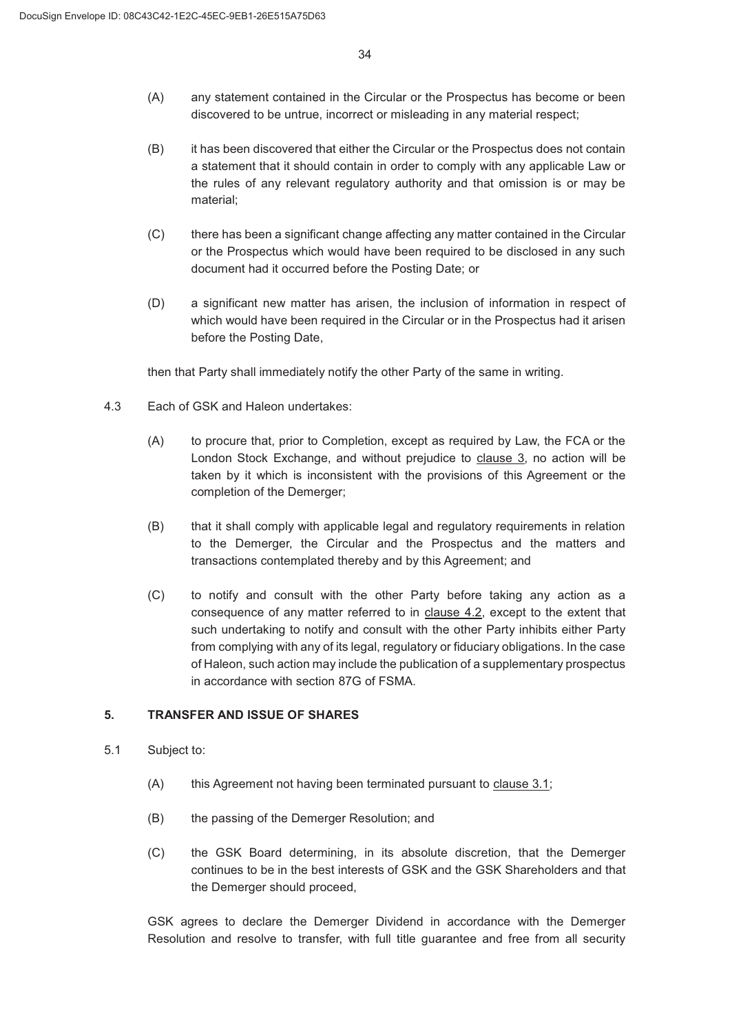(A) any statement contained in the Circular or the Prospectus has become or been discovered to be untrue, incorrect or misleading in any material respect;

(B) it has been discovered that either the Circular or the Prospectus does not contain a statement that it should contain in order to comply with any applicable Law or the rules of any relevant regulatory authority and that omission is or may be material;

(C) there has been a significant change affecting any matter contained in the Circular or the Prospectus which would have been required to be disclosed in any such document had it occurred before the Posting Date; or

(D) a significant new matter has arisen, the inclusion of information in respect of which would have been required in the Circular or in the Prospectus had it arisen before the Posting Date,

then that Party shall immediately notify the other Party of the same in writing.

4.3 Each of GSK and Haleon undertakes:

(A) to procure that, prior to Completion, except as required by Law, the FCA or the London Stock Exchange, and without prejudice to clause 3, no action will be taken by it which is inconsistent with the provisions of this Agreement or the completion of the Demerger;

(B) that it shall comply with applicable legal and regulatory requirements in relation to the Demerger, the Circular and the Prospectus and the matters and transactions contemplated thereby and by this Agreement; and

(C) to notify and consult with the other Party before taking any action as a consequence of any matter referred to in clause 4.2, except to the extent that such undertaking to notify and consult with the other Party inhibits either Party from complying with any of its legal, regulatory or fiduciary obligations. In the case of Haleon, such action may include the publication of a supplementary prospectus in accordance with section 87G of FSMA.

## 5. TRANSFER AND ISSUE OF SHARES

5.1 Subject to:

(A) this Agreement not having been terminated pursuant to clause 3.1;

(B) the passing of the Demerger Resolution; and

(C) the GSK Board determining, in its absolute discretion, that the Demerger continues to be in the best interests of GSK and the GSK Shareholders and that the Demerger should proceed,

GSK agrees to declare the Demerger Dividend in accordance with the Demerger Resolution and resolve to transfer, with full title guarantee and free from all security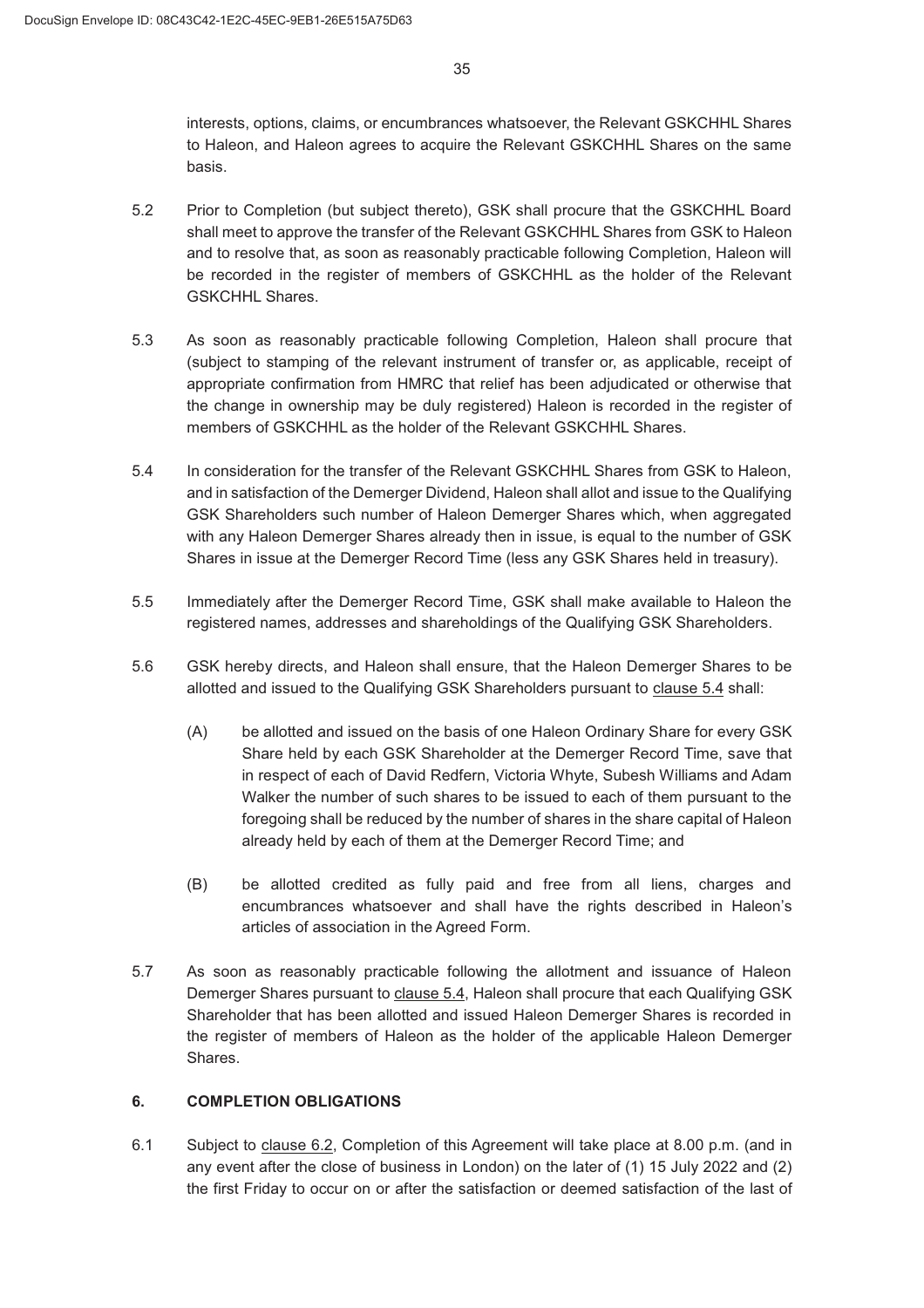interests, options, claims, or encumbrances whatsoever, the Relevant GSKCHHL Shares to Haleon, and Haleon agrees to acquire the Relevant GSKCHHL Shares on the same basis.

5.2 Prior to Completion (but subject thereto), GSK shall procure that the GSKCHHL Board shall meet to approve the transfer of the Relevant GSKCHHL Shares from GSK to Haleon and to resolve that, as soon as reasonably practicable following Completion, Haleon will be recorded in the register of members of GSKCHHL as the holder of the Relevant GSKCHHL Shares.

5.3 As soon as reasonably practicable following Completion, Haleon shall procure that (subject to stamping of the relevant instrument of transfer or, as applicable, receipt of appropriate confirmation from HMRC that relief has been adjudicated or otherwise that the change in ownership may be duly registered) Haleon is recorded in the register of members of GSKCHHL as the holder of the Relevant GSKCHHL Shares.

5.4 In consideration for the transfer of the Relevant GSKCHHL Shares from GSK to Haleon, and in satisfaction of the Demerger Dividend, Haleon shall allot and issue to the Qualifying GSK Shareholders such number of Haleon Demerger Shares which, when aggregated with any Haleon Demerger Shares already then in issue, is equal to the number of GSK Shares in issue at the Demerger Record Time (less any GSK Shares held in treasury).

5.5 Immediately after the Demerger Record Time, GSK shall make available to Haleon the registered names, addresses and shareholdings of the Qualifying GSK Shareholders.

5.6 GSK hereby directs, and Haleon shall ensure, that the Haleon Demerger Shares to be allotted and issued to the Qualifying GSK Shareholders pursuant to clause 5.4 shall:

(A) be allotted and issued on the basis of one Haleon Ordinary Share for every GSK Share held by each GSK Shareholder at the Demerger Record Time, save that in respect of each of David Redfern, Victoria Whyte, Subesh Williams and Adam Walker the number of such shares to be issued to each of them pursuant to the foregoing shall be reduced by the number of shares in the share capital of Haleon already held by each of them at the Demerger Record Time; and

(B) be allotted credited as fully paid and free from all liens, charges and encumbrances whatsoever and shall have the rights described in Haleon's articles of association in the Agreed Form.

5.7 As soon as reasonably practicable following the allotment and issuance of Haleon Demerger Shares pursuant to clause 5.4, Haleon shall procure that each Qualifying GSK Shareholder that has been allotted and issued Haleon Demerger Shares is recorded in the register of members of Haleon as the holder of the applicable Haleon Demerger Shares.

## 6. COMPLETION OBLIGATIONS

6.1 Subject to clause 6.2, Completion of this Agreement will take place at 8.00 p.m. (and in any event after the close of business in London) on the later of (1) 15 July 2022 and (2) the first Friday to occur on or after the satisfaction or deemed satisfaction of the last of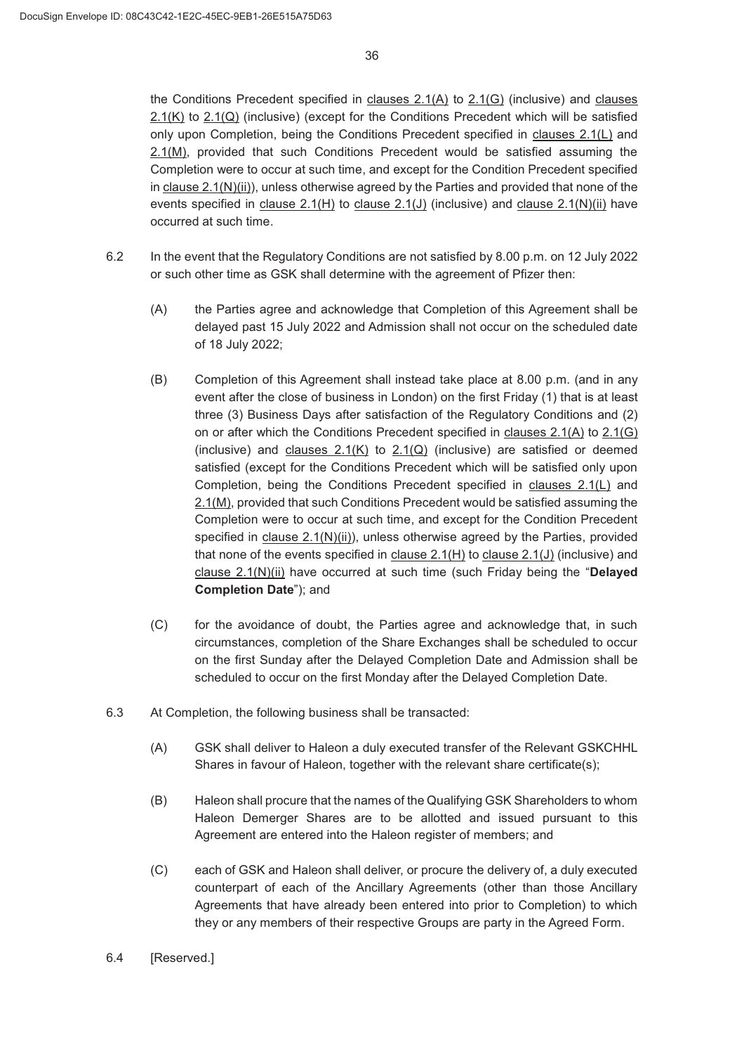the Conditions Precedent specified in clauses 2.1(A) to 2.1(G) (inclusive) and clauses 2.1(K) to 2.1(Q) (inclusive) (except for the Conditions Precedent which will be satisfied only upon Completion, being the Conditions Precedent specified in clauses 2.1(L) and 2.1(M), provided that such Conditions Precedent would be satisfied assuming the Completion were to occur at such time, and except for the Condition Precedent specified in clause 2.1(N)(ii)), unless otherwise agreed by the Parties and provided that none of the events specified in clause 2.1(H) to clause 2.1(J) (inclusive) and clause 2.1(N)(ii) have occurred at such time.

6.2 In the event that the Regulatory Conditions are not satisfied by 8.00 p.m. on 12 July 2022 or such other time as GSK shall determine with the agreement of Pfizer then:

(A) the Parties agree and acknowledge that Completion of this Agreement shall be delayed past 15 July 2022 and Admission shall not occur on the scheduled date of 18 July 2022;

(B) Completion of this Agreement shall instead take place at 8.00 p.m. (and in any event after the close of business in London) on the first Friday (1) that is at least three (3) Business Days after satisfaction of the Regulatory Conditions and (2) on or after which the Conditions Precedent specified in clauses 2.1(A) to 2.1(G) (inclusive) and clauses 2.1(K) to 2.1(Q) (inclusive) are satisfied or deemed satisfied (except for the Conditions Precedent which will be satisfied only upon Completion, being the Conditions Precedent specified in clauses 2.1(L) and 2.1(M), provided that such Conditions Precedent would be satisfied assuming the Completion were to occur at such time, and except for the Condition Precedent specified in clause 2.1(N)(ii)), unless otherwise agreed by the Parties, provided that none of the events specified in clause 2.1(H) to clause 2.1(J) (inclusive) and clause 2.1(N)(ii) have occurred at such time (such Friday being the "**Delayed Completion Date**"); and

(C) for the avoidance of doubt, the Parties agree and acknowledge that, in such circumstances, completion of the Share Exchanges shall be scheduled to occur on the first Sunday after the Delayed Completion Date and Admission shall be scheduled to occur on the first Monday after the Delayed Completion Date.

6.3 At Completion, the following business shall be transacted:

(A) GSK shall deliver to Haleon a duly executed transfer of the Relevant GSKCHHL Shares in favour of Haleon, together with the relevant share certificate(s);

(B) Haleon shall procure that the names of the Qualifying GSK Shareholders to whom Haleon Demerger Shares are to be allotted and issued pursuant to this Agreement are entered into the Haleon register of members; and

(C) each of GSK and Haleon shall deliver, or procure the delivery of, a duly executed counterpart of each of the Ancillary Agreements (other than those Ancillary Agreements that have already been entered into prior to Completion) to which they or any members of their respective Groups are party in the Agreed Form.

6.4 [Reserved.]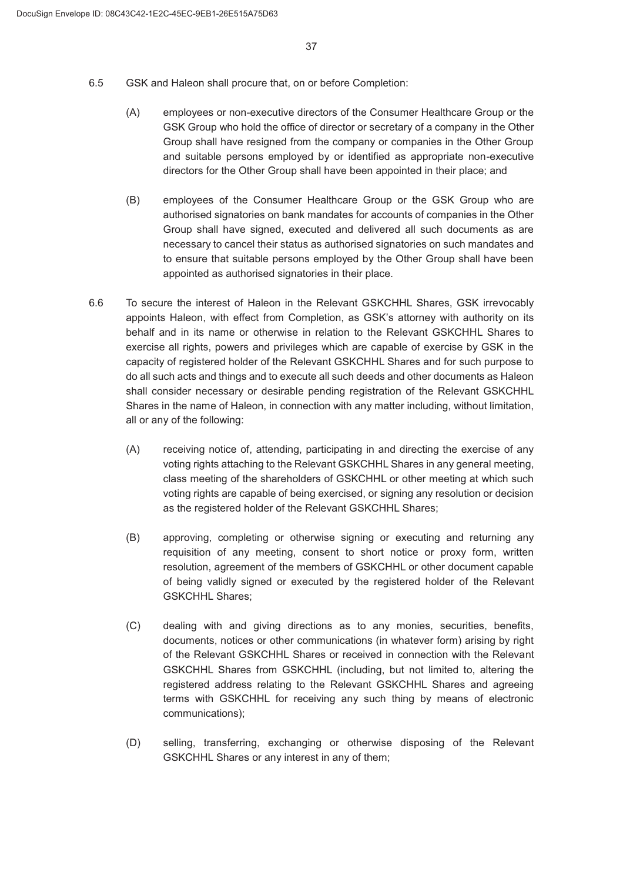6.5 GSK and Haleon shall procure that, on or before Completion:

(A) employees or non-executive directors of the Consumer Healthcare Group or the GSK Group who hold the office of director or secretary of a company in the Other Group shall have resigned from the company or companies in the Other Group and suitable persons employed by or identified as appropriate non-executive directors for the Other Group shall have been appointed in their place; and

(B) employees of the Consumer Healthcare Group or the GSK Group who are authorised signatories on bank mandates for accounts of companies in the Other Group shall have signed, executed and delivered all such documents as are necessary to cancel their status as authorised signatories on such mandates and to ensure that suitable persons employed by the Other Group shall have been appointed as authorised signatories in their place.

6.6 To secure the interest of Haleon in the Relevant GSKCHHL Shares, GSK irrevocably appoints Haleon, with effect from Completion, as GSK's attorney with authority on its behalf and in its name or otherwise in relation to the Relevant GSKCHHL Shares to exercise all rights, powers and privileges which are capable of exercise by GSK in the capacity of registered holder of the Relevant GSKCHHL Shares and for such purpose to do all such acts and things and to execute all such deeds and other documents as Haleon shall consider necessary or desirable pending registration of the Relevant GSKCHHL Shares in the name of Haleon, in connection with any matter including, without limitation, all or any of the following:

(A) receiving notice of, attending, participating in and directing the exercise of any voting rights attaching to the Relevant GSKCHHL Shares in any general meeting, class meeting of the shareholders of GSKCHHL or other meeting at which such voting rights are capable of being exercised, or signing any resolution or decision as the registered holder of the Relevant GSKCHHL Shares;

(B) approving, completing or otherwise signing or executing and returning any requisition of any meeting, consent to short notice or proxy form, written resolution, agreement of the members of GSKCHHL or other document capable of being validly signed or executed by the registered holder of the Relevant GSKCHHL Shares;

(C) dealing with and giving directions as to any monies, securities, benefits, documents, notices or other communications (in whatever form) arising by right of the Relevant GSKCHHL Shares or received in connection with the Relevant GSKCHHL Shares from GSKCHHL (including, but not limited to, altering the registered address relating to the Relevant GSKCHHL Shares and agreeing terms with GSKCHHL for receiving any such thing by means of electronic communications);

(D) selling, transferring, exchanging or otherwise disposing of the Relevant GSKCHHL Shares or any interest in any of them;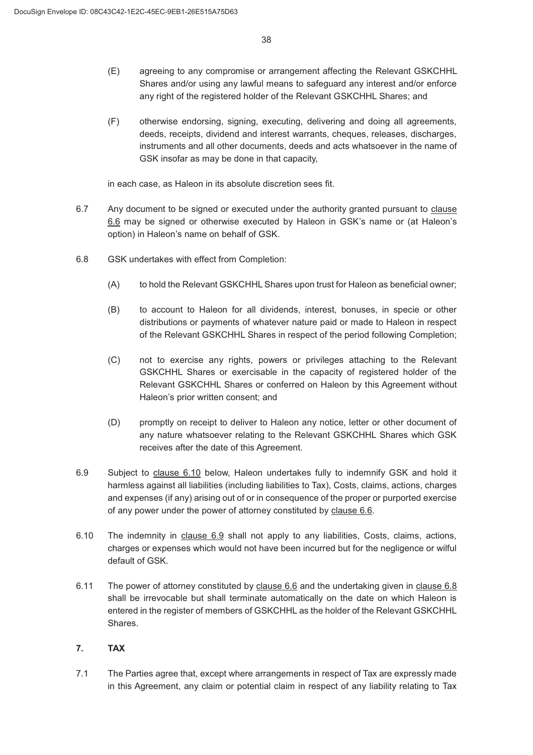(E) agreeing to any compromise or arrangement affecting the Relevant GSKCHHL Shares and/or using any lawful means to safeguard any interest and/or enforce any right of the registered holder of the Relevant GSKCHHL Shares; and

(F) otherwise endorsing, signing, executing, delivering and doing all agreements, deeds, receipts, dividend and interest warrants, cheques, releases, discharges, instruments and all other documents, deeds and acts whatsoever in the name of GSK insofar as may be done in that capacity,

in each case, as Haleon in its absolute discretion sees fit.

6.7 Any document to be signed or executed under the authority granted pursuant to clause 6.6 may be signed or otherwise executed by Haleon in GSK's name or (at Haleon's option) in Haleon's name on behalf of GSK.

6.8 GSK undertakes with effect from Completion:

(A) to hold the Relevant GSKCHHL Shares upon trust for Haleon as beneficial owner;

(B) to account to Haleon for all dividends, interest, bonuses, in specie or other distributions or payments of whatever nature paid or made to Haleon in respect of the Relevant GSKCHHL Shares in respect of the period following Completion;

(C) not to exercise any rights, powers or privileges attaching to the Relevant GSKCHHL Shares or exercisable in the capacity of registered holder of the Relevant GSKCHHL Shares or conferred on Haleon by this Agreement without Haleon's prior written consent; and

(D) promptly on receipt to deliver to Haleon any notice, letter or other document of any nature whatsoever relating to the Relevant GSKCHHL Shares which GSK receives after the date of this Agreement.

6.9 Subject to clause 6.10 below, Haleon undertakes fully to indemnify GSK and hold it harmless against all liabilities (including liabilities to Tax), Costs, claims, actions, charges and expenses (if any) arising out of or in consequence of the proper or purported exercise of any power under the power of attorney constituted by clause 6.6.

6.10 The indemnity in clause 6.9 shall not apply to any liabilities, Costs, claims, actions, charges or expenses which would not have been incurred but for the negligence or wilful default of GSK.

6.11 The power of attorney constituted by clause 6.6 and the undertaking given in clause 6.8 shall be irrevocable but shall terminate automatically on the date on which Haleon is entered in the register of members of GSKCHHL as the holder of the Relevant GSKCHHL Shares.

## 7. TAX

7.1 The Parties agree that, except where arrangements in respect of Tax are expressly made in this Agreement, any claim or potential claim in respect of any liability relating to Tax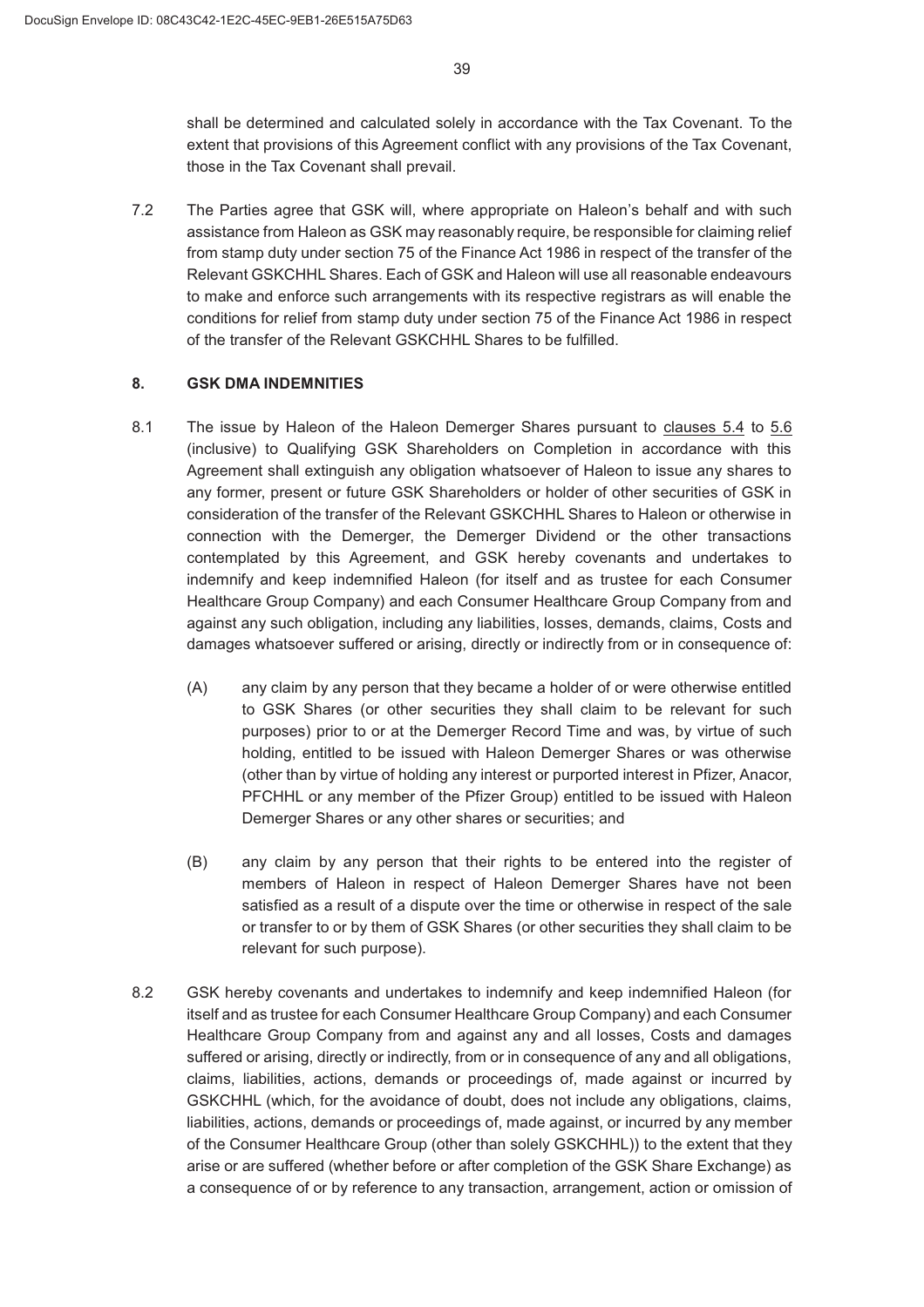shall be determined and calculated solely in accordance with the Tax Covenant. To the extent that provisions of this Agreement conflict with any provisions of the Tax Covenant, those in the Tax Covenant shall prevail.

7.2 The Parties agree that GSK will, where appropriate on Haleon's behalf and with such assistance from Haleon as GSK may reasonably require, be responsible for claiming relief from stamp duty under section 75 of the Finance Act 1986 in respect of the transfer of the Relevant GSKCHHL Shares. Each of GSK and Haleon will use all reasonable endeavours to make and enforce such arrangements with its respective registrars as will enable the conditions for relief from stamp duty under section 75 of the Finance Act 1986 in respect of the transfer of the Relevant GSKCHHL Shares to be fulfilled.

## 8. GSK DMA INDEMNITIES

8.1 The issue by Haleon of the Haleon Demerger Shares pursuant to clauses 5.4 to 5.6 (inclusive) to Qualifying GSK Shareholders on Completion in accordance with this Agreement shall extinguish any obligation whatsoever of Haleon to issue any shares to any former, present or future GSK Shareholders or holder of other securities of GSK in consideration of the transfer of the Relevant GSKCHHL Shares to Haleon or otherwise in connection with the Demerger, the Demerger Dividend or the other transactions contemplated by this Agreement, and GSK hereby covenants and undertakes to indemnify and keep indemnified Haleon (for itself and as trustee for each Consumer Healthcare Group Company) and each Consumer Healthcare Group Company from and against any such obligation, including any liabilities, losses, demands, claims, Costs and damages whatsoever suffered or arising, directly or indirectly from or in consequence of:

(A) any claim by any person that they became a holder of or were otherwise entitled to GSK Shares (or other securities they shall claim to be relevant for such purposes) prior to or at the Demerger Record Time and was, by virtue of such holding, entitled to be issued with Haleon Demerger Shares or was otherwise (other than by virtue of holding any interest or purported interest in Pfizer, Anacor, PFCHHL or any member of the Pfizer Group) entitled to be issued with Haleon Demerger Shares or any other shares or securities; and

(B) any claim by any person that their rights to be entered into the register of members of Haleon in respect of Haleon Demerger Shares have not been satisfied as a result of a dispute over the time or otherwise in respect of the sale or transfer to or by them of GSK Shares (or other securities they shall claim to be relevant for such purpose).

8.2 GSK hereby covenants and undertakes to indemnify and keep indemnified Haleon (for itself and as trustee for each Consumer Healthcare Group Company) and each Consumer Healthcare Group Company from and against any and all losses, Costs and damages suffered or arising, directly or indirectly, from or in consequence of any and all obligations, claims, liabilities, actions, demands or proceedings of, made against or incurred by GSKCHHL (which, for the avoidance of doubt, does not include any obligations, claims, liabilities, actions, demands or proceedings of, made against, or incurred by any member of the Consumer Healthcare Group (other than solely GSKCHHL)) to the extent that they arise or are suffered (whether before or after completion of the GSK Share Exchange) as a consequence of or by reference to any transaction, arrangement, action or omission of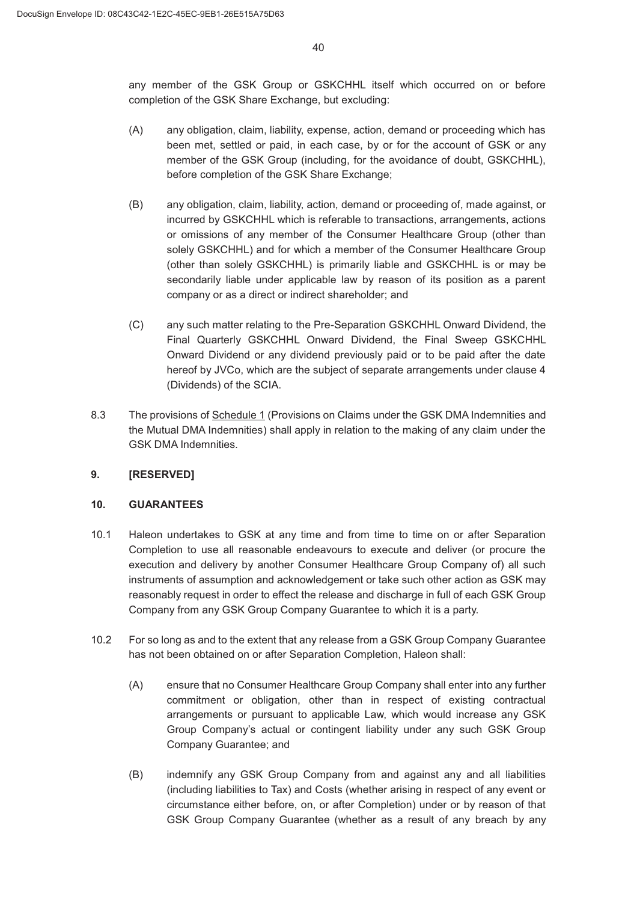any member of the GSK Group or GSKCHHL itself which occurred on or before completion of the GSK Share Exchange, but excluding:

(A) any obligation, claim, liability, expense, action, demand or proceeding which has been met, settled or paid, in each case, by or for the account of GSK or any member of the GSK Group (including, for the avoidance of doubt, GSKCHHL), before completion of the GSK Share Exchange;

(B) any obligation, claim, liability, action, demand or proceeding of, made against, or incurred by GSKCHHL which is referable to transactions, arrangements, actions or omissions of any member of the Consumer Healthcare Group (other than solely GSKCHHL) and for which a member of the Consumer Healthcare Group (other than solely GSKCHHL) is primarily liable and GSKCHHL is or may be secondarily liable under applicable law by reason of its position as a parent company or as a direct or indirect shareholder; and

(C) any such matter relating to the Pre-Separation GSKCHHL Onward Dividend, the Final Quarterly GSKCHHL Onward Dividend, the Final Sweep GSKCHHL Onward Dividend or any dividend previously paid or to be paid after the date hereof by JVCo, which are the subject of separate arrangements under clause 4 (Dividends) of the SCIA.

8.3 The provisions of Schedule 1 (Provisions on Claims under the GSK DMA Indemnities and the Mutual DMA Indemnities) shall apply in relation to the making of any claim under the GSK DMA Indemnities.

**9. [RESERVED]**

**10. GUARANTEES**

10.1 Haleon undertakes to GSK at any time and from time to time on or after Separation Completion to use all reasonable endeavours to execute and deliver (or procure the execution and delivery by another Consumer Healthcare Group Company of) all such instruments of assumption and acknowledgement or take such other action as GSK may reasonably request in order to effect the release and discharge in full of each GSK Group Company from any GSK Group Company Guarantee to which it is a party.

10.2 For so long as and to the extent that any release from a GSK Group Company Guarantee has not been obtained on or after Separation Completion, Haleon shall:

(A) ensure that no Consumer Healthcare Group Company shall enter into any further commitment or obligation, other than in respect of existing contractual arrangements or pursuant to applicable Law, which would increase any GSK Group Company's actual or contingent liability under any such GSK Group Company Guarantee; and

(B) indemnify any GSK Group Company from and against any and all liabilities (including liabilities to Tax) and Costs (whether arising in respect of any event or circumstance either before, on, or after Completion) under or by reason of that GSK Group Company Guarantee (whether as a result of any breach by any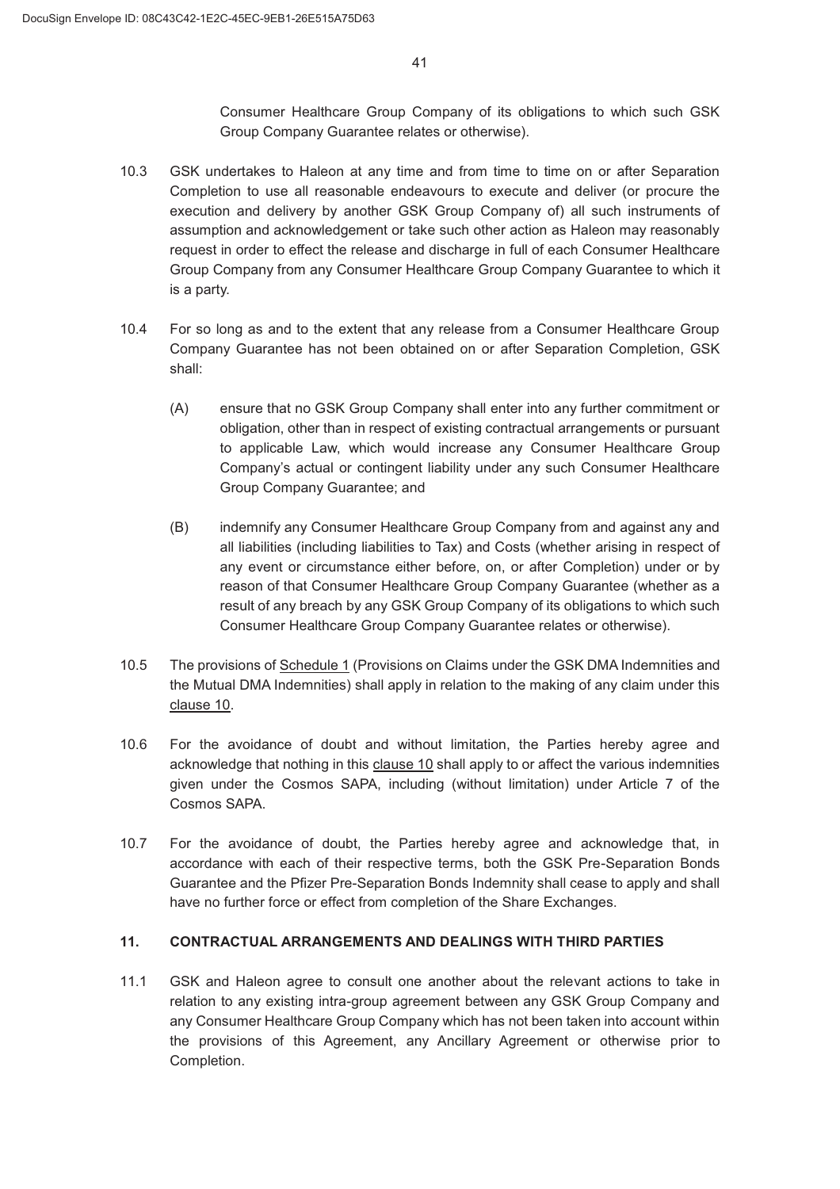Consumer Healthcare Group Company of its obligations to which such GSK Group Company Guarantee relates or otherwise).

10.3 GSK undertakes to Haleon at any time and from time to time on or after Separation Completion to use all reasonable endeavours to execute and deliver (or procure the execution and delivery by another GSK Group Company of) all such instruments of assumption and acknowledgement or take such other action as Haleon may reasonably request in order to effect the release and discharge in full of each Consumer Healthcare Group Company from any Consumer Healthcare Group Company Guarantee to which it is a party.

10.4 For so long as and to the extent that any release from a Consumer Healthcare Group Company Guarantee has not been obtained on or after Separation Completion, GSK shall:

(A) ensure that no GSK Group Company shall enter into any further commitment or obligation, other than in respect of existing contractual arrangements or pursuant to applicable Law, which would increase any Consumer Healthcare Group Company's actual or contingent liability under any such Consumer Healthcare Group Company Guarantee; and

(B) indemnify any Consumer Healthcare Group Company from and against any and all liabilities (including liabilities to Tax) and Costs (whether arising in respect of any event or circumstance either before, on, or after Completion) under or by reason of that Consumer Healthcare Group Company Guarantee (whether as a result of any breach by any GSK Group Company of its obligations to which such Consumer Healthcare Group Company Guarantee relates or otherwise).

10.5 The provisions of Schedule 1 (Provisions on Claims under the GSK DMA Indemnities and the Mutual DMA Indemnities) shall apply in relation to the making of any claim under this clause 10.

10.6 For the avoidance of doubt and without limitation, the Parties hereby agree and acknowledge that nothing in this clause 10 shall apply to or affect the various indemnities given under the Cosmos SAPA, including (without limitation) under Article 7 of the Cosmos SAPA.

10.7 For the avoidance of doubt, the Parties hereby agree and acknowledge that, in accordance with each of their respective terms, both the GSK Pre-Separation Bonds Guarantee and the Pfizer Pre-Separation Bonds Indemnity shall cease to apply and shall have no further force or effect from completion of the Share Exchanges.

## 11. CONTRACTUAL ARRANGEMENTS AND DEALINGS WITH THIRD PARTIES

11.1 GSK and Haleon agree to consult one another about the relevant actions to take in relation to any existing intra-group agreement between any GSK Group Company and any Consumer Healthcare Group Company which has not been taken into account within the provisions of this Agreement, any Ancillary Agreement or otherwise prior to Completion.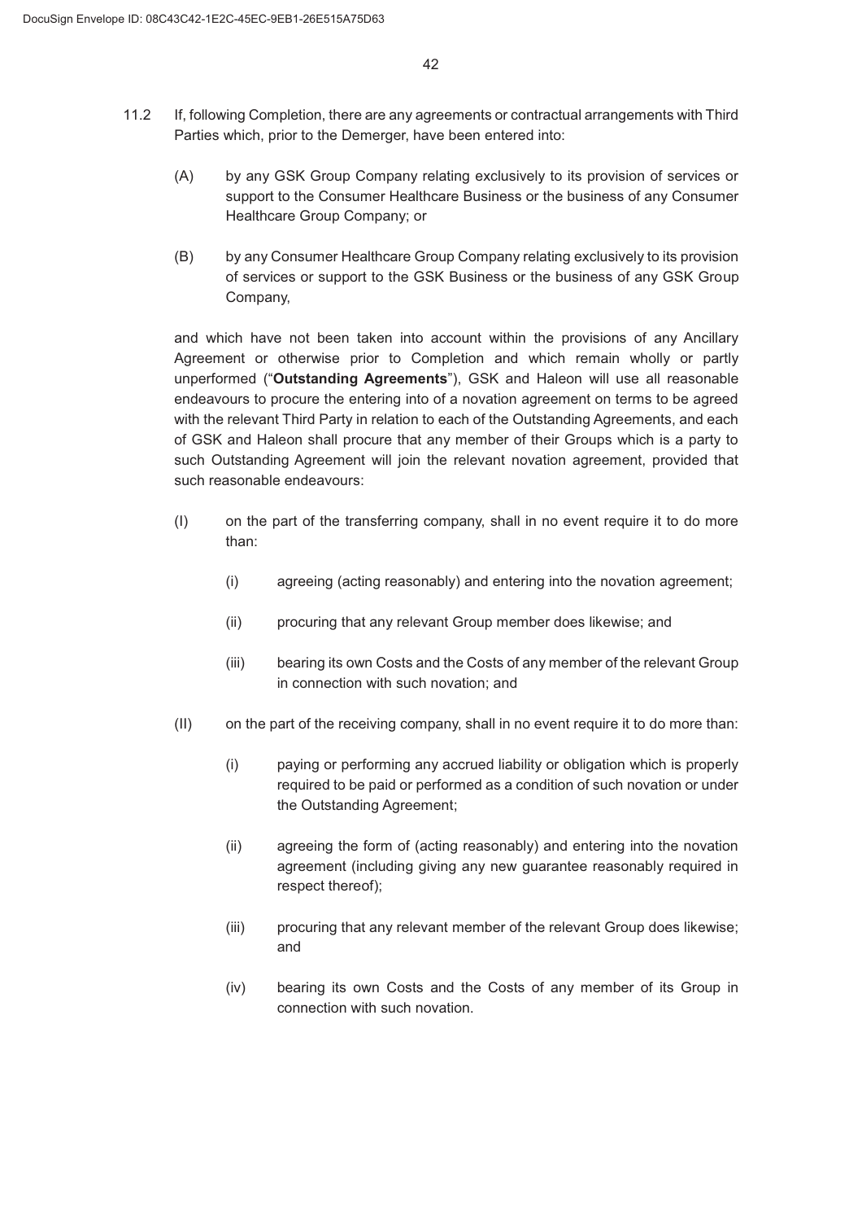11.2 If, following Completion, there are any agreements or contractual arrangements with Third Parties which, prior to the Demerger, have been entered into:

(A) by any GSK Group Company relating exclusively to its provision of services or support to the Consumer Healthcare Business or the business of any Consumer Healthcare Group Company; or

(B) by any Consumer Healthcare Group Company relating exclusively to its provision of services or support to the GSK Business or the business of any GSK Group Company,

and which have not been taken into account within the provisions of any Ancillary Agreement or otherwise prior to Completion and which remain wholly or partly unperformed ("**Outstanding Agreements**"), GSK and Haleon will use all reasonable endeavours to procure the entering into of a novation agreement on terms to be agreed with the relevant Third Party in relation to each of the Outstanding Agreements, and each of GSK and Haleon shall procure that any member of their Groups which is a party to such Outstanding Agreement will join the relevant novation agreement, provided that such reasonable endeavours:

(I) on the part of the transferring company, shall in no event require it to do more than:

(i) agreeing (acting reasonably) and entering into the novation agreement;

(ii) procuring that any relevant Group member does likewise; and

(iii) bearing its own Costs and the Costs of any member of the relevant Group in connection with such novation; and

(II) on the part of the receiving company, shall in no event require it to do more than:

(i) paying or performing any accrued liability or obligation which is properly required to be paid or performed as a condition of such novation or under the Outstanding Agreement;

(ii) agreeing the form of (acting reasonably) and entering into the novation agreement (including giving any new guarantee reasonably required in respect thereof);

(iii) procuring that any relevant member of the relevant Group does likewise; and

(iv) bearing its own Costs and the Costs of any member of its Group in connection with such novation.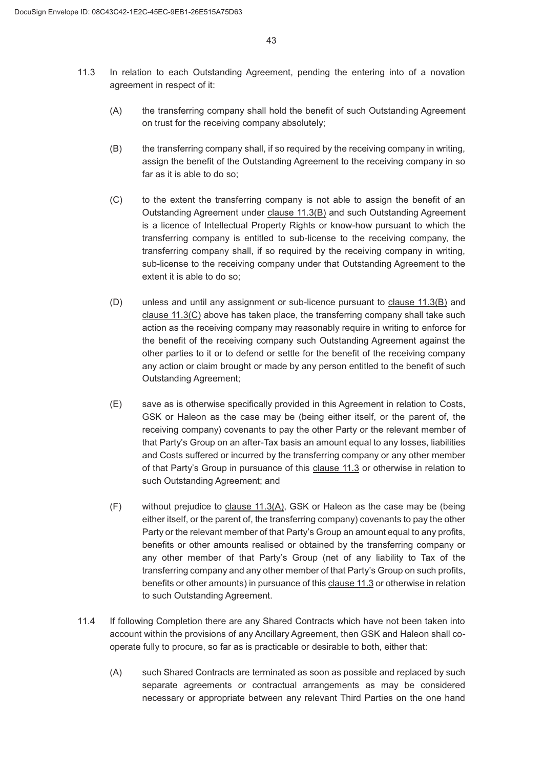11.3 In relation to each Outstanding Agreement, pending the entering into of a novation agreement in respect of it:

(A) the transferring company shall hold the benefit of such Outstanding Agreement on trust for the receiving company absolutely;

(B) the transferring company shall, if so required by the receiving company in writing, assign the benefit of the Outstanding Agreement to the receiving company in so far as it is able to do so;

(C) to the extent the transferring company is not able to assign the benefit of an Outstanding Agreement under clause 11.3(B) and such Outstanding Agreement is a licence of Intellectual Property Rights or know-how pursuant to which the transferring company is entitled to sub-license to the receiving company, the transferring company shall, if so required by the receiving company in writing, sub-license to the receiving company under that Outstanding Agreement to the extent it is able to do so;

(D) unless and until any assignment or sub-licence pursuant to clause 11.3(B) and clause 11.3(C) above has taken place, the transferring company shall take such action as the receiving company may reasonably require in writing to enforce for the benefit of the receiving company such Outstanding Agreement against the other parties to it or to defend or settle for the benefit of the receiving company any action or claim brought or made by any person entitled to the benefit of such Outstanding Agreement;

(E) save as is otherwise specifically provided in this Agreement in relation to Costs, GSK or Haleon as the case may be (being either itself, or the parent of, the receiving company) covenants to pay the other Party or the relevant member of that Party's Group on an after-Tax basis an amount equal to any losses, liabilities and Costs suffered or incurred by the transferring company or any other member of that Party's Group in pursuance of this clause 11.3 or otherwise in relation to such Outstanding Agreement; and

(F) without prejudice to clause 11.3(A), GSK or Haleon as the case may be (being either itself, or the parent of, the transferring company) covenants to pay the other Party or the relevant member of that Party's Group an amount equal to any profits, benefits or other amounts realised or obtained by the transferring company or any other member of that Party's Group (net of any liability to Tax of the transferring company and any other member of that Party's Group on such profits, benefits or other amounts) in pursuance of this clause 11.3 or otherwise in relation to such Outstanding Agreement.

11.4 If following Completion there are any Shared Contracts which have not been taken into account within the provisions of any Ancillary Agreement, then GSK and Haleon shall co-operate fully to procure, so far as is practicable or desirable to both, either that:

(A) such Shared Contracts are terminated as soon as possible and replaced by such separate agreements or contractual arrangements as may be considered necessary or appropriate between any relevant Third Parties on the one hand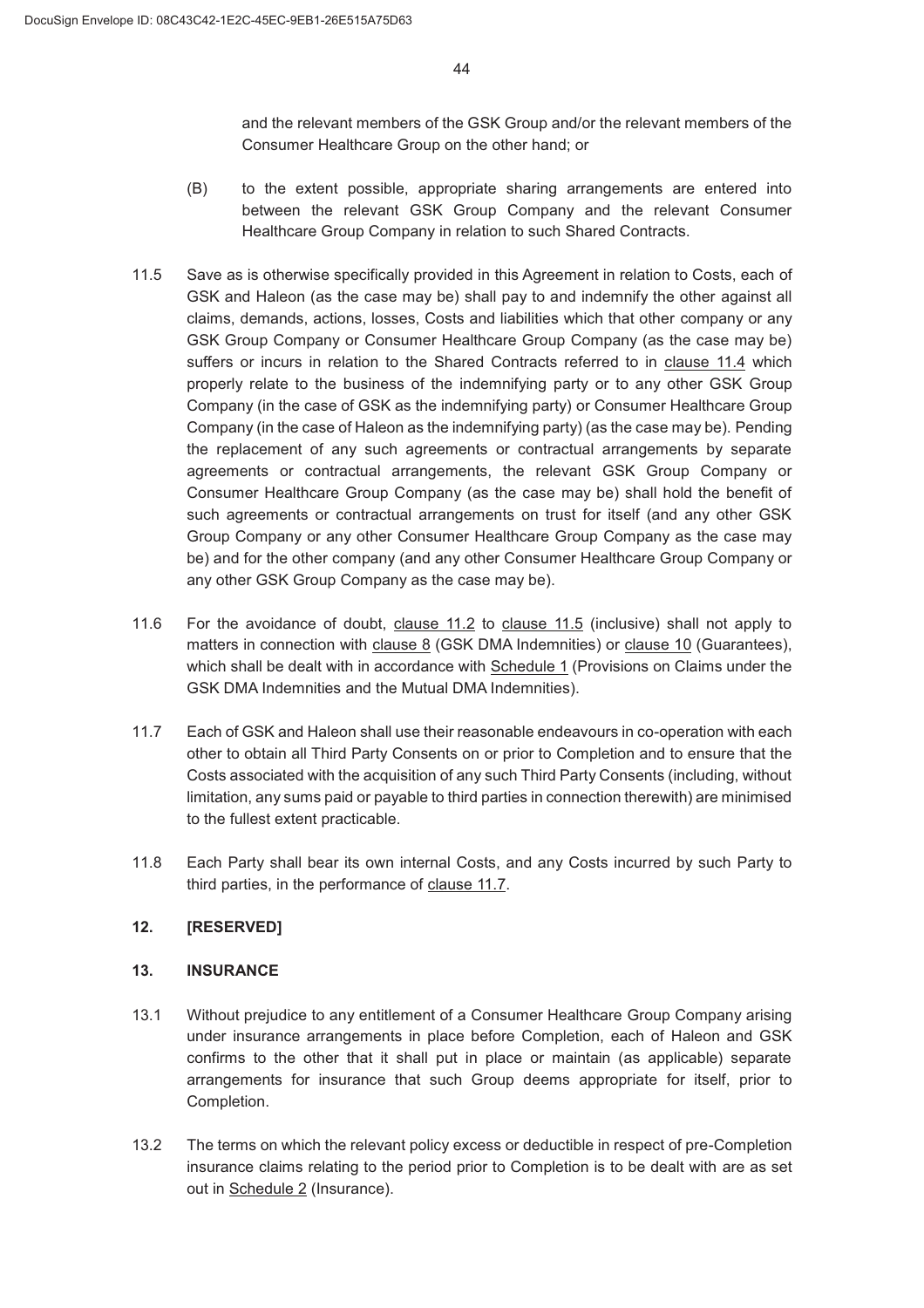and the relevant members of the GSK Group and/or the relevant members of the Consumer Healthcare Group on the other hand; or

(B) to the extent possible, appropriate sharing arrangements are entered into between the relevant GSK Group Company and the relevant Consumer Healthcare Group Company in relation to such Shared Contracts.

11.5 Save as is otherwise specifically provided in this Agreement in relation to Costs, each of GSK and Haleon (as the case may be) shall pay to and indemnify the other against all claims, demands, actions, losses, Costs and liabilities which that other company or any GSK Group Company or Consumer Healthcare Group Company (as the case may be) suffers or incurs in relation to the Shared Contracts referred to in clause 11.4 which properly relate to the business of the indemnifying party or to any other GSK Group Company (in the case of GSK as the indemnifying party) or Consumer Healthcare Group Company (in the case of Haleon as the indemnifying party) (as the case may be). Pending the replacement of any such agreements or contractual arrangements by separate agreements or contractual arrangements, the relevant GSK Group Company or Consumer Healthcare Group Company (as the case may be) shall hold the benefit of such agreements or contractual arrangements on trust for itself (and any other GSK Group Company or any other Consumer Healthcare Group Company as the case may be) and for the other company (and any other Consumer Healthcare Group Company or any other GSK Group Company as the case may be).

11.6 For the avoidance of doubt, clause 11.2 to clause 11.5 (inclusive) shall not apply to matters in connection with clause 8 (GSK DMA Indemnities) or clause 10 (Guarantees), which shall be dealt with in accordance with Schedule 1 (Provisions on Claims under the GSK DMA Indemnities and the Mutual DMA Indemnities).

11.7 Each of GSK and Haleon shall use their reasonable endeavours in co-operation with each other to obtain all Third Party Consents on or prior to Completion and to ensure that the Costs associated with the acquisition of any such Third Party Consents (including, without limitation, any sums paid or payable to third parties in connection therewith) are minimised to the fullest extent practicable.

11.8 Each Party shall bear its own internal Costs, and any Costs incurred by such Party to third parties, in the performance of clause 11.7.

**12. [RESERVED]**

**13. INSURANCE**

13.1 Without prejudice to any entitlement of a Consumer Healthcare Group Company arising under insurance arrangements in place before Completion, each of Haleon and GSK confirms to the other that it shall put in place or maintain (as applicable) separate arrangements for insurance that such Group deems appropriate for itself, prior to Completion.

13.2 The terms on which the relevant policy excess or deductible in respect of pre-Completion insurance claims relating to the period prior to Completion is to be dealt with are as set out in Schedule 2 (Insurance).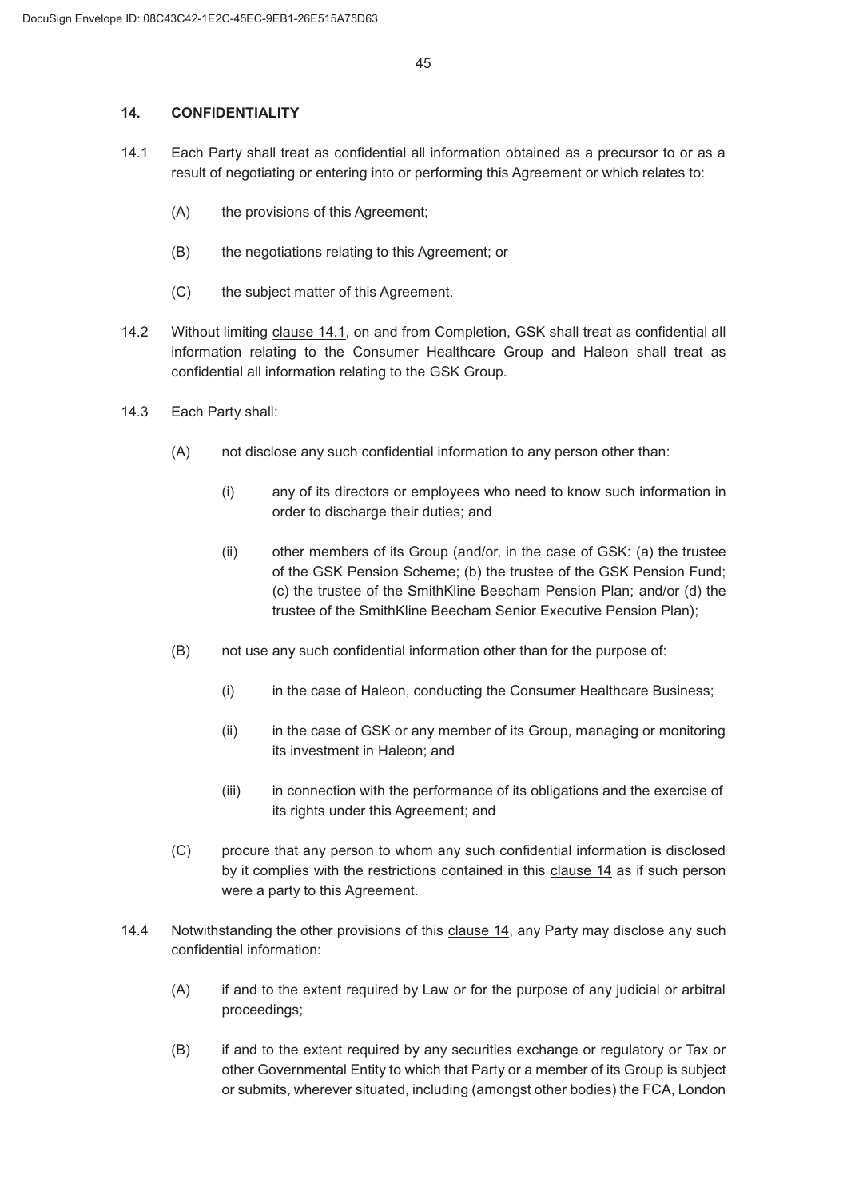## 14. CONFIDENTIALITY

14.1 Each Party shall treat as confidential all information obtained as a precursor to or as a result of negotiating or entering into or performing this Agreement or which relates to:

(A) the provisions of this Agreement;

(B) the negotiations relating to this Agreement; or

(C) the subject matter of this Agreement.

14.2 Without limiting clause 14.1, on and from Completion, GSK shall treat as confidential all information relating to the Consumer Healthcare Group and Haleon shall treat as confidential all information relating to the GSK Group.

14.3 Each Party shall:

(A) not disclose any such confidential information to any person other than:

(i) any of its directors or employees who need to know such information in order to discharge their duties; and

(ii) other members of its Group (and/or, in the case of GSK: (a) the trustee of the GSK Pension Scheme; (b) the trustee of the GSK Pension Fund; (c) the trustee of the SmithKline Beecham Pension Plan; and/or (d) the trustee of the SmithKline Beecham Senior Executive Pension Plan);

(B) not use any such confidential information other than for the purpose of:

(i) in the case of Haleon, conducting the Consumer Healthcare Business;

(ii) in the case of GSK or any member of its Group, managing or monitoring its investment in Haleon; and

(iii) in connection with the performance of its obligations and the exercise of its rights under this Agreement; and

(C) procure that any person to whom any such confidential information is disclosed by it complies with the restrictions contained in this clause 14 as if such person were a party to this Agreement.

14.4 Notwithstanding the other provisions of this clause 14, any Party may disclose any such confidential information:

(A) if and to the extent required by Law or for the purpose of any judicial or arbitral proceedings;

(B) if and to the extent required by any securities exchange or regulatory or Tax or other Governmental Entity to which that Party or a member of its Group is subject or submits, wherever situated, including (amongst other bodies) the FCA, London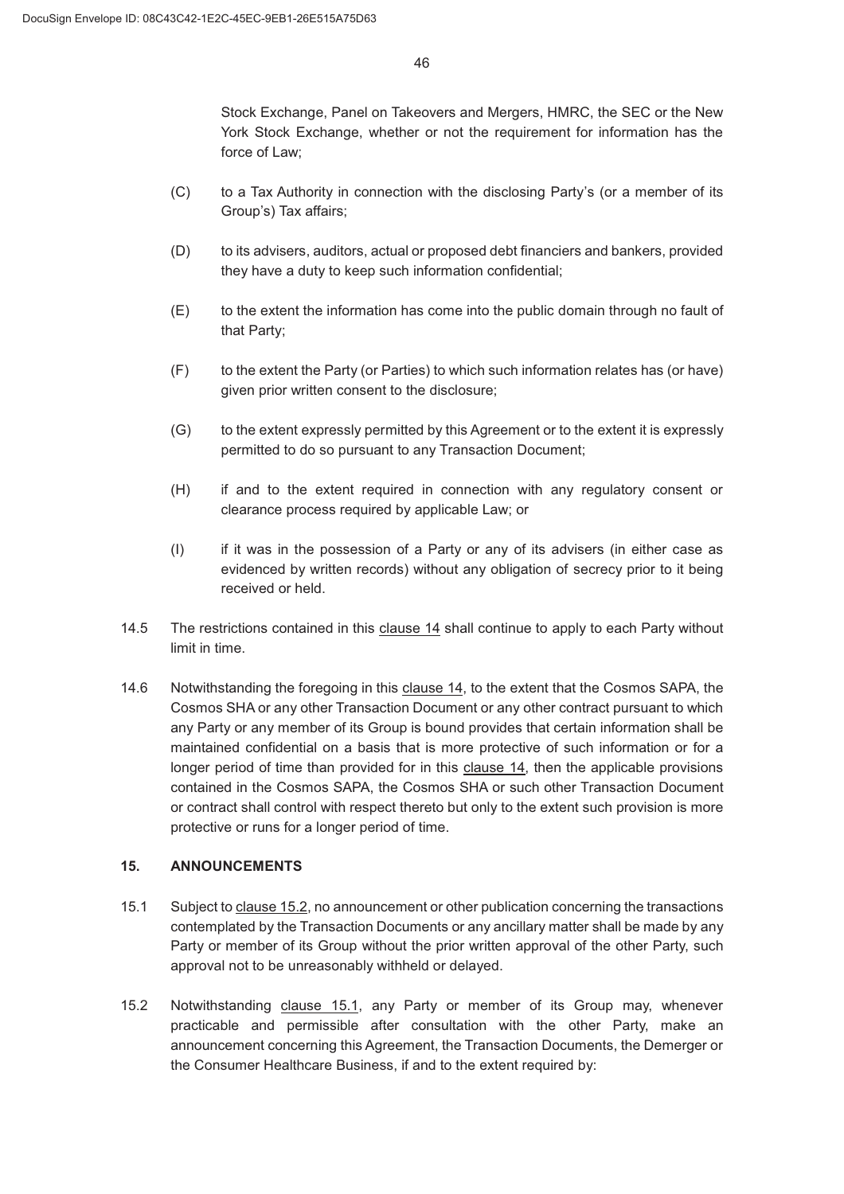Stock Exchange, Panel on Takeovers and Mergers, HMRC, the SEC or the New York Stock Exchange, whether or not the requirement for information has the force of Law;

(C) to a Tax Authority in connection with the disclosing Party's (or a member of its Group's) Tax affairs;

(D) to its advisers, auditors, actual or proposed debt financiers and bankers, provided they have a duty to keep such information confidential;

(E) to the extent the information has come into the public domain through no fault of that Party;

(F) to the extent the Party (or Parties) to which such information relates has (or have) given prior written consent to the disclosure;

(G) to the extent expressly permitted by this Agreement or to the extent it is expressly permitted to do so pursuant to any Transaction Document;

(H) if and to the extent required in connection with any regulatory consent or clearance process required by applicable Law; or

(I) if it was in the possession of a Party or any of its advisers (in either case as evidenced by written records) without any obligation of secrecy prior to it being received or held.

14.5 The restrictions contained in this clause 14 shall continue to apply to each Party without limit in time.

14.6 Notwithstanding the foregoing in this clause 14, to the extent that the Cosmos SAPA, the Cosmos SHA or any other Transaction Document or any other contract pursuant to which any Party or any member of its Group is bound provides that certain information shall be maintained confidential on a basis that is more protective of such information or for a longer period of time than provided for in this clause 14, then the applicable provisions contained in the Cosmos SAPA, the Cosmos SHA or such other Transaction Document or contract shall control with respect thereto but only to the extent such provision is more protective or runs for a longer period of time.

## 15. ANNOUNCEMENTS

15.1 Subject to clause 15.2, no announcement or other publication concerning the transactions contemplated by the Transaction Documents or any ancillary matter shall be made by any Party or member of its Group without the prior written approval of the other Party, such approval not to be unreasonably withheld or delayed.

15.2 Notwithstanding clause 15.1, any Party or member of its Group may, whenever practicable and permissible after consultation with the other Party, make an announcement concerning this Agreement, the Transaction Documents, the Demerger or the Consumer Healthcare Business, if and to the extent required by: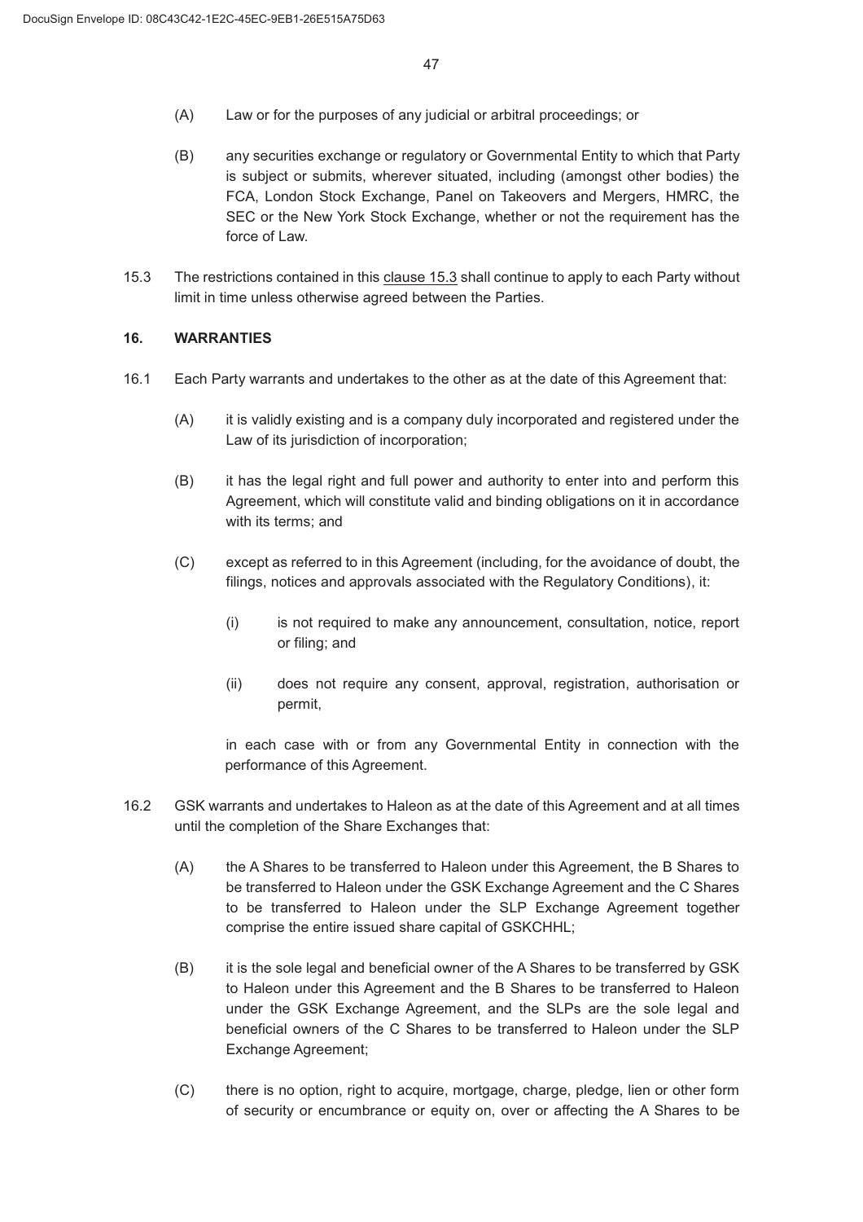(A) Law or for the purposes of any judicial or arbitral proceedings; or

(B) any securities exchange or regulatory or Governmental Entity to which that Party is subject or submits, wherever situated, including (amongst other bodies) the FCA, London Stock Exchange, Panel on Takeovers and Mergers, HMRC, the SEC or the New York Stock Exchange, whether or not the requirement has the force of Law.

15.3 The restrictions contained in this clause 15.3 shall continue to apply to each Party without limit in time unless otherwise agreed between the Parties.

## 16. WARRANTIES

16.1 Each Party warrants and undertakes to the other as at the date of this Agreement that:

(A) it is validly existing and is a company duly incorporated and registered under the Law of its jurisdiction of incorporation;

(B) it has the legal right and full power and authority to enter into and perform this Agreement, which will constitute valid and binding obligations on it in accordance with its terms; and

(C) except as referred to in this Agreement (including, for the avoidance of doubt, the filings, notices and approvals associated with the Regulatory Conditions), it:

(i) is not required to make any announcement, consultation, notice, report or filing; and

(ii) does not require any consent, approval, registration, authorisation or permit,

in each case with or from any Governmental Entity in connection with the performance of this Agreement.

16.2 GSK warrants and undertakes to Haleon as at the date of this Agreement and at all times until the completion of the Share Exchanges that:

(A) the A Shares to be transferred to Haleon under this Agreement, the B Shares to be transferred to Haleon under the GSK Exchange Agreement and the C Shares to be transferred to Haleon under the SLP Exchange Agreement together comprise the entire issued share capital of GSKCHHL;

(B) it is the sole legal and beneficial owner of the A Shares to be transferred by GSK to Haleon under this Agreement and the B Shares to be transferred to Haleon under the GSK Exchange Agreement, and the SLPs are the sole legal and beneficial owners of the C Shares to be transferred to Haleon under the SLP Exchange Agreement;

(C) there is no option, right to acquire, mortgage, charge, pledge, lien or other form of security or encumbrance or equity on, over or affecting the A Shares to be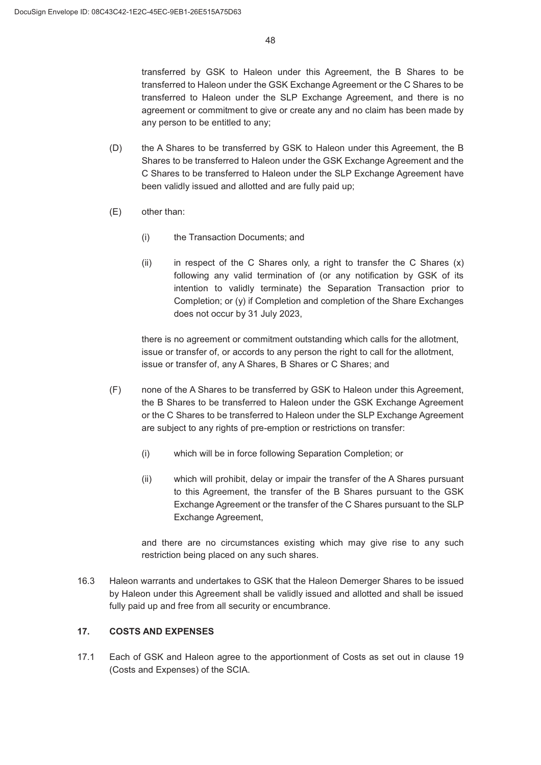transferred by GSK to Haleon under this Agreement, the B Shares to be transferred to Haleon under the GSK Exchange Agreement or the C Shares to be transferred to Haleon under the SLP Exchange Agreement, and there is no agreement or commitment to give or create any and no claim has been made by any person to be entitled to any;

(D) the A Shares to be transferred by GSK to Haleon under this Agreement, the B Shares to be transferred to Haleon under the GSK Exchange Agreement and the C Shares to be transferred to Haleon under the SLP Exchange Agreement have been validly issued and allotted and are fully paid up;

(E) other than:

(i) the Transaction Documents; and

(ii) in respect of the C Shares only, a right to transfer the C Shares (x) following any valid termination of (or any notification by GSK of its intention to validly terminate) the Separation Transaction prior to Completion; or (y) if Completion and completion of the Share Exchanges does not occur by 31 July 2023,

there is no agreement or commitment outstanding which calls for the allotment, issue or transfer of, or accords to any person the right to call for the allotment, issue or transfer of, any A Shares, B Shares or C Shares; and

(F) none of the A Shares to be transferred by GSK to Haleon under this Agreement, the B Shares to be transferred to Haleon under the GSK Exchange Agreement or the C Shares to be transferred to Haleon under the SLP Exchange Agreement are subject to any rights of pre-emption or restrictions on transfer:

(i) which will be in force following Separation Completion; or

(ii) which will prohibit, delay or impair the transfer of the A Shares pursuant to this Agreement, the transfer of the B Shares pursuant to the GSK Exchange Agreement or the transfer of the C Shares pursuant to the SLP Exchange Agreement,

and there are no circumstances existing which may give rise to any such restriction being placed on any such shares.

16.3 Haleon warrants and undertakes to GSK that the Haleon Demerger Shares to be issued by Haleon under this Agreement shall be validly issued and allotted and shall be issued fully paid up and free from all security or encumbrance.

## 17. COSTS AND EXPENSES

17.1 Each of GSK and Haleon agree to the apportionment of Costs as set out in clause 19 (Costs and Expenses) of the SCIA.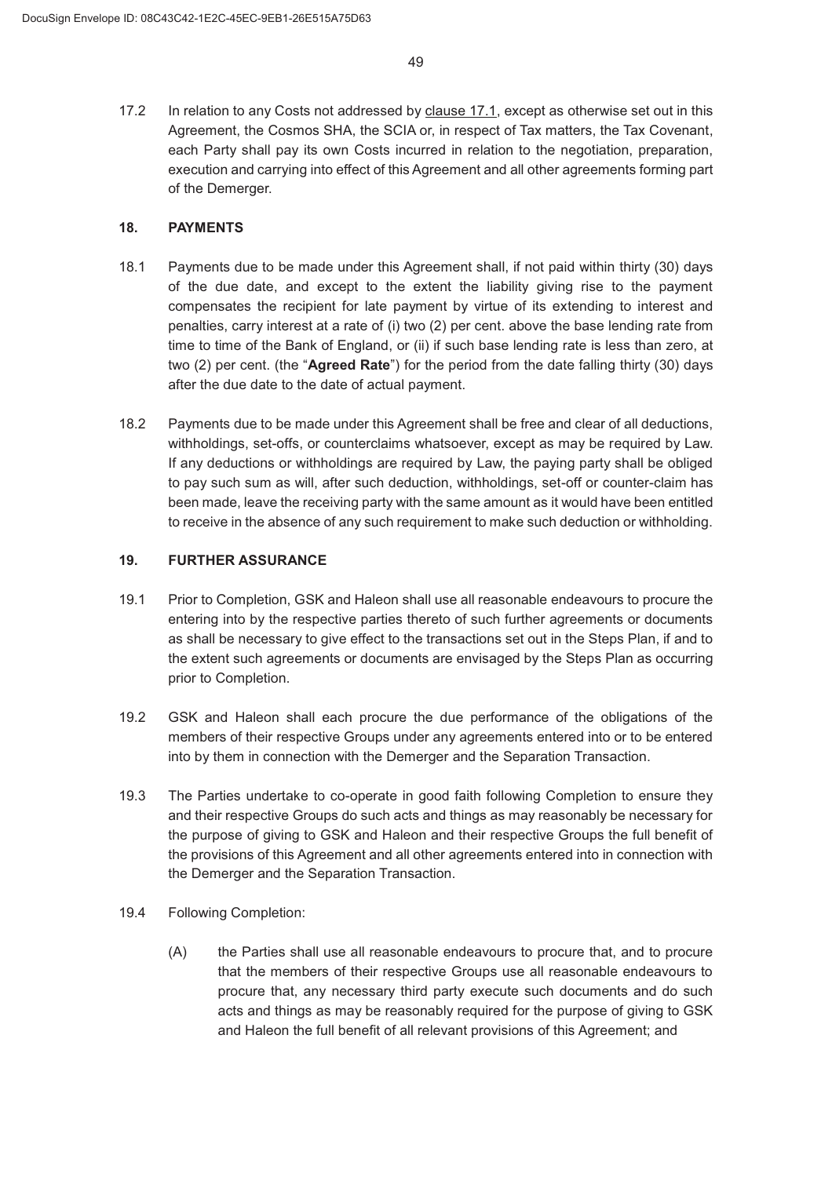17.2 In relation to any Costs not addressed by clause 17.1, except as otherwise set out in this Agreement, the Cosmos SHA, the SCIA or, in respect of Tax matters, the Tax Covenant, each Party shall pay its own Costs incurred in relation to the negotiation, preparation, execution and carrying into effect of this Agreement and all other agreements forming part of the Demerger.

## 18. PAYMENTS

18.1 Payments due to be made under this Agreement shall, if not paid within thirty (30) days of the due date, and except to the extent the liability giving rise to the payment compensates the recipient for late payment by virtue of its extending to interest and penalties, carry interest at a rate of (i) two (2) per cent. above the base lending rate from time to time of the Bank of England, or (ii) if such base lending rate is less than zero, at two (2) per cent. (the "**Agreed Rate**") for the period from the date falling thirty (30) days after the due date to the date of actual payment.

18.2 Payments due to be made under this Agreement shall be free and clear of all deductions, withholdings, set-offs, or counterclaims whatsoever, except as may be required by Law. If any deductions or withholdings are required by Law, the paying party shall be obliged to pay such sum as will, after such deduction, withholdings, set-off or counter-claim has been made, leave the receiving party with the same amount as it would have been entitled to receive in the absence of any such requirement to make such deduction or withholding.

## 19. FURTHER ASSURANCE

19.1 Prior to Completion, GSK and Haleon shall use all reasonable endeavours to procure the entering into by the respective parties thereto of such further agreements or documents as shall be necessary to give effect to the transactions set out in the Steps Plan, if and to the extent such agreements or documents are envisaged by the Steps Plan as occurring prior to Completion.

19.2 GSK and Haleon shall each procure the due performance of the obligations of the members of their respective Groups under any agreements entered into or to be entered into by them in connection with the Demerger and the Separation Transaction.

19.3 The Parties undertake to co-operate in good faith following Completion to ensure they and their respective Groups do such acts and things as may reasonably be necessary for the purpose of giving to GSK and Haleon and their respective Groups the full benefit of the provisions of this Agreement and all other agreements entered into in connection with the Demerger and the Separation Transaction.

19.4 Following Completion:

(A) the Parties shall use all reasonable endeavours to procure that, and to procure that the members of their respective Groups use all reasonable endeavours to procure that, any necessary third party execute such documents and do such acts and things as may be reasonably required for the purpose of giving to GSK and Haleon the full benefit of all relevant provisions of this Agreement; and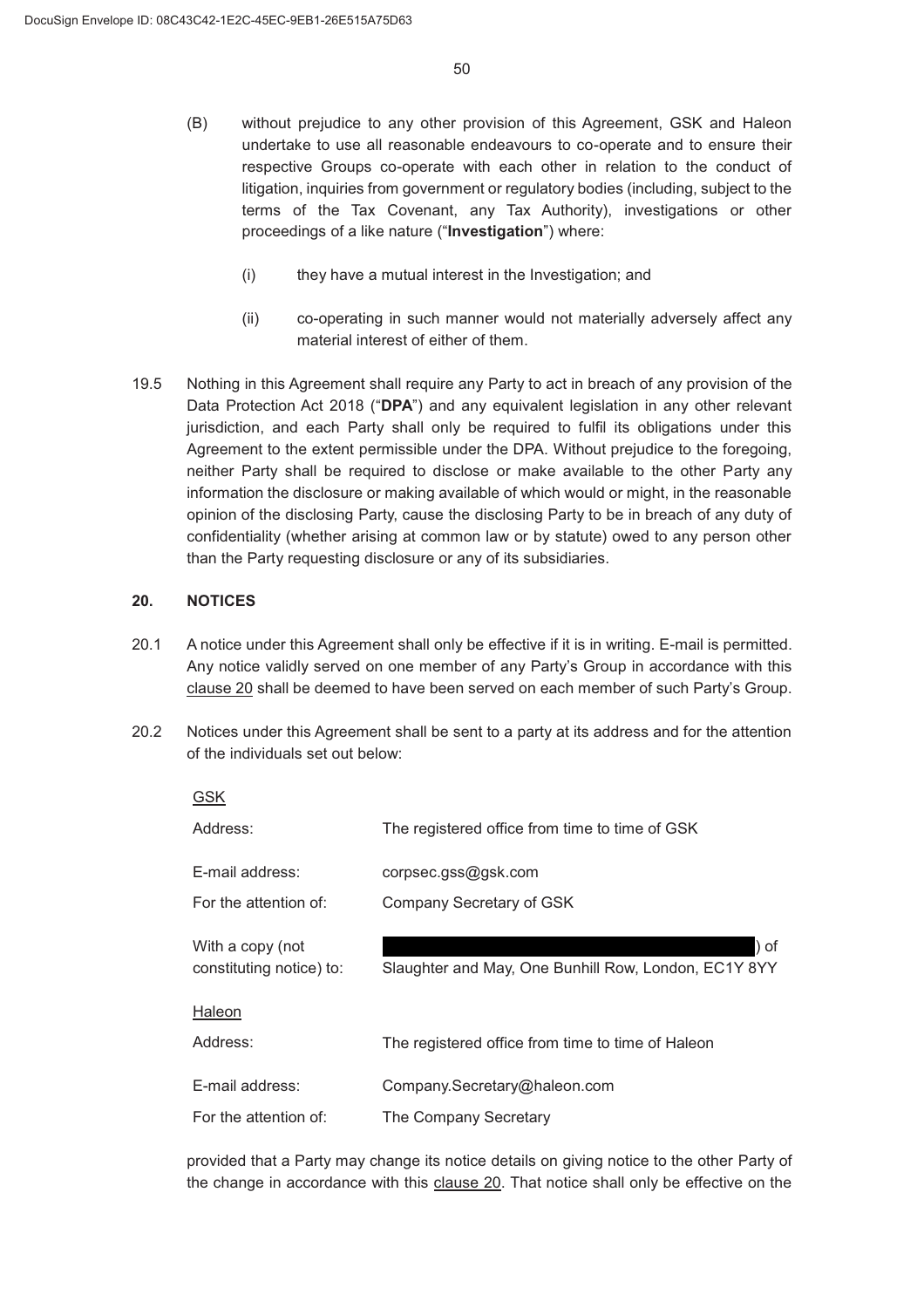(B) without prejudice to any other provision of this Agreement, GSK and Haleon undertake to use all reasonable endeavours to co-operate and to ensure their respective Groups co-operate with each other in relation to the conduct of litigation, inquiries from government or regulatory bodies (including, subject to the terms of the Tax Covenant, any Tax Authority), investigations or other proceedings of a like nature ("**Investigation**") where:

(i) they have a mutual interest in the Investigation; and

(ii) co-operating in such manner would not materially adversely affect any material interest of either of them.

19.5 Nothing in this Agreement shall require any Party to act in breach of any provision of the Data Protection Act 2018 ("**DPA**") and any equivalent legislation in any other relevant jurisdiction, and each Party shall only be required to fulfil its obligations under this Agreement to the extent permissible under the DPA. Without prejudice to the foregoing, neither Party shall be required to disclose or make available to the other Party any information the disclosure or making available of which would or might, in the reasonable opinion of the disclosing Party, cause the disclosing Party to be in breach of any duty of confidentiality (whether arising at common law or by statute) owed to any person other than the Party requesting disclosure or any of its subsidiaries.

## 20. NOTICES

20.1 A notice under this Agreement shall only be effective if it is in writing. E-mail is permitted. Any notice validly served on one member of any Party's Group in accordance with this clause 20 shall be deemed to have been served on each member of such Party's Group.

20.2 Notices under this Agreement shall be sent to a party at its address and for the attention of the individuals set out below:

GSK

| | |
|---|---|
| Address: | The registered office from time to time of GSK |
| E-mail address: | corpsec.gss@gsk.com |
| For the attention of: | Company Secretary of GSK |
| With a copy (not constituting notice) to: | [REDACTED]) of Slaughter and May, One Bunhill Row, London, EC1Y 8YY |

Haleon

| | |
|---|---|
| Address: | The registered office from time to time of Haleon |
| E-mail address: | Company.Secretary@haleon.com |
| For the attention of: | The Company Secretary |

provided that a Party may change its notice details on giving notice to the other Party of the change in accordance with this clause 20. That notice shall only be effective on the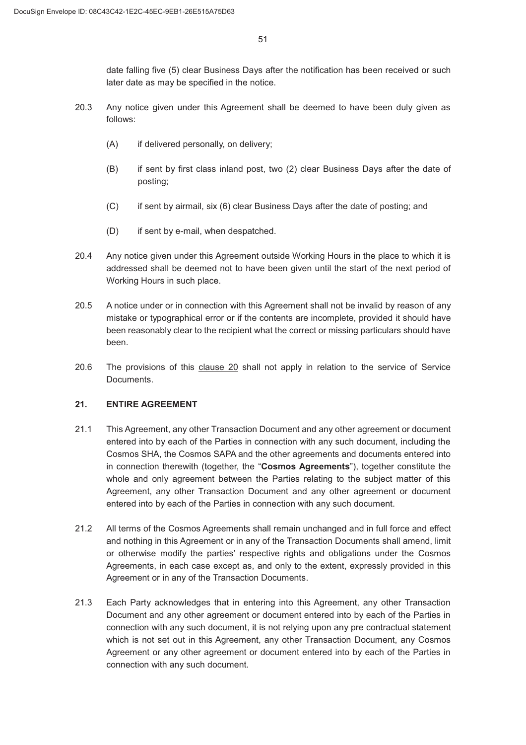date falling five (5) clear Business Days after the notification has been received or such later date as may be specified in the notice.

20.3 Any notice given under this Agreement shall be deemed to have been duly given as follows:

(A) if delivered personally, on delivery;

(B) if sent by first class inland post, two (2) clear Business Days after the date of posting;

(C) if sent by airmail, six (6) clear Business Days after the date of posting; and

(D) if sent by e-mail, when despatched.

20.4 Any notice given under this Agreement outside Working Hours in the place to which it is addressed shall be deemed not to have been given until the start of the next period of Working Hours in such place.

20.5 A notice under or in connection with this Agreement shall not be invalid by reason of any mistake or typographical error or if the contents are incomplete, provided it should have been reasonably clear to the recipient what the correct or missing particulars should have been.

20.6 The provisions of this clause 20 shall not apply in relation to the service of Service Documents.

## 21. ENTIRE AGREEMENT

21.1 This Agreement, any other Transaction Document and any other agreement or document entered into by each of the Parties in connection with any such document, including the Cosmos SHA, the Cosmos SAPA and the other agreements and documents entered into in connection therewith (together, the "**Cosmos Agreements**"), together constitute the whole and only agreement between the Parties relating to the subject matter of this Agreement, any other Transaction Document and any other agreement or document entered into by each of the Parties in connection with any such document.

21.2 All terms of the Cosmos Agreements shall remain unchanged and in full force and effect and nothing in this Agreement or in any of the Transaction Documents shall amend, limit or otherwise modify the parties' respective rights and obligations under the Cosmos Agreements, in each case except as, and only to the extent, expressly provided in this Agreement or in any of the Transaction Documents.

21.3 Each Party acknowledges that in entering into this Agreement, any other Transaction Document and any other agreement or document entered into by each of the Parties in connection with any such document, it is not relying upon any pre contractual statement which is not set out in this Agreement, any other Transaction Document, any Cosmos Agreement or any other agreement or document entered into by each of the Parties in connection with any such document.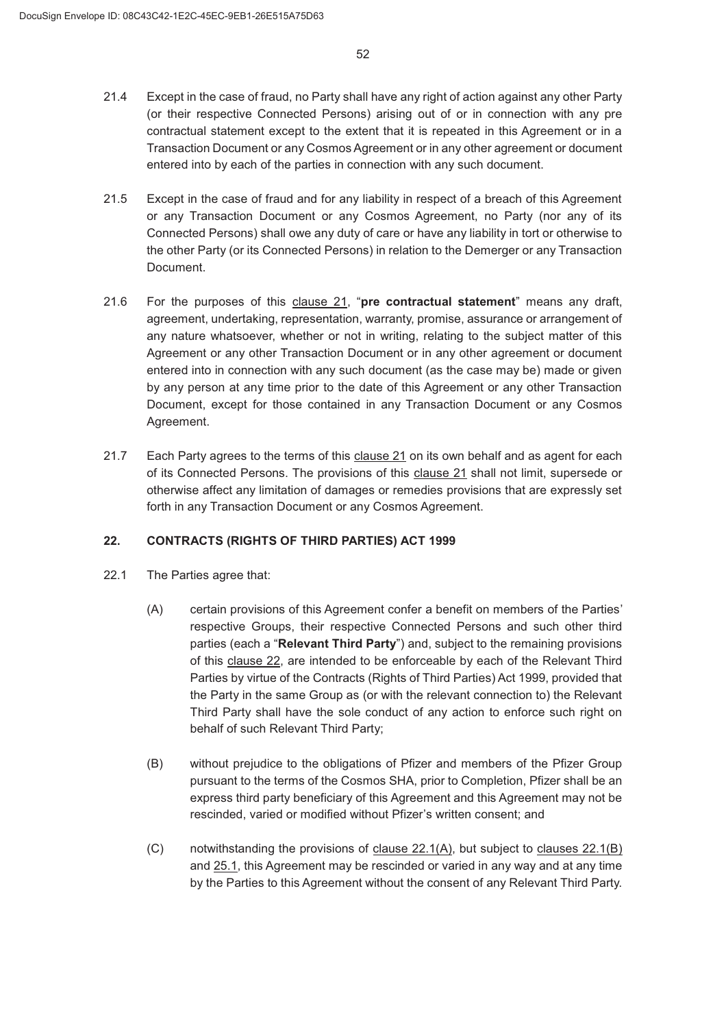21.4 Except in the case of fraud, no Party shall have any right of action against any other Party (or their respective Connected Persons) arising out of or in connection with any pre contractual statement except to the extent that it is repeated in this Agreement or in a Transaction Document or any Cosmos Agreement or in any other agreement or document entered into by each of the parties in connection with any such document.

21.5 Except in the case of fraud and for any liability in respect of a breach of this Agreement or any Transaction Document or any Cosmos Agreement, no Party (nor any of its Connected Persons) shall owe any duty of care or have any liability in tort or otherwise to the other Party (or its Connected Persons) in relation to the Demerger or any Transaction Document.

21.6 For the purposes of this clause 21, "**pre contractual statement**" means any draft, agreement, undertaking, representation, warranty, promise, assurance or arrangement of any nature whatsoever, whether or not in writing, relating to the subject matter of this Agreement or any other Transaction Document or in any other agreement or document entered into in connection with any such document (as the case may be) made or given by any person at any time prior to the date of this Agreement or any other Transaction Document, except for those contained in any Transaction Document or any Cosmos Agreement.

21.7 Each Party agrees to the terms of this clause 21 on its own behalf and as agent for each of its Connected Persons. The provisions of this clause 21 shall not limit, supersede or otherwise affect any limitation of damages or remedies provisions that are expressly set forth in any Transaction Document or any Cosmos Agreement.

## 22. CONTRACTS (RIGHTS OF THIRD PARTIES) ACT 1999

22.1 The Parties agree that:

(A) certain provisions of this Agreement confer a benefit on members of the Parties' respective Groups, their respective Connected Persons and such other third parties (each a "**Relevant Third Party**") and, subject to the remaining provisions of this clause 22, are intended to be enforceable by each of the Relevant Third Parties by virtue of the Contracts (Rights of Third Parties) Act 1999, provided that the Party in the same Group as (or with the relevant connection to) the Relevant Third Party shall have the sole conduct of any action to enforce such right on behalf of such Relevant Third Party;

(B) without prejudice to the obligations of Pfizer and members of the Pfizer Group pursuant to the terms of the Cosmos SHA, prior to Completion, Pfizer shall be an express third party beneficiary of this Agreement and this Agreement may not be rescinded, varied or modified without Pfizer's written consent; and

(C) notwithstanding the provisions of clause 22.1(A), but subject to clauses 22.1(B) and 25.1, this Agreement may be rescinded or varied in any way and at any time by the Parties to this Agreement without the consent of any Relevant Third Party.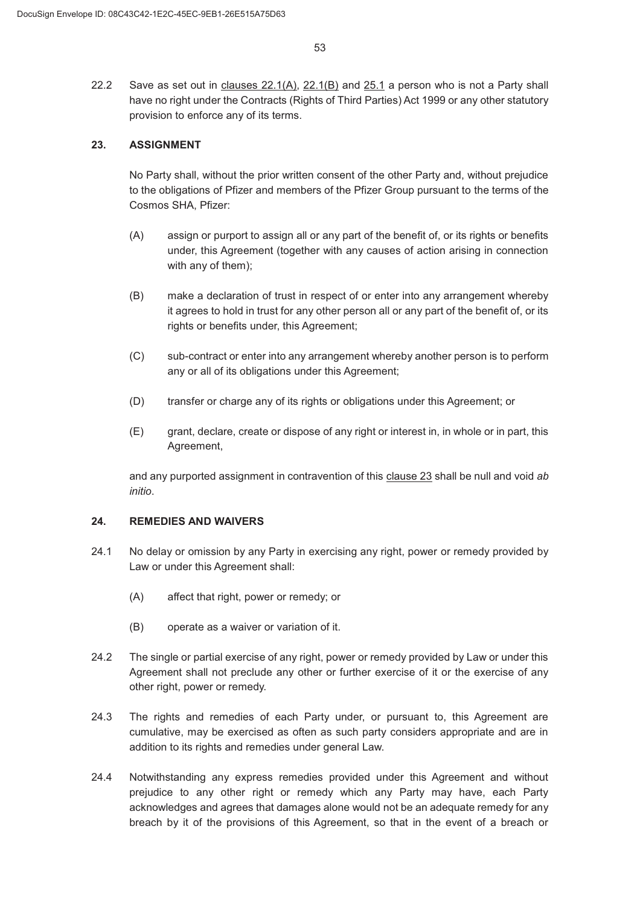22.2 Save as set out in clauses 22.1(A), 22.1(B) and 25.1 a person who is not a Party shall have no right under the Contracts (Rights of Third Parties) Act 1999 or any other statutory provision to enforce any of its terms.

## 23. ASSIGNMENT

No Party shall, without the prior written consent of the other Party and, without prejudice to the obligations of Pfizer and members of the Pfizer Group pursuant to the terms of the Cosmos SHA, Pfizer:

(A) assign or purport to assign all or any part of the benefit of, or its rights or benefits under, this Agreement (together with any causes of action arising in connection with any of them);

(B) make a declaration of trust in respect of or enter into any arrangement whereby it agrees to hold in trust for any other person all or any part of the benefit of, or its rights or benefits under, this Agreement;

(C) sub-contract or enter into any arrangement whereby another person is to perform any or all of its obligations under this Agreement;

(D) transfer or charge any of its rights or obligations under this Agreement; or

(E) grant, declare, create or dispose of any right or interest in, in whole or in part, this Agreement,

and any purported assignment in contravention of this clause 23 shall be null and void *ab initio*.

## 24. REMEDIES AND WAIVERS

24.1 No delay or omission by any Party in exercising any right, power or remedy provided by Law or under this Agreement shall:

(A) affect that right, power or remedy; or

(B) operate as a waiver or variation of it.

24.2 The single or partial exercise of any right, power or remedy provided by Law or under this Agreement shall not preclude any other or further exercise of it or the exercise of any other right, power or remedy.

24.3 The rights and remedies of each Party under, or pursuant to, this Agreement are cumulative, may be exercised as often as such party considers appropriate and are in addition to its rights and remedies under general Law.

24.4 Notwithstanding any express remedies provided under this Agreement and without prejudice to any other right or remedy which any Party may have, each Party acknowledges and agrees that damages alone would not be an adequate remedy for any breach by it of the provisions of this Agreement, so that in the event of a breach or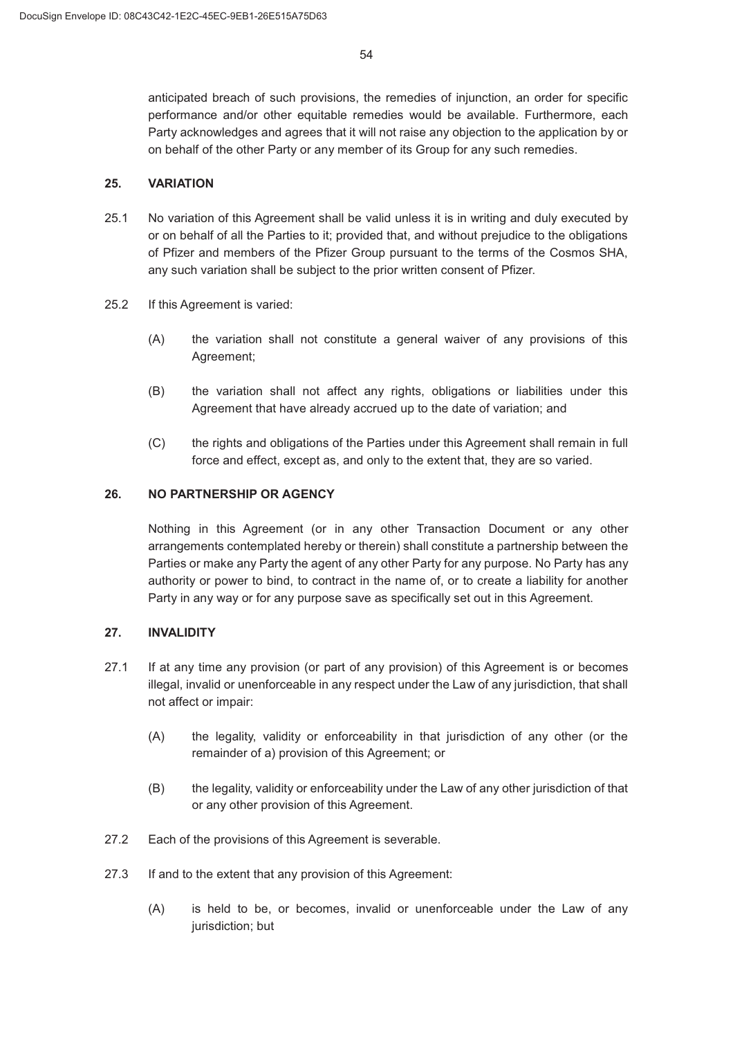anticipated breach of such provisions, the remedies of injunction, an order for specific performance and/or other equitable remedies would be available. Furthermore, each Party acknowledges and agrees that it will not raise any objection to the application by or on behalf of the other Party or any member of its Group for any such remedies.

## 25. VARIATION

25.1 No variation of this Agreement shall be valid unless it is in writing and duly executed by or on behalf of all the Parties to it; provided that, and without prejudice to the obligations of Pfizer and members of the Pfizer Group pursuant to the terms of the Cosmos SHA, any such variation shall be subject to the prior written consent of Pfizer.

25.2 If this Agreement is varied:

(A) the variation shall not constitute a general waiver of any provisions of this Agreement;

(B) the variation shall not affect any rights, obligations or liabilities under this Agreement that have already accrued up to the date of variation; and

(C) the rights and obligations of the Parties under this Agreement shall remain in full force and effect, except as, and only to the extent that, they are so varied.

## 26. NO PARTNERSHIP OR AGENCY

Nothing in this Agreement (or in any other Transaction Document or any other arrangements contemplated hereby or therein) shall constitute a partnership between the Parties or make any Party the agent of any other Party for any purpose. No Party has any authority or power to bind, to contract in the name of, or to create a liability for another Party in any way or for any purpose save as specifically set out in this Agreement.

## 27. INVALIDITY

27.1 If at any time any provision (or part of any provision) of this Agreement is or becomes illegal, invalid or unenforceable in any respect under the Law of any jurisdiction, that shall not affect or impair:

(A) the legality, validity or enforceability in that jurisdiction of any other (or the remainder of a) provision of this Agreement; or

(B) the legality, validity or enforceability under the Law of any other jurisdiction of that or any other provision of this Agreement.

27.2 Each of the provisions of this Agreement is severable.

27.3 If and to the extent that any provision of this Agreement:

(A) is held to be, or becomes, invalid or unenforceable under the Law of any jurisdiction; but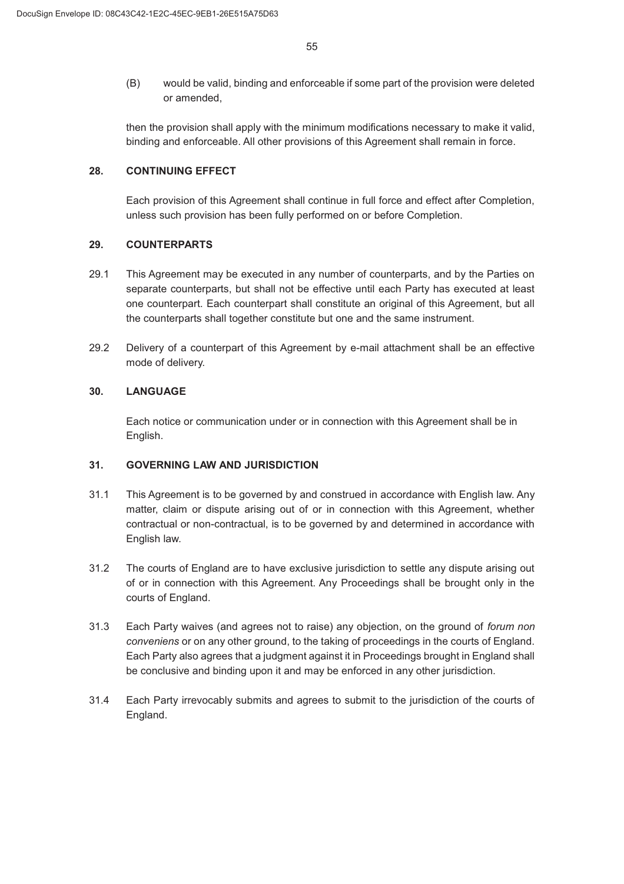(B) would be valid, binding and enforceable if some part of the provision were deleted or amended,

then the provision shall apply with the minimum modifications necessary to make it valid, binding and enforceable. All other provisions of this Agreement shall remain in force.

## 28. CONTINUING EFFECT

Each provision of this Agreement shall continue in full force and effect after Completion, unless such provision has been fully performed on or before Completion.

## 29. COUNTERPARTS

29.1 This Agreement may be executed in any number of counterparts, and by the Parties on separate counterparts, but shall not be effective until each Party has executed at least one counterpart. Each counterpart shall constitute an original of this Agreement, but all the counterparts shall together constitute but one and the same instrument.

29.2 Delivery of a counterpart of this Agreement by e-mail attachment shall be an effective mode of delivery.

## 30. LANGUAGE

Each notice or communication under or in connection with this Agreement shall be in English.

## 31. GOVERNING LAW AND JURISDICTION

31.1 This Agreement is to be governed by and construed in accordance with English law. Any matter, claim or dispute arising out of or in connection with this Agreement, whether contractual or non-contractual, is to be governed by and determined in accordance with English law.

31.2 The courts of England are to have exclusive jurisdiction to settle any dispute arising out of or in connection with this Agreement. Any Proceedings shall be brought only in the courts of England.

31.3 Each Party waives (and agrees not to raise) any objection, on the ground of *forum non conveniens* or on any other ground, to the taking of proceedings in the courts of England. Each Party also agrees that a judgment against it in Proceedings brought in England shall be conclusive and binding upon it and may be enforced in any other jurisdiction.

31.4 Each Party irrevocably submits and agrees to submit to the jurisdiction of the courts of England.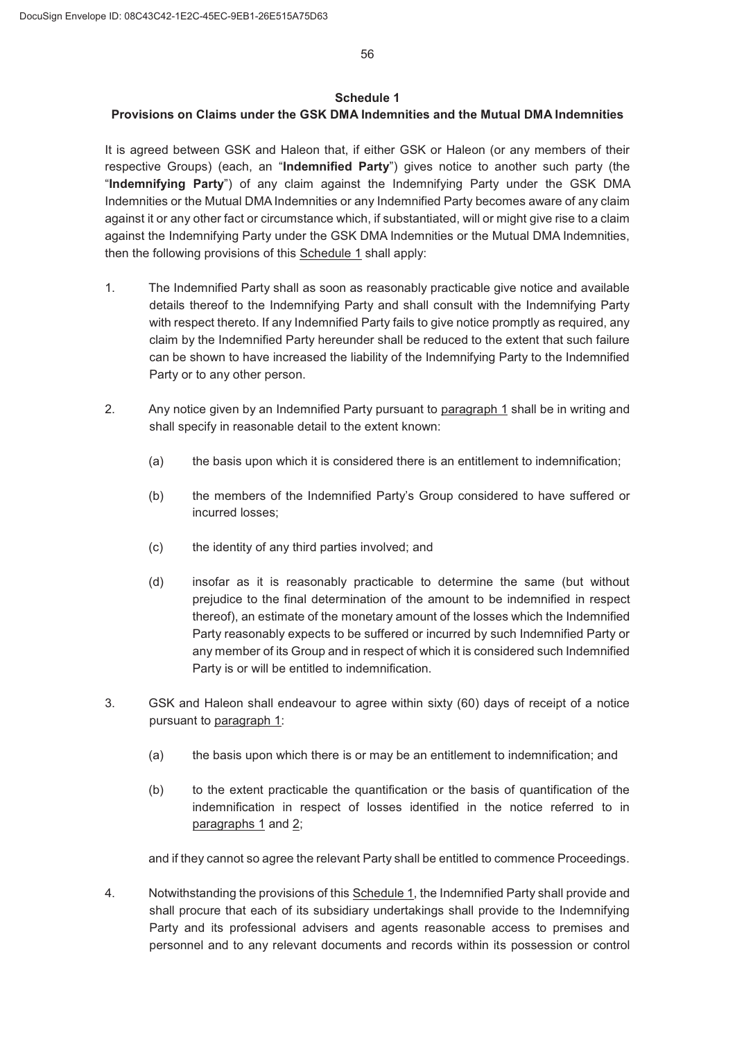**Schedule 1**

**Provisions on Claims under the GSK DMA Indemnities and the Mutual DMA Indemnities**

It is agreed between GSK and Haleon that, if either GSK or Haleon (or any members of their respective Groups) (each, an "**Indemnified Party**") gives notice to another such party (the "**Indemnifying Party**") of any claim against the Indemnifying Party under the GSK DMA Indemnities or the Mutual DMA Indemnities or any Indemnified Party becomes aware of any claim against it or any other fact or circumstance which, if substantiated, will or might give rise to a claim against the Indemnifying Party under the GSK DMA Indemnities or the Mutual DMA Indemnities, then the following provisions of this Schedule 1 shall apply:

1. The Indemnified Party shall as soon as reasonably practicable give notice and available details thereof to the Indemnifying Party and shall consult with the Indemnifying Party with respect thereto. If any Indemnified Party fails to give notice promptly as required, any claim by the Indemnified Party hereunder shall be reduced to the extent that such failure can be shown to have increased the liability of the Indemnifying Party to the Indemnified Party or to any other person.

2. Any notice given by an Indemnified Party pursuant to paragraph 1 shall be in writing and shall specify in reasonable detail to the extent known:

   (a) the basis upon which it is considered there is an entitlement to indemnification;

   (b) the members of the Indemnified Party's Group considered to have suffered or incurred losses;

   (c) the identity of any third parties involved; and

   (d) insofar as it is reasonably practicable to determine the same (but without prejudice to the final determination of the amount to be indemnified in respect thereof), an estimate of the monetary amount of the losses which the Indemnified Party reasonably expects to be suffered or incurred by such Indemnified Party or any member of its Group and in respect of which it is considered such Indemnified Party is or will be entitled to indemnification.

3. GSK and Haleon shall endeavour to agree within sixty (60) days of receipt of a notice pursuant to paragraph 1:

   (a) the basis upon which there is or may be an entitlement to indemnification; and

   (b) to the extent practicable the quantification or the basis of quantification of the indemnification in respect of losses identified in the notice referred to in paragraphs 1 and 2;

   and if they cannot so agree the relevant Party shall be entitled to commence Proceedings.

4. Notwithstanding the provisions of this Schedule 1, the Indemnified Party shall provide and shall procure that each of its subsidiary undertakings shall provide to the Indemnifying Party and its professional advisers and agents reasonable access to premises and personnel and to any relevant documents and records within its possession or control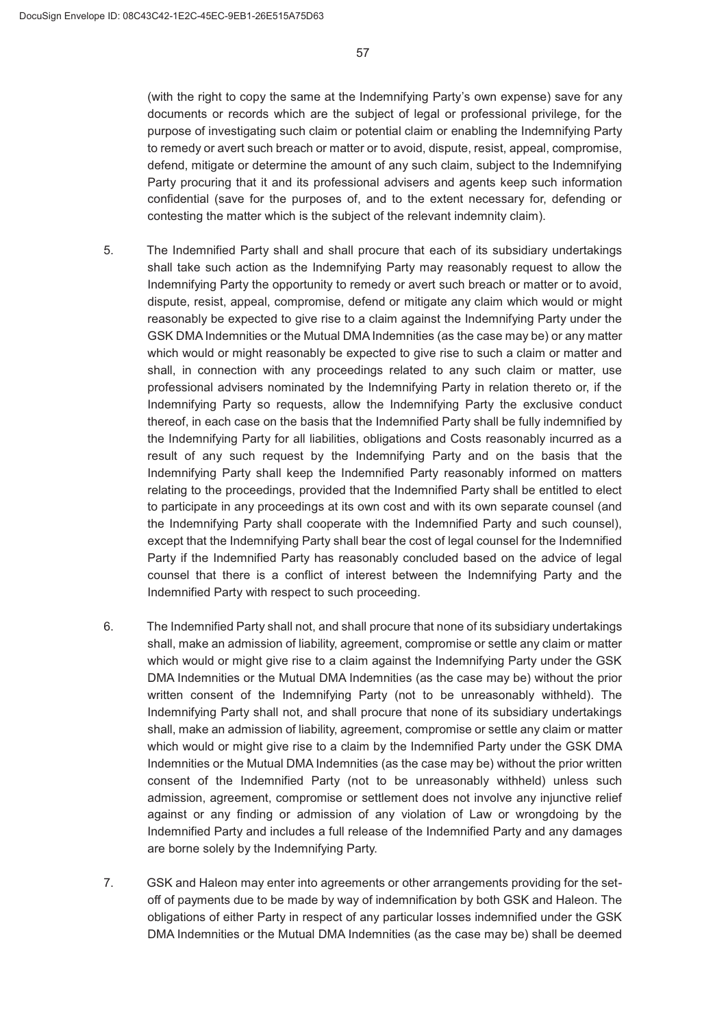(with the right to copy the same at the Indemnifying Party's own expense) save for any documents or records which are the subject of legal or professional privilege, for the purpose of investigating such claim or potential claim or enabling the Indemnifying Party to remedy or avert such breach or matter or to avoid, dispute, resist, appeal, compromise, defend, mitigate or determine the amount of any such claim, subject to the Indemnifying Party procuring that it and its professional advisers and agents keep such information confidential (save for the purposes of, and to the extent necessary for, defending or contesting the matter which is the subject of the relevant indemnity claim).

5. The Indemnified Party shall and shall procure that each of its subsidiary undertakings shall take such action as the Indemnifying Party may reasonably request to allow the Indemnifying Party the opportunity to remedy or avert such breach or matter or to avoid, dispute, resist, appeal, compromise, defend or mitigate any claim which would or might reasonably be expected to give rise to a claim against the Indemnifying Party under the GSK DMA Indemnities or the Mutual DMA Indemnities (as the case may be) or any matter which would or might reasonably be expected to give rise to such a claim or matter and shall, in connection with any proceedings related to any such claim or matter, use professional advisers nominated by the Indemnifying Party in relation thereto or, if the Indemnifying Party so requests, allow the Indemnifying Party the exclusive conduct thereof, in each case on the basis that the Indemnified Party shall be fully indemnified by the Indemnifying Party for all liabilities, obligations and Costs reasonably incurred as a result of any such request by the Indemnifying Party and on the basis that the Indemnifying Party shall keep the Indemnified Party reasonably informed on matters relating to the proceedings, provided that the Indemnified Party shall be entitled to elect to participate in any proceedings at its own cost and with its own separate counsel (and the Indemnifying Party shall cooperate with the Indemnified Party and such counsel), except that the Indemnifying Party shall bear the cost of legal counsel for the Indemnified Party if the Indemnified Party has reasonably concluded based on the advice of legal counsel that there is a conflict of interest between the Indemnifying Party and the Indemnified Party with respect to such proceeding.

6. The Indemnified Party shall not, and shall procure that none of its subsidiary undertakings shall, make an admission of liability, agreement, compromise or settle any claim or matter which would or might give rise to a claim against the Indemnifying Party under the GSK DMA Indemnities or the Mutual DMA Indemnities (as the case may be) without the prior written consent of the Indemnifying Party (not to be unreasonably withheld). The Indemnifying Party shall not, and shall procure that none of its subsidiary undertakings shall, make an admission of liability, agreement, compromise or settle any claim or matter which would or might give rise to a claim by the Indemnified Party under the GSK DMA Indemnities or the Mutual DMA Indemnities (as the case may be) without the prior written consent of the Indemnified Party (not to be unreasonably withheld) unless such admission, agreement, compromise or settlement does not involve any injunctive relief against or any finding or admission of any violation of Law or wrongdoing by the Indemnified Party and includes a full release of the Indemnified Party and any damages are borne solely by the Indemnifying Party.

7. GSK and Haleon may enter into agreements or other arrangements providing for the set-off of payments due to be made by way of indemnification by both GSK and Haleon. The obligations of either Party in respect of any particular losses indemnified under the GSK DMA Indemnities or the Mutual DMA Indemnities (as the case may be) shall be deemed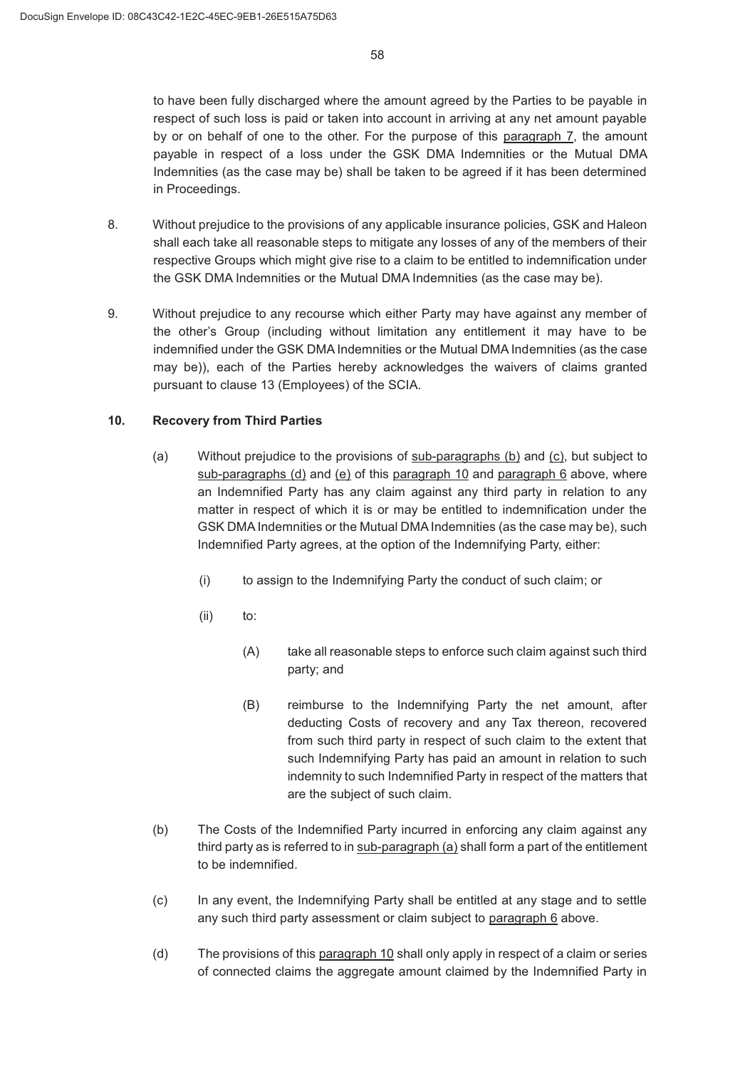to have been fully discharged where the amount agreed by the Parties to be payable in respect of such loss is paid or taken into account in arriving at any net amount payable by or on behalf of one to the other. For the purpose of this paragraph 7, the amount payable in respect of a loss under the GSK DMA Indemnities or the Mutual DMA Indemnities (as the case may be) shall be taken to be agreed if it has been determined in Proceedings.

8. Without prejudice to the provisions of any applicable insurance policies, GSK and Haleon shall each take all reasonable steps to mitigate any losses of any of the members of their respective Groups which might give rise to a claim to be entitled to indemnification under the GSK DMA Indemnities or the Mutual DMA Indemnities (as the case may be).

9. Without prejudice to any recourse which either Party may have against any member of the other's Group (including without limitation any entitlement it may have to be indemnified under the GSK DMA Indemnities or the Mutual DMA Indemnities (as the case may be)), each of the Parties hereby acknowledges the waivers of claims granted pursuant to clause 13 (Employees) of the SCIA.

**10. Recovery from Third Parties**

(a) Without prejudice to the provisions of sub-paragraphs (b) and (c), but subject to sub-paragraphs (d) and (e) of this paragraph 10 and paragraph 6 above, where an Indemnified Party has any claim against any third party in relation to any matter in respect of which it is or may be entitled to indemnification under the GSK DMA Indemnities or the Mutual DMA Indemnities (as the case may be), such Indemnified Party agrees, at the option of the Indemnifying Party, either:

(i) to assign to the Indemnifying Party the conduct of such claim; or

(ii) to:

(A) take all reasonable steps to enforce such claim against such third party; and

(B) reimburse to the Indemnifying Party the net amount, after deducting Costs of recovery and any Tax thereon, recovered from such third party in respect of such claim to the extent that such Indemnifying Party has paid an amount in relation to such indemnity to such Indemnified Party in respect of the matters that are the subject of such claim.

(b) The Costs of the Indemnified Party incurred in enforcing any claim against any third party as is referred to in sub-paragraph (a) shall form a part of the entitlement to be indemnified.

(c) In any event, the Indemnifying Party shall be entitled at any stage and to settle any such third party assessment or claim subject to paragraph 6 above.

(d) The provisions of this paragraph 10 shall only apply in respect of a claim or series of connected claims the aggregate amount claimed by the Indemnified Party in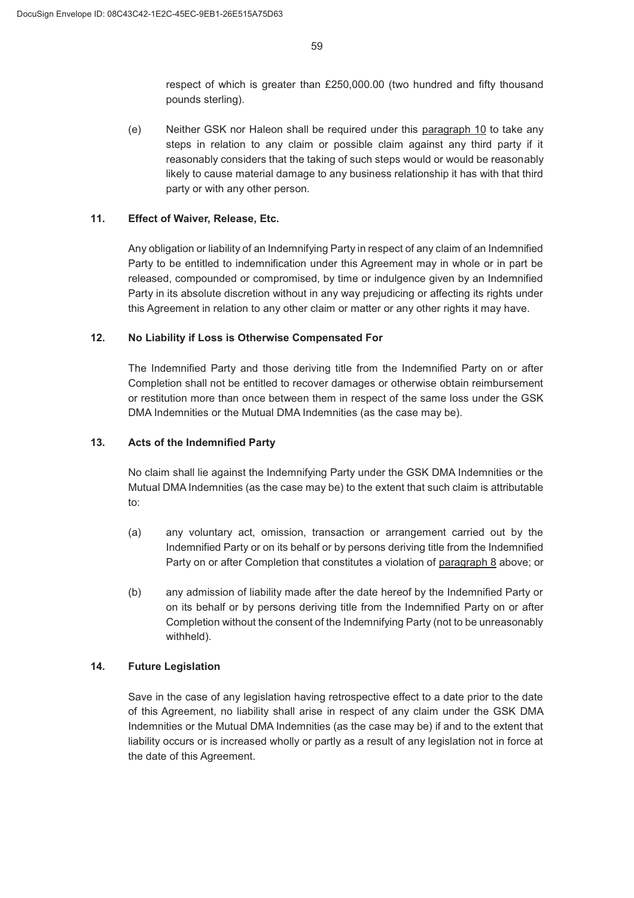respect of which is greater than £250,000.00 (two hundred and fifty thousand pounds sterling).

(e) Neither GSK nor Haleon shall be required under this paragraph 10 to take any steps in relation to any claim or possible claim against any third party if it reasonably considers that the taking of such steps would or would be reasonably likely to cause material damage to any business relationship it has with that third party or with any other person.

**11. Effect of Waiver, Release, Etc.**

Any obligation or liability of an Indemnifying Party in respect of any claim of an Indemnified Party to be entitled to indemnification under this Agreement may in whole or in part be released, compounded or compromised, by time or indulgence given by an Indemnified Party in its absolute discretion without in any way prejudicing or affecting its rights under this Agreement in relation to any other claim or matter or any other rights it may have.

**12. No Liability if Loss is Otherwise Compensated For**

The Indemnified Party and those deriving title from the Indemnified Party on or after Completion shall not be entitled to recover damages or otherwise obtain reimbursement or restitution more than once between them in respect of the same loss under the GSK DMA Indemnities or the Mutual DMA Indemnities (as the case may be).

**13. Acts of the Indemnified Party**

No claim shall lie against the Indemnifying Party under the GSK DMA Indemnities or the Mutual DMA Indemnities (as the case may be) to the extent that such claim is attributable to:

(a) any voluntary act, omission, transaction or arrangement carried out by the Indemnified Party or on its behalf or by persons deriving title from the Indemnified Party on or after Completion that constitutes a violation of paragraph 8 above; or

(b) any admission of liability made after the date hereof by the Indemnified Party or on its behalf or by persons deriving title from the Indemnified Party on or after Completion without the consent of the Indemnifying Party (not to be unreasonably withheld).

**14. Future Legislation**

Save in the case of any legislation having retrospective effect to a date prior to the date of this Agreement, no liability shall arise in respect of any claim under the GSK DMA Indemnities or the Mutual DMA Indemnities (as the case may be) if and to the extent that liability occurs or is increased wholly or partly as a result of any legislation not in force at the date of this Agreement.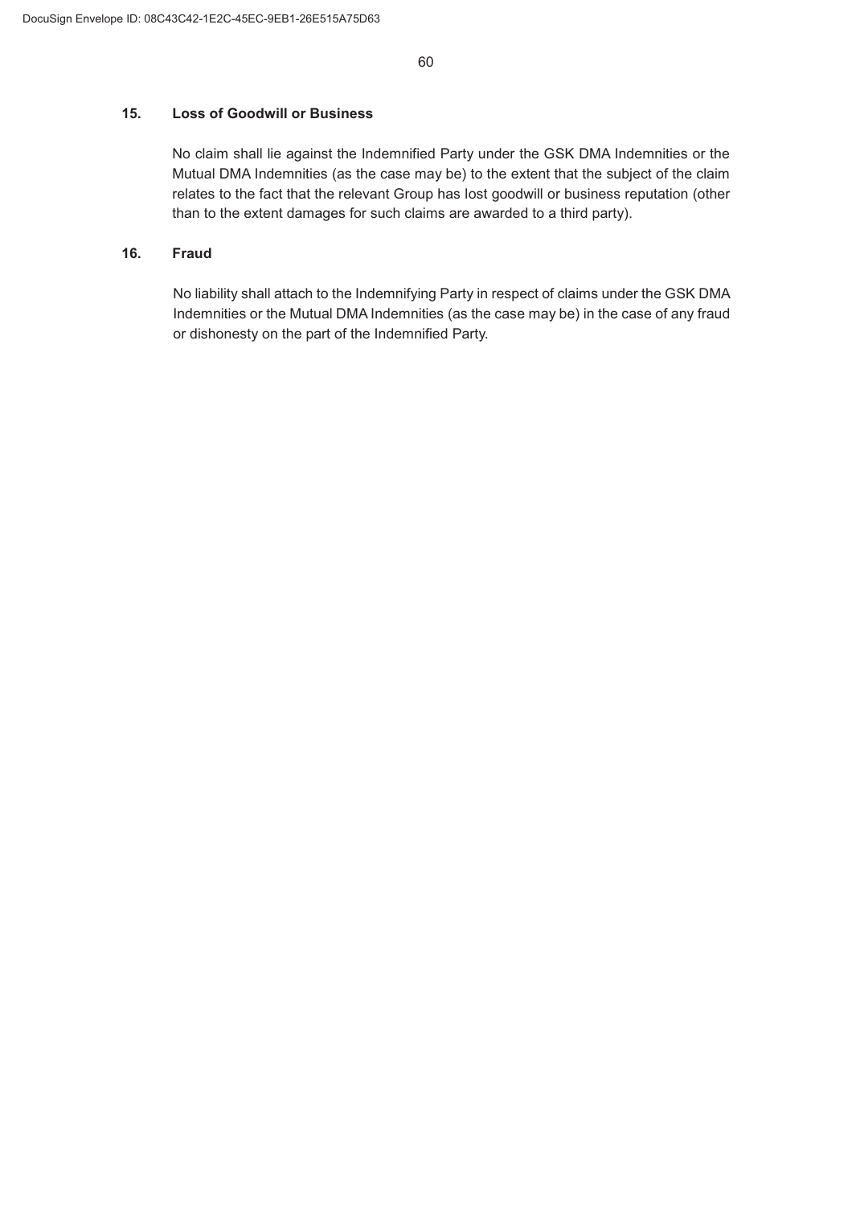## 15. Loss of Goodwill or Business

No claim shall lie against the Indemnified Party under the GSK DMA Indemnities or the Mutual DMA Indemnities (as the case may be) to the extent that the subject of the claim relates to the fact that the relevant Group has lost goodwill or business reputation (other than to the extent damages for such claims are awarded to a third party).

## 16. Fraud

No liability shall attach to the Indemnifying Party in respect of claims under the GSK DMA Indemnities or the Mutual DMA Indemnities (as the case may be) in the case of any fraud or dishonesty on the part of the Indemnified Party.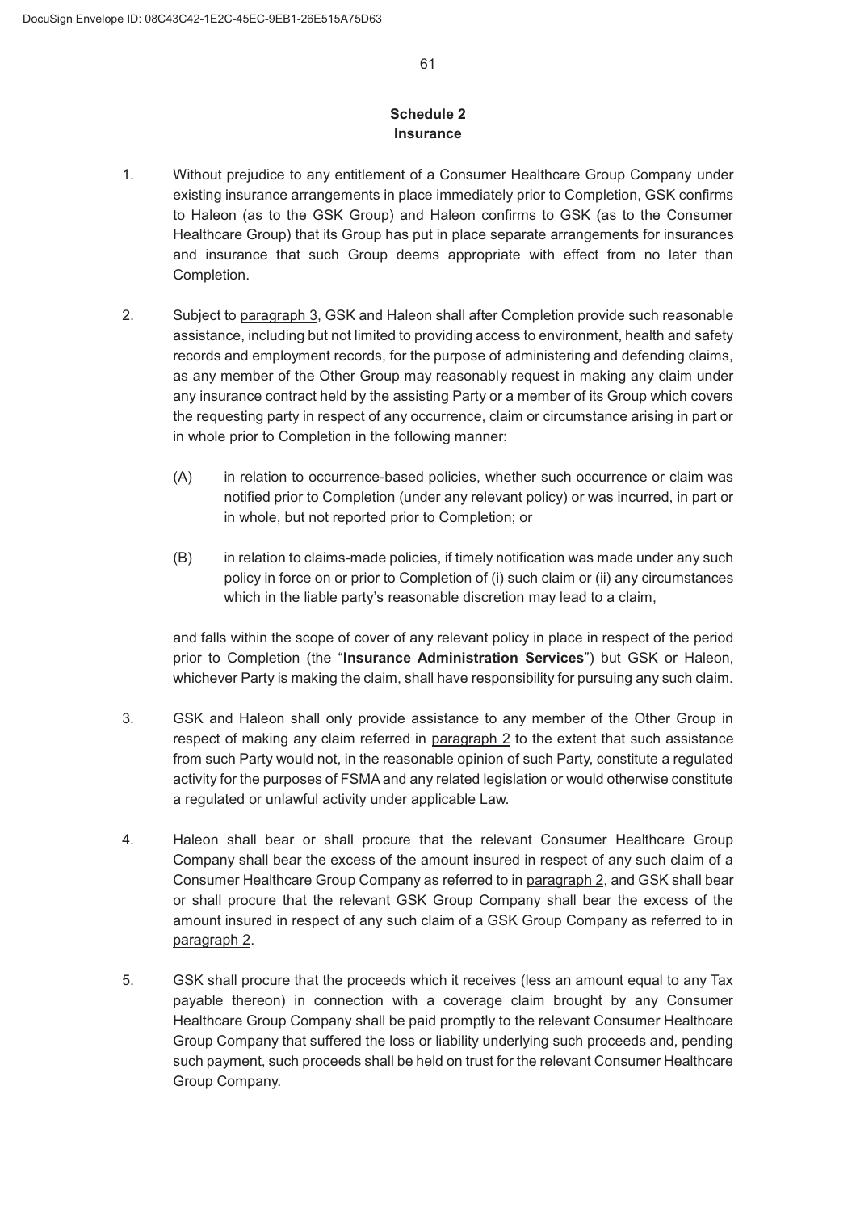## Schedule 2
## Insurance

1. Without prejudice to any entitlement of a Consumer Healthcare Group Company under existing insurance arrangements in place immediately prior to Completion, GSK confirms to Haleon (as to the GSK Group) and Haleon confirms to GSK (as to the Consumer Healthcare Group) that its Group has put in place separate arrangements for insurances and insurance that such Group deems appropriate with effect from no later than Completion.

2. Subject to paragraph 3, GSK and Haleon shall after Completion provide such reasonable assistance, including but not limited to providing access to environment, health and safety records and employment records, for the purpose of administering and defending claims, as any member of the Other Group may reasonably request in making any claim under any insurance contract held by the assisting Party or a member of its Group which covers the requesting party in respect of any occurrence, claim or circumstance arising in part or in whole prior to Completion in the following manner:

   (A) in relation to occurrence-based policies, whether such occurrence or claim was notified prior to Completion (under any relevant policy) or was incurred, in part or in whole, but not reported prior to Completion; or

   (B) in relation to claims-made policies, if timely notification was made under any such policy in force on or prior to Completion of (i) such claim or (ii) any circumstances which in the liable party's reasonable discretion may lead to a claim,

   and falls within the scope of cover of any relevant policy in place in respect of the period prior to Completion (the "**Insurance Administration Services**") but GSK or Haleon, whichever Party is making the claim, shall have responsibility for pursuing any such claim.

3. GSK and Haleon shall only provide assistance to any member of the Other Group in respect of making any claim referred in paragraph 2 to the extent that such assistance from such Party would not, in the reasonable opinion of such Party, constitute a regulated activity for the purposes of FSMA and any related legislation or would otherwise constitute a regulated or unlawful activity under applicable Law.

4. Haleon shall bear or shall procure that the relevant Consumer Healthcare Group Company shall bear the excess of the amount insured in respect of any such claim of a Consumer Healthcare Group Company as referred to in paragraph 2, and GSK shall bear or shall procure that the relevant GSK Group Company shall bear the excess of the amount insured in respect of any such claim of a GSK Group Company as referred to in paragraph 2.

5. GSK shall procure that the proceeds which it receives (less an amount equal to any Tax payable thereon) in connection with a coverage claim brought by any Consumer Healthcare Group Company shall be paid promptly to the relevant Consumer Healthcare Group Company that suffered the loss or liability underlying such proceeds and, pending such payment, such proceeds shall be held on trust for the relevant Consumer Healthcare Group Company.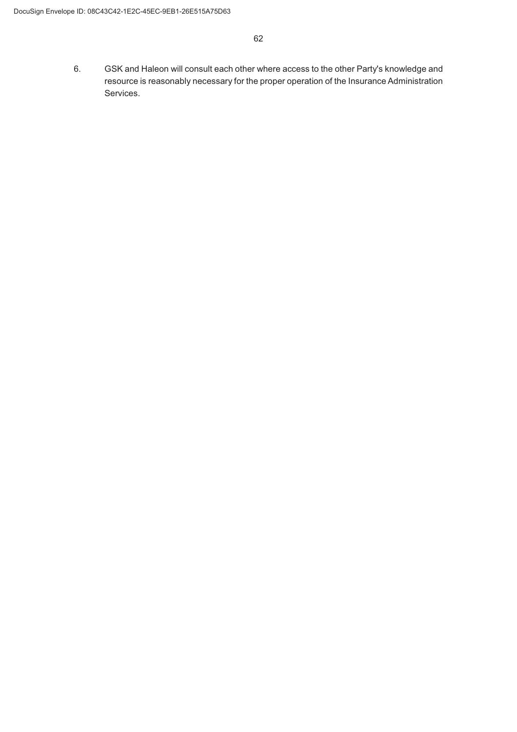6. GSK and Haleon will consult each other where access to the other Party's knowledge and resource is reasonably necessary for the proper operation of the Insurance Administration Services.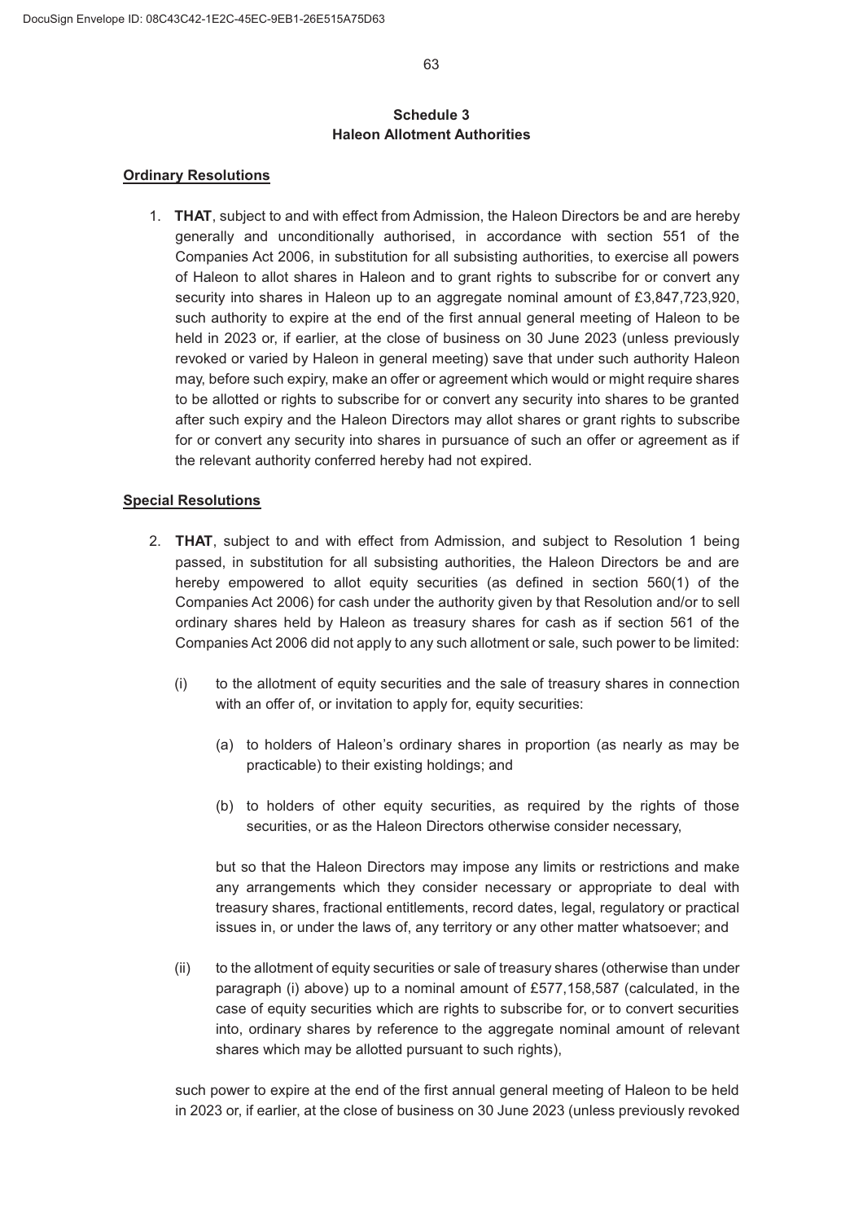## Schedule 3
## Haleon Allotment Authorities

**Ordinary Resolutions**

1. **THAT**, subject to and with effect from Admission, the Haleon Directors be and are hereby generally and unconditionally authorised, in accordance with section 551 of the Companies Act 2006, in substitution for all subsisting authorities, to exercise all powers of Haleon to allot shares in Haleon and to grant rights to subscribe for or convert any security into shares in Haleon up to an aggregate nominal amount of £3,847,723,920, such authority to expire at the end of the first annual general meeting of Haleon to be held in 2023 or, if earlier, at the close of business on 30 June 2023 (unless previously revoked or varied by Haleon in general meeting) save that under such authority Haleon may, before such expiry, make an offer or agreement which would or might require shares to be allotted or rights to subscribe for or convert any security into shares to be granted after such expiry and the Haleon Directors may allot shares or grant rights to subscribe for or convert any security into shares in pursuance of such an offer or agreement as if the relevant authority conferred hereby had not expired.

**Special Resolutions**

2. **THAT**, subject to and with effect from Admission, and subject to Resolution 1 being passed, in substitution for all subsisting authorities, the Haleon Directors be and are hereby empowered to allot equity securities (as defined in section 560(1) of the Companies Act 2006) for cash under the authority given by that Resolution and/or to sell ordinary shares held by Haleon as treasury shares for cash as if section 561 of the Companies Act 2006 did not apply to any such allotment or sale, such power to be limited:

   (i) to the allotment of equity securities and the sale of treasury shares in connection with an offer of, or invitation to apply for, equity securities:

      (a) to holders of Haleon's ordinary shares in proportion (as nearly as may be practicable) to their existing holdings; and

      (b) to holders of other equity securities, as required by the rights of those securities, or as the Haleon Directors otherwise consider necessary,

   but so that the Haleon Directors may impose any limits or restrictions and make any arrangements which they consider necessary or appropriate to deal with treasury shares, fractional entitlements, record dates, legal, regulatory or practical issues in, or under the laws of, any territory or any other matter whatsoever; and

   (ii) to the allotment of equity securities or sale of treasury shares (otherwise than under paragraph (i) above) up to a nominal amount of £577,158,587 (calculated, in the case of equity securities which are rights to subscribe for, or to convert securities into, ordinary shares by reference to the aggregate nominal amount of relevant shares which may be allotted pursuant to such rights),

   such power to expire at the end of the first annual general meeting of Haleon to be held in 2023 or, if earlier, at the close of business on 30 June 2023 (unless previously revoked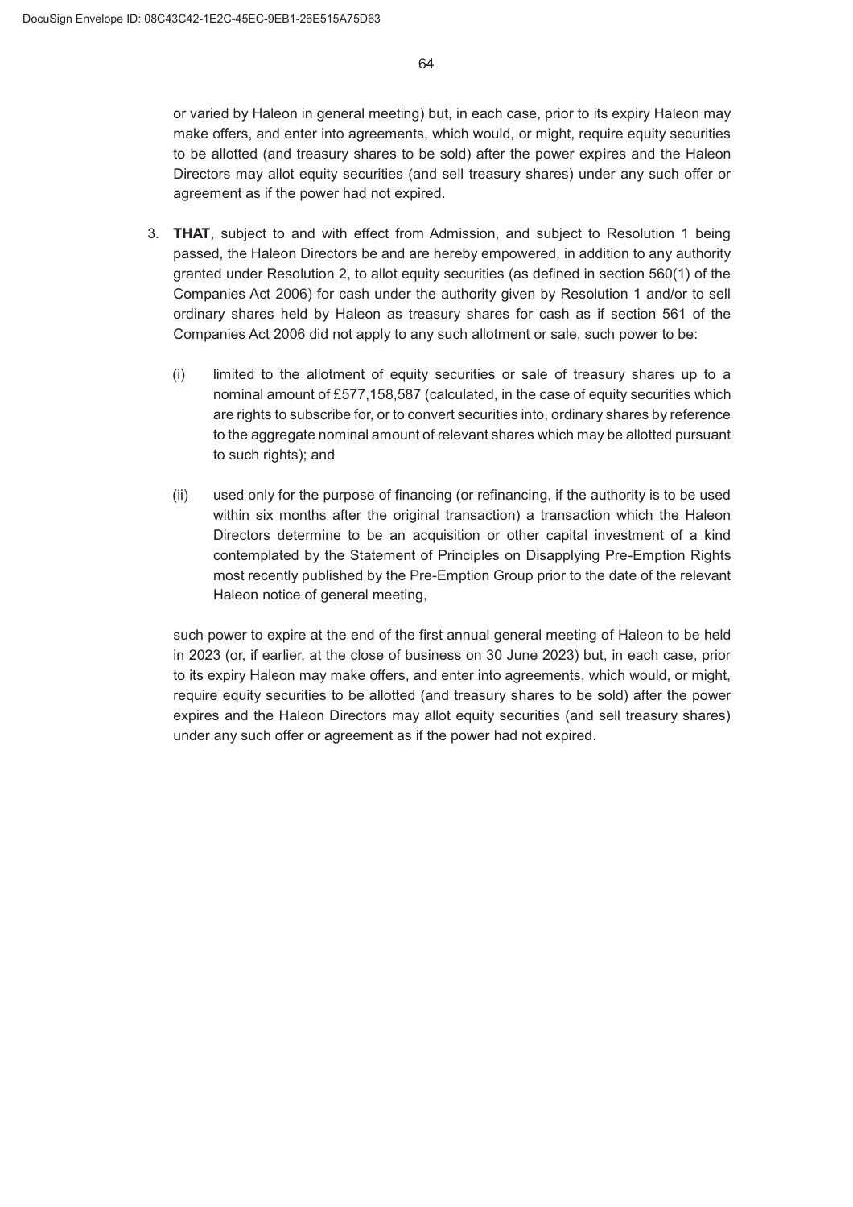or varied by Haleon in general meeting) but, in each case, prior to its expiry Haleon may make offers, and enter into agreements, which would, or might, require equity securities to be allotted (and treasury shares to be sold) after the power expires and the Haleon Directors may allot equity securities (and sell treasury shares) under any such offer or agreement as if the power had not expired.

3. **THAT**, subject to and with effect from Admission, and subject to Resolution 1 being passed, the Haleon Directors be and are hereby empowered, in addition to any authority granted under Resolution 2, to allot equity securities (as defined in section 560(1) of the Companies Act 2006) for cash under the authority given by Resolution 1 and/or to sell ordinary shares held by Haleon as treasury shares for cash as if section 561 of the Companies Act 2006 did not apply to any such allotment or sale, such power to be:

   (i) limited to the allotment of equity securities or sale of treasury shares up to a nominal amount of £577,158,587 (calculated, in the case of equity securities which are rights to subscribe for, or to convert securities into, ordinary shares by reference to the aggregate nominal amount of relevant shares which may be allotted pursuant to such rights); and

   (ii) used only for the purpose of financing (or refinancing, if the authority is to be used within six months after the original transaction) a transaction which the Haleon Directors determine to be an acquisition or other capital investment of a kind contemplated by the Statement of Principles on Disapplying Pre-Emption Rights most recently published by the Pre-Emption Group prior to the date of the relevant Haleon notice of general meeting,

   such power to expire at the end of the first annual general meeting of Haleon to be held in 2023 (or, if earlier, at the close of business on 30 June 2023) but, in each case, prior to its expiry Haleon may make offers, and enter into agreements, which would, or might, require equity securities to be allotted (and treasury shares to be sold) after the power expires and the Haleon Directors may allot equity securities (and sell treasury shares) under any such offer or agreement as if the power had not expired.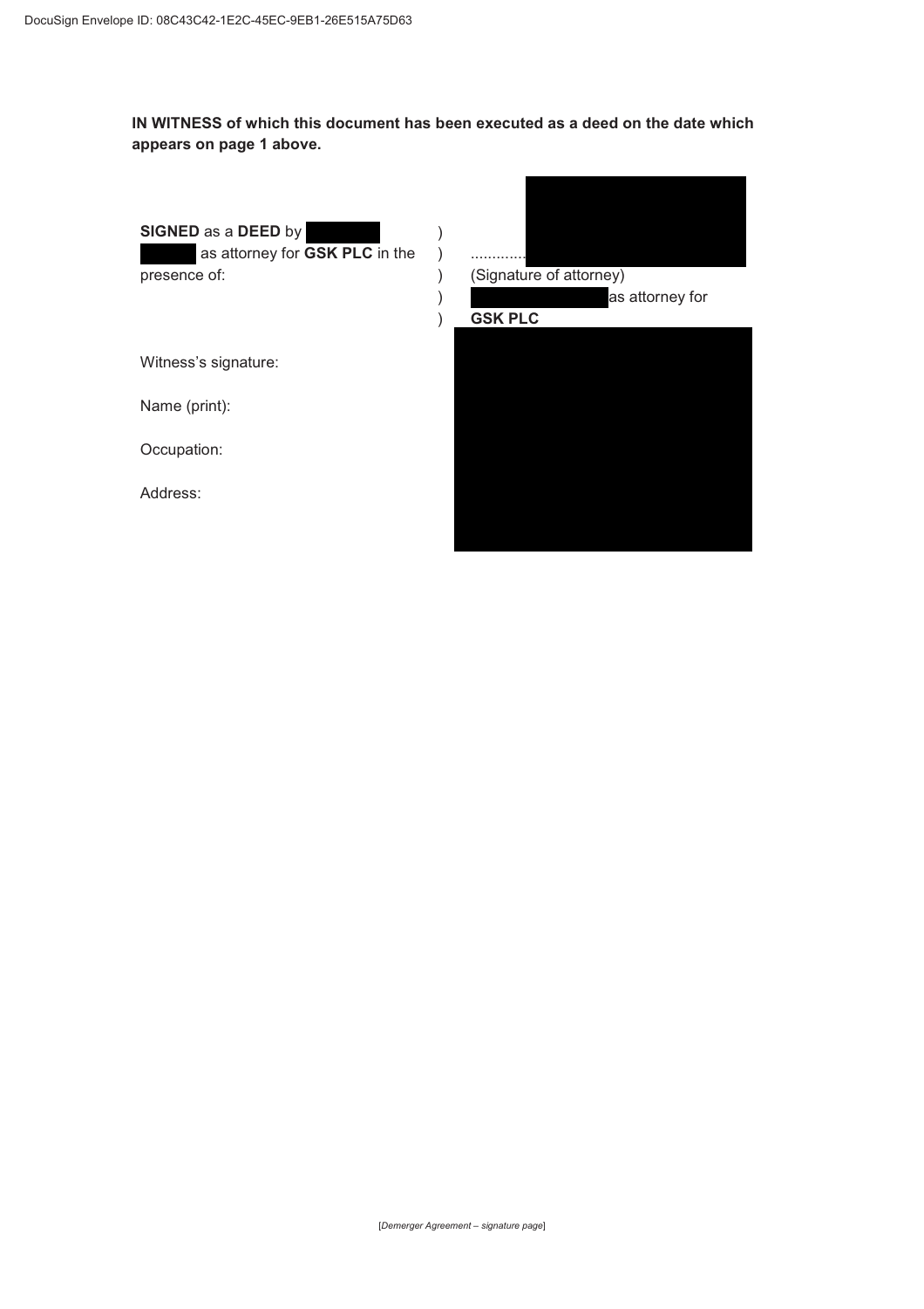**IN WITNESS of which this document has been executed as a deed on the date which appears on page 1 above.**

| | | |
|---|---|---|
| **SIGNED** as a **DEED** by [REDACTED] [REDACTED] as attorney for **GSK PLC** in the presence of: | ) ) ) ) ) | ............ [REDACTED] (Signature of attorney) [REDACTED] as attorney for **GSK PLC** |

Witness's signature: [REDACTED]

Name (print): [REDACTED]

Occupation: [REDACTED]

Address: [REDACTED]

[*Demerger Agreement – signature page*]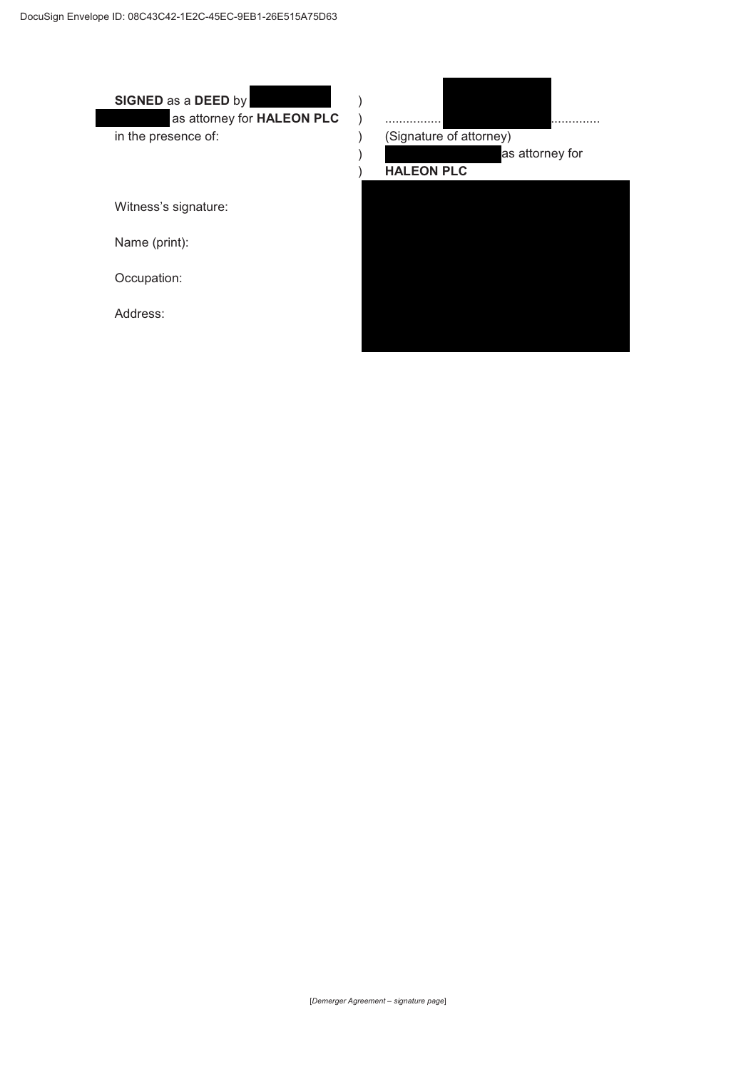| | | |
|---|---|---|
| **SIGNED** as a **DEED** by as attorney for **HALEON PLC** in the presence of: | ) ) ) ) ) | ................ ............. (Signature of attorney) as attorney for **HALEON PLC** |

Witness's signature:

Name (print):

Occupation:

Address:

[*Demerger Agreement – signature page*]